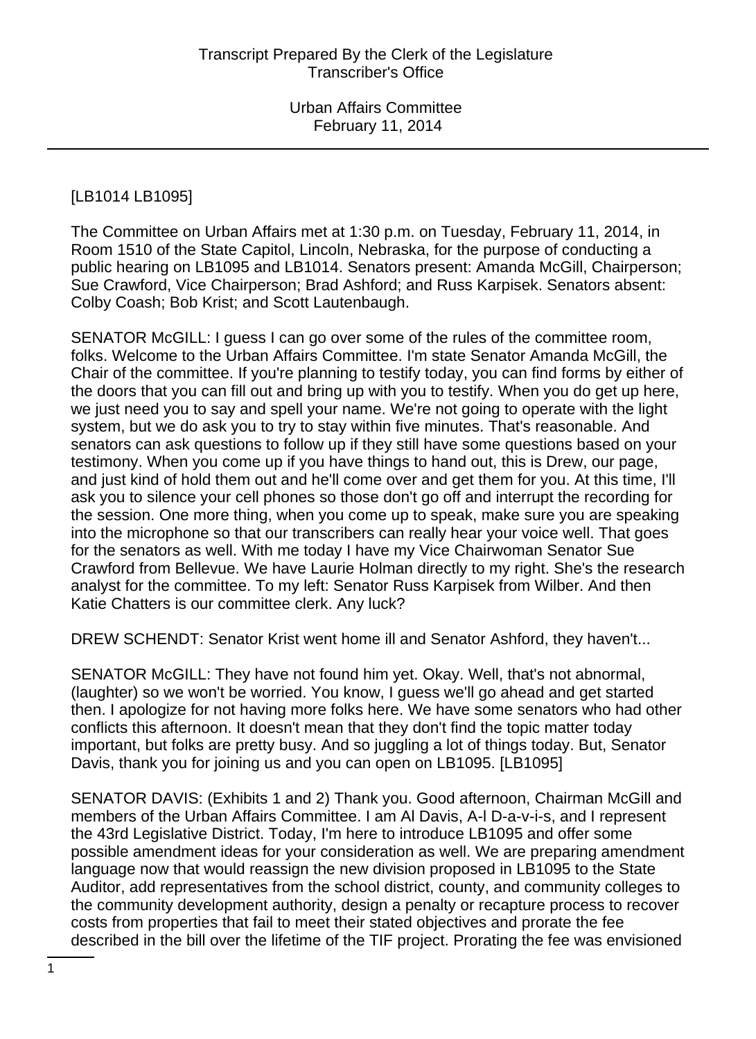[LB1014 LB1095]

The Committee on Urban Affairs met at 1:30 p.m. on Tuesday, February 11, 2014, in Room 1510 of the State Capitol, Lincoln, Nebraska, for the purpose of conducting a public hearing on LB1095 and LB1014. Senators present: Amanda McGill, Chairperson; Sue Crawford, Vice Chairperson; Brad Ashford; and Russ Karpisek. Senators absent: Colby Coash; Bob Krist; and Scott Lautenbaugh.

SENATOR McGILL: I guess I can go over some of the rules of the committee room, folks. Welcome to the Urban Affairs Committee. I'm state Senator Amanda McGill, the Chair of the committee. If you're planning to testify today, you can find forms by either of the doors that you can fill out and bring up with you to testify. When you do get up here, we just need you to say and spell your name. We're not going to operate with the light system, but we do ask you to try to stay within five minutes. That's reasonable. And senators can ask questions to follow up if they still have some questions based on your testimony. When you come up if you have things to hand out, this is Drew, our page, and just kind of hold them out and he'll come over and get them for you. At this time, I'll ask you to silence your cell phones so those don't go off and interrupt the recording for the session. One more thing, when you come up to speak, make sure you are speaking into the microphone so that our transcribers can really hear your voice well. That goes for the senators as well. With me today I have my Vice Chairwoman Senator Sue Crawford from Bellevue. We have Laurie Holman directly to my right. She's the research analyst for the committee. To my left: Senator Russ Karpisek from Wilber. And then Katie Chatters is our committee clerk. Any luck?

DREW SCHENDT: Senator Krist went home ill and Senator Ashford, they haven't...

SENATOR McGILL: They have not found him yet. Okay. Well, that's not abnormal, (laughter) so we won't be worried. You know, I guess we'll go ahead and get started then. I apologize for not having more folks here. We have some senators who had other conflicts this afternoon. It doesn't mean that they don't find the topic matter today important, but folks are pretty busy. And so juggling a lot of things today. But, Senator Davis, thank you for joining us and you can open on LB1095. [LB1095]

SENATOR DAVIS: (Exhibits 1 and 2) Thank you. Good afternoon, Chairman McGill and members of the Urban Affairs Committee. I am Al Davis, A-l D-a-v-i-s, and I represent the 43rd Legislative District. Today, I'm here to introduce LB1095 and offer some possible amendment ideas for your consideration as well. We are preparing amendment language now that would reassign the new division proposed in LB1095 to the State Auditor, add representatives from the school district, county, and community colleges to the community development authority, design a penalty or recapture process to recover costs from properties that fail to meet their stated objectives and prorate the fee described in the bill over the lifetime of the TIF project. Prorating the fee was envisioned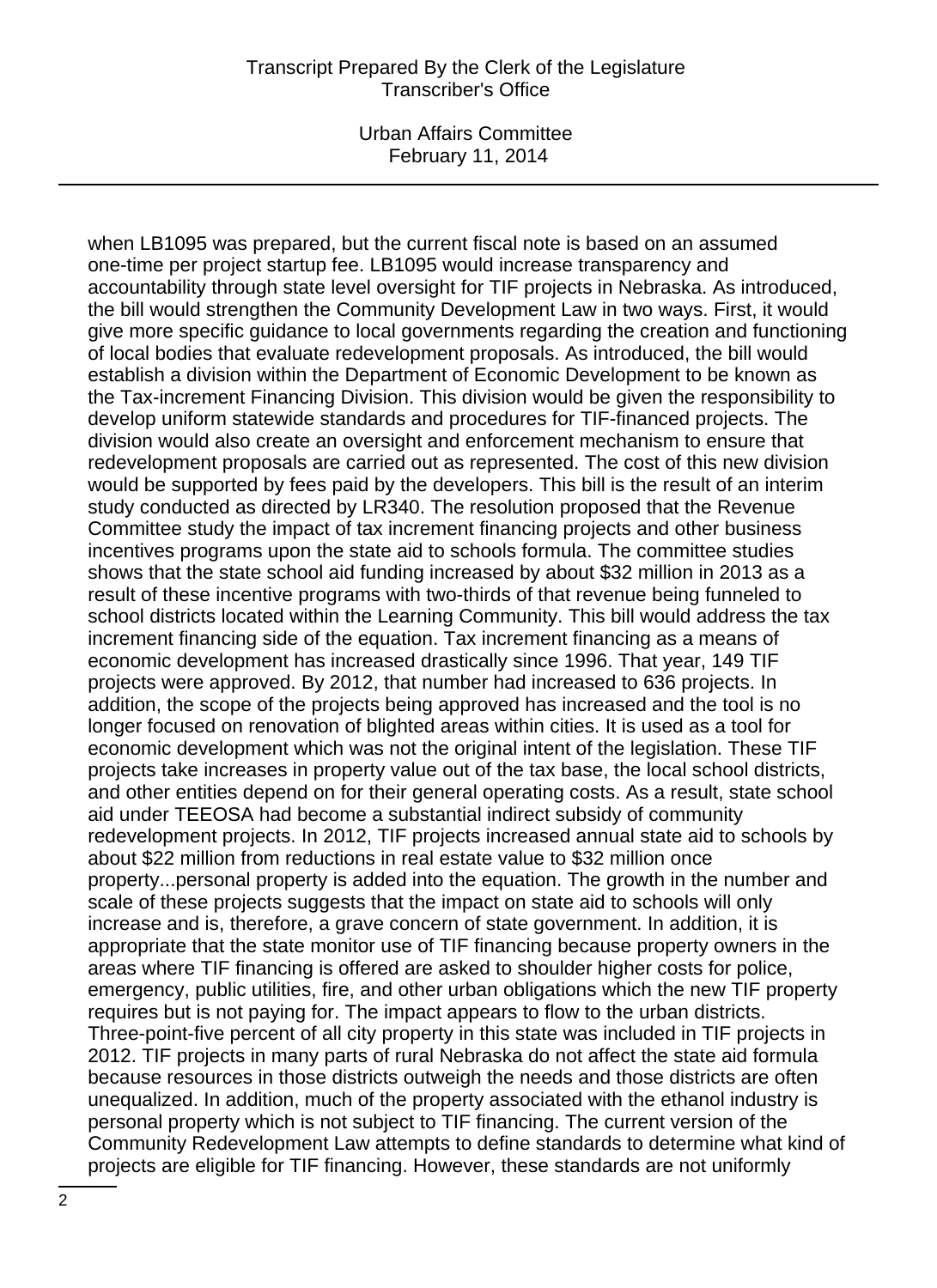when LB1095 was prepared, but the current fiscal note is based on an assumed one-time per project startup fee. LB1095 would increase transparency and accountability through state level oversight for TIF projects in Nebraska. As introduced, the bill would strengthen the Community Development Law in two ways. First, it would give more specific guidance to local governments regarding the creation and functioning of local bodies that evaluate redevelopment proposals. As introduced, the bill would establish a division within the Department of Economic Development to be known as the Tax-increment Financing Division. This division would be given the responsibility to develop uniform statewide standards and procedures for TIF-financed projects. The division would also create an oversight and enforcement mechanism to ensure that redevelopment proposals are carried out as represented. The cost of this new division would be supported by fees paid by the developers. This bill is the result of an interim study conducted as directed by LR340. The resolution proposed that the Revenue Committee study the impact of tax increment financing projects and other business incentives programs upon the state aid to schools formula. The committee studies shows that the state school aid funding increased by about $32 million in 2013 as a result of these incentive programs with two-thirds of that revenue being funneled to school districts located within the Learning Community. This bill would address the tax increment financing side of the equation. Tax increment financing as a means of economic development has increased drastically since 1996. That year, 149 TIF projects were approved. By 2012, that number had increased to 636 projects. In addition, the scope of the projects being approved has increased and the tool is no longer focused on renovation of blighted areas within cities. It is used as a tool for economic development which was not the original intent of the legislation. These TIF projects take increases in property value out of the tax base, the local school districts, and other entities depend on for their general operating costs. As a result, state school aid under TEEOSA had become a substantial indirect subsidy of community redevelopment projects. In 2012, TIF projects increased annual state aid to schools by about $22 million from reductions in real estate value to $32 million once property...personal property is added into the equation. The growth in the number and scale of these projects suggests that the impact on state aid to schools will only increase and is, therefore, a grave concern of state government. In addition, it is appropriate that the state monitor use of TIF financing because property owners in the areas where TIF financing is offered are asked to shoulder higher costs for police, emergency, public utilities, fire, and other urban obligations which the new TIF property requires but is not paying for. The impact appears to flow to the urban districts. Three-point-five percent of all city property in this state was included in TIF projects in 2012. TIF projects in many parts of rural Nebraska do not affect the state aid formula because resources in those districts outweigh the needs and those districts are often unequalized. In addition, much of the property associated with the ethanol industry is personal property which is not subject to TIF financing. The current version of the Community Redevelopment Law attempts to define standards to determine what kind of projects are eligible for TIF financing. However, these standards are not uniformly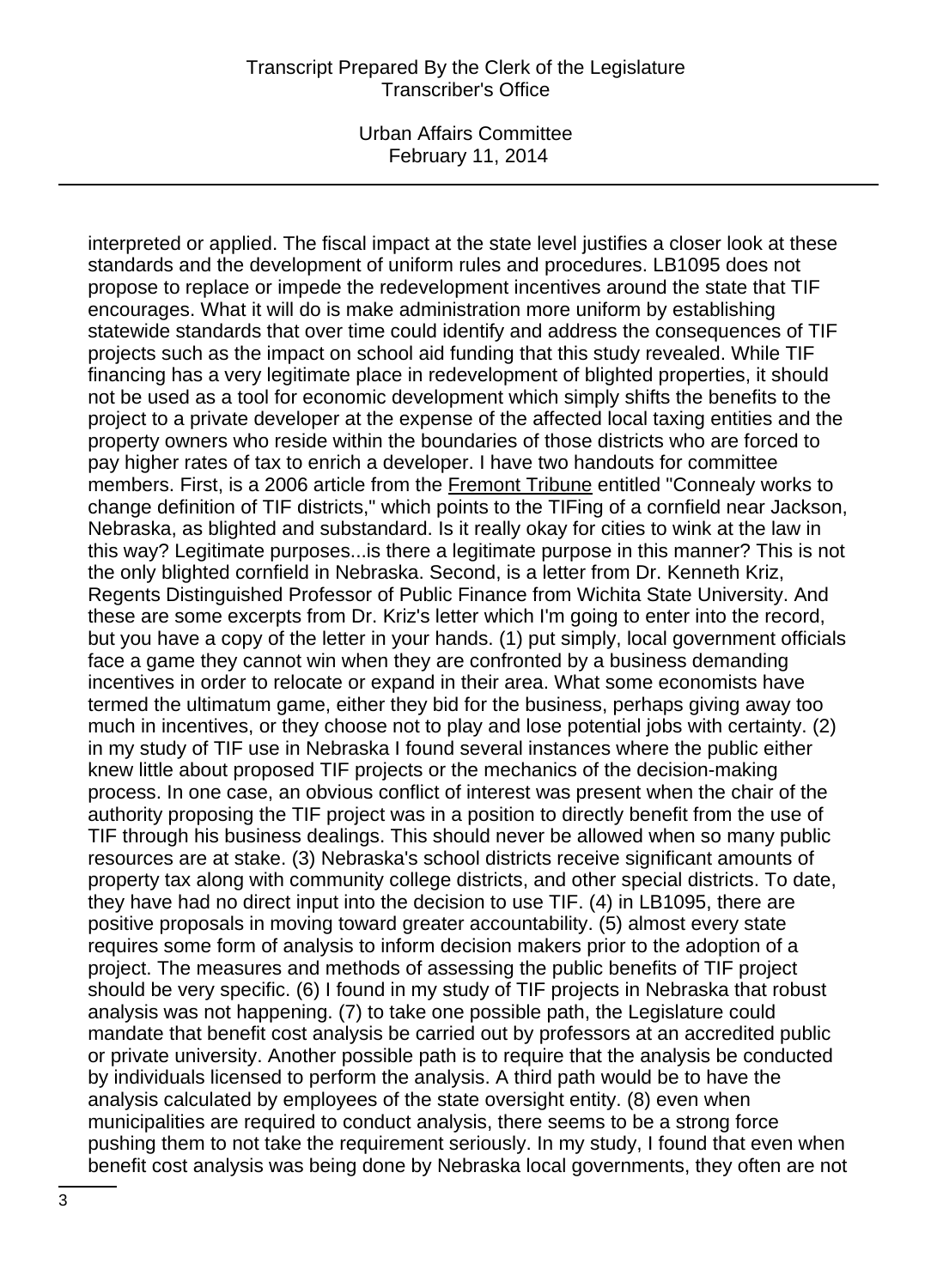interpreted or applied. The fiscal impact at the state level justifies a closer look at these standards and the development of uniform rules and procedures. LB1095 does not propose to replace or impede the redevelopment incentives around the state that TIF encourages. What it will do is make administration more uniform by establishing statewide standards that over time could identify and address the consequences of TIF projects such as the impact on school aid funding that this study revealed. While TIF financing has a very legitimate place in redevelopment of blighted properties, it should not be used as a tool for economic development which simply shifts the benefits to the project to a private developer at the expense of the affected local taxing entities and the property owners who reside within the boundaries of those districts who are forced to pay higher rates of tax to enrich a developer. I have two handouts for committee members. First, is a 2006 article from the Fremont Tribune entitled "Connealy works to change definition of TIF districts," which points to the TIFing of a cornfield near Jackson, Nebraska, as blighted and substandard. Is it really okay for cities to wink at the law in this way? Legitimate purposes...is there a legitimate purpose in this manner? This is not the only blighted cornfield in Nebraska. Second, is a letter from Dr. Kenneth Kriz, Regents Distinguished Professor of Public Finance from Wichita State University. And these are some excerpts from Dr. Kriz's letter which I'm going to enter into the record, but you have a copy of the letter in your hands. (1) put simply, local government officials face a game they cannot win when they are confronted by a business demanding incentives in order to relocate or expand in their area. What some economists have termed the ultimatum game, either they bid for the business, perhaps giving away too much in incentives, or they choose not to play and lose potential jobs with certainty. (2) in my study of TIF use in Nebraska I found several instances where the public either knew little about proposed TIF projects or the mechanics of the decision-making process. In one case, an obvious conflict of interest was present when the chair of the authority proposing the TIF project was in a position to directly benefit from the use of TIF through his business dealings. This should never be allowed when so many public resources are at stake. (3) Nebraska's school districts receive significant amounts of property tax along with community college districts, and other special districts. To date, they have had no direct input into the decision to use TIF. (4) in LB1095, there are positive proposals in moving toward greater accountability. (5) almost every state requires some form of analysis to inform decision makers prior to the adoption of a project. The measures and methods of assessing the public benefits of TIF project should be very specific. (6) I found in my study of TIF projects in Nebraska that robust analysis was not happening. (7) to take one possible path, the Legislature could mandate that benefit cost analysis be carried out by professors at an accredited public or private university. Another possible path is to require that the analysis be conducted by individuals licensed to perform the analysis. A third path would be to have the analysis calculated by employees of the state oversight entity. (8) even when municipalities are required to conduct analysis, there seems to be a strong force pushing them to not take the requirement seriously. In my study, I found that even when benefit cost analysis was being done by Nebraska local governments, they often are not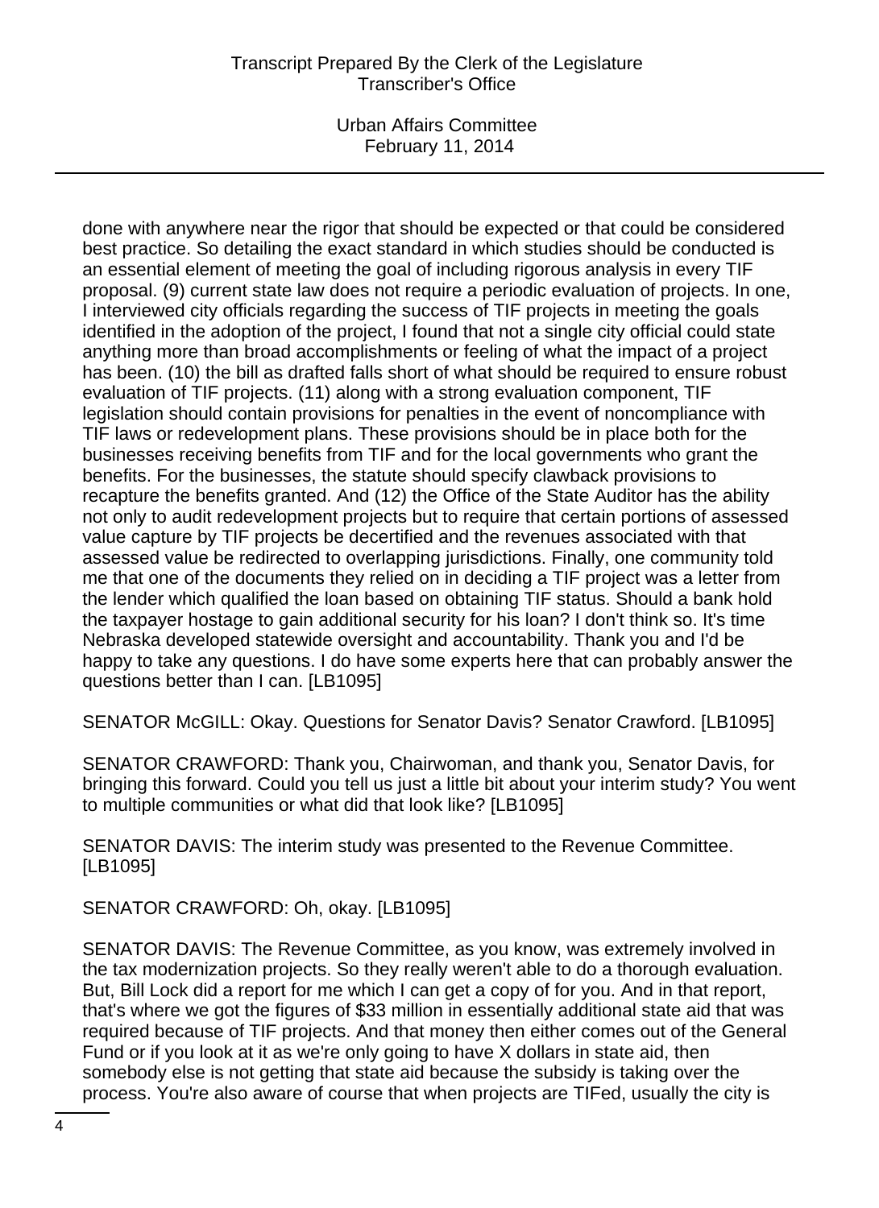done with anywhere near the rigor that should be expected or that could be considered best practice. So detailing the exact standard in which studies should be conducted is an essential element of meeting the goal of including rigorous analysis in every TIF proposal. (9) current state law does not require a periodic evaluation of projects. In one, I interviewed city officials regarding the success of TIF projects in meeting the goals identified in the adoption of the project, I found that not a single city official could state anything more than broad accomplishments or feeling of what the impact of a project has been. (10) the bill as drafted falls short of what should be required to ensure robust evaluation of TIF projects. (11) along with a strong evaluation component, TIF legislation should contain provisions for penalties in the event of noncompliance with TIF laws or redevelopment plans. These provisions should be in place both for the businesses receiving benefits from TIF and for the local governments who grant the benefits. For the businesses, the statute should specify clawback provisions to recapture the benefits granted. And (12) the Office of the State Auditor has the ability not only to audit redevelopment projects but to require that certain portions of assessed value capture by TIF projects be decertified and the revenues associated with that assessed value be redirected to overlapping jurisdictions. Finally, one community told me that one of the documents they relied on in deciding a TIF project was a letter from the lender which qualified the loan based on obtaining TIF status. Should a bank hold the taxpayer hostage to gain additional security for his loan? I don't think so. It's time Nebraska developed statewide oversight and accountability. Thank you and I'd be happy to take any questions. I do have some experts here that can probably answer the questions better than I can. [LB1095]

SENATOR McGILL: Okay. Questions for Senator Davis? Senator Crawford. [LB1095]

SENATOR CRAWFORD: Thank you, Chairwoman, and thank you, Senator Davis, for bringing this forward. Could you tell us just a little bit about your interim study? You went to multiple communities or what did that look like? [LB1095]

SENATOR DAVIS: The interim study was presented to the Revenue Committee. [LB1095]

SENATOR CRAWFORD: Oh, okay. [LB1095]

SENATOR DAVIS: The Revenue Committee, as you know, was extremely involved in the tax modernization projects. So they really weren't able to do a thorough evaluation. But, Bill Lock did a report for me which I can get a copy of for you. And in that report, that's where we got the figures of $33 million in essentially additional state aid that was required because of TIF projects. And that money then either comes out of the General Fund or if you look at it as we're only going to have X dollars in state aid, then somebody else is not getting that state aid because the subsidy is taking over the process. You're also aware of course that when projects are TIFed, usually the city is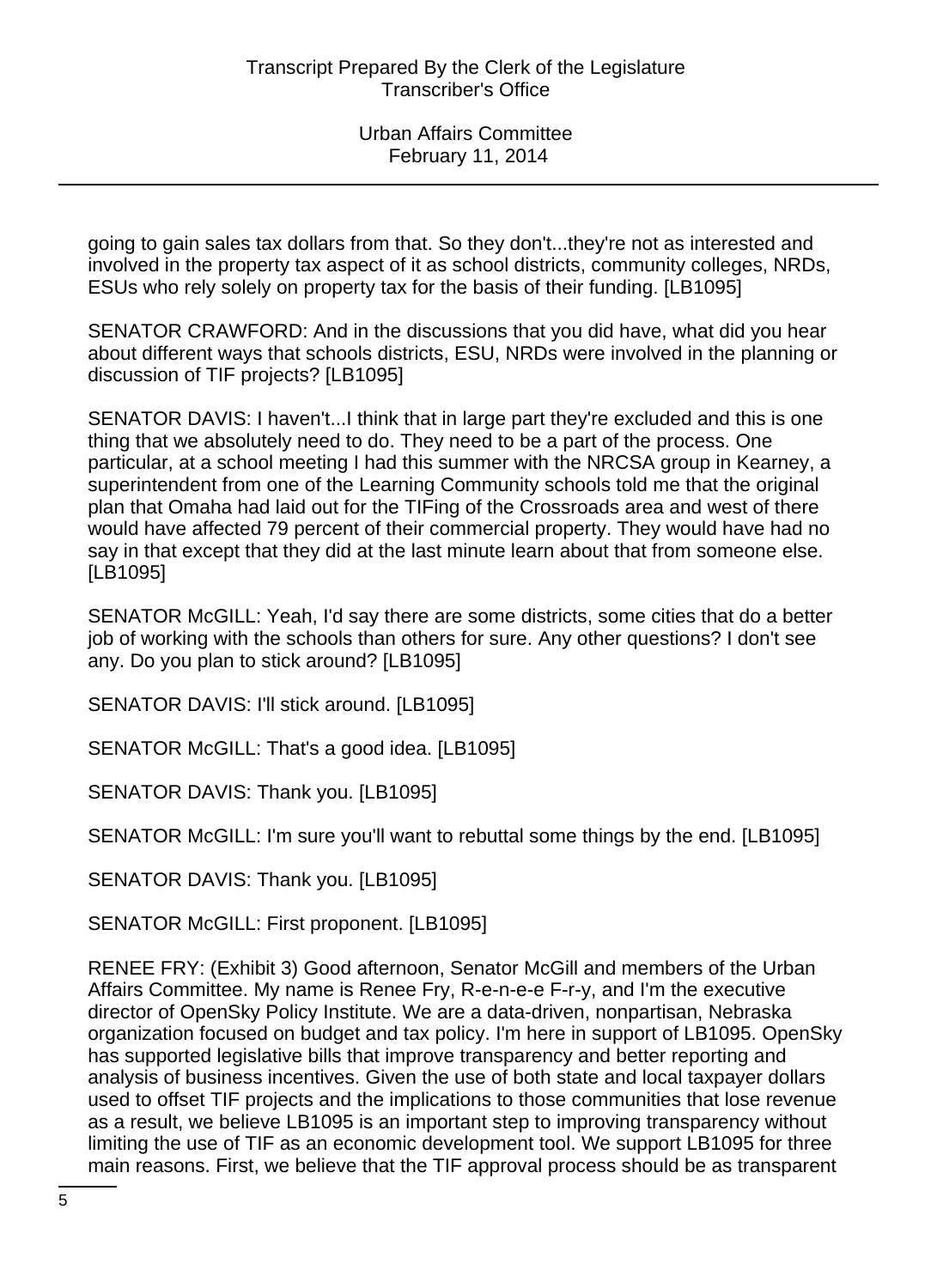going to gain sales tax dollars from that. So they don't...they're not as interested and involved in the property tax aspect of it as school districts, community colleges, NRDs, ESUs who rely solely on property tax for the basis of their funding. [LB1095]

SENATOR CRAWFORD: And in the discussions that you did have, what did you hear about different ways that schools districts, ESU, NRDs were involved in the planning or discussion of TIF projects? [LB1095]

SENATOR DAVIS: I haven't...I think that in large part they're excluded and this is one thing that we absolutely need to do. They need to be a part of the process. One particular, at a school meeting I had this summer with the NRCSA group in Kearney, a superintendent from one of the Learning Community schools told me that the original plan that Omaha had laid out for the TIFing of the Crossroads area and west of there would have affected 79 percent of their commercial property. They would have had no say in that except that they did at the last minute learn about that from someone else. [LB1095]

SENATOR McGILL: Yeah, I'd say there are some districts, some cities that do a better job of working with the schools than others for sure. Any other questions? I don't see any. Do you plan to stick around? [LB1095]

SENATOR DAVIS: I'll stick around. [LB1095]

SENATOR McGILL: That's a good idea. [LB1095]

SENATOR DAVIS: Thank you. [LB1095]

SENATOR McGILL: I'm sure you'll want to rebuttal some things by the end. [LB1095]

SENATOR DAVIS: Thank you. [LB1095]

SENATOR McGILL: First proponent. [LB1095]

RENEE FRY: (Exhibit 3) Good afternoon, Senator McGill and members of the Urban Affairs Committee. My name is Renee Fry, R-e-n-e-e F-r-y, and I'm the executive director of OpenSky Policy Institute. We are a data-driven, nonpartisan, Nebraska organization focused on budget and tax policy. I'm here in support of LB1095. OpenSky has supported legislative bills that improve transparency and better reporting and analysis of business incentives. Given the use of both state and local taxpayer dollars used to offset TIF projects and the implications to those communities that lose revenue as a result, we believe LB1095 is an important step to improving transparency without limiting the use of TIF as an economic development tool. We support LB1095 for three main reasons. First, we believe that the TIF approval process should be as transparent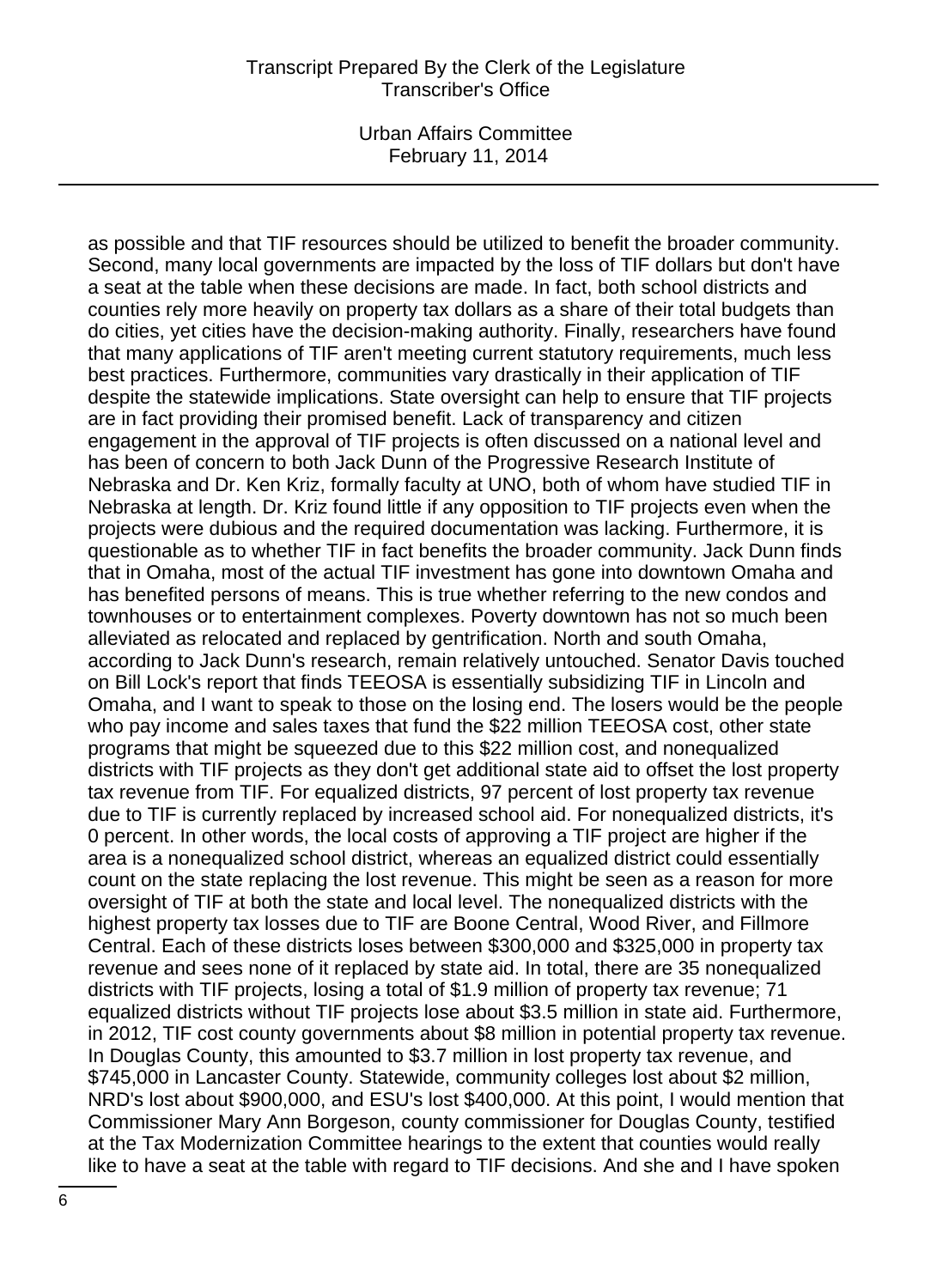as possible and that TIF resources should be utilized to benefit the broader community. Second, many local governments are impacted by the loss of TIF dollars but don't have a seat at the table when these decisions are made. In fact, both school districts and counties rely more heavily on property tax dollars as a share of their total budgets than do cities, yet cities have the decision-making authority. Finally, researchers have found that many applications of TIF aren't meeting current statutory requirements, much less best practices. Furthermore, communities vary drastically in their application of TIF despite the statewide implications. State oversight can help to ensure that TIF projects are in fact providing their promised benefit. Lack of transparency and citizen engagement in the approval of TIF projects is often discussed on a national level and has been of concern to both Jack Dunn of the Progressive Research Institute of Nebraska and Dr. Ken Kriz, formally faculty at UNO, both of whom have studied TIF in Nebraska at length. Dr. Kriz found little if any opposition to TIF projects even when the projects were dubious and the required documentation was lacking. Furthermore, it is questionable as to whether TIF in fact benefits the broader community. Jack Dunn finds that in Omaha, most of the actual TIF investment has gone into downtown Omaha and has benefited persons of means. This is true whether referring to the new condos and townhouses or to entertainment complexes. Poverty downtown has not so much been alleviated as relocated and replaced by gentrification. North and south Omaha, according to Jack Dunn's research, remain relatively untouched. Senator Davis touched on Bill Lock's report that finds TEEOSA is essentially subsidizing TIF in Lincoln and Omaha, and I want to speak to those on the losing end. The losers would be the people who pay income and sales taxes that fund the $22 million TEEOSA cost, other state programs that might be squeezed due to this $22 million cost, and nonequalized districts with TIF projects as they don't get additional state aid to offset the lost property tax revenue from TIF. For equalized districts, 97 percent of lost property tax revenue due to TIF is currently replaced by increased school aid. For nonequalized districts, it's 0 percent. In other words, the local costs of approving a TIF project are higher if the area is a nonequalized school district, whereas an equalized district could essentially count on the state replacing the lost revenue. This might be seen as a reason for more oversight of TIF at both the state and local level. The nonequalized districts with the highest property tax losses due to TIF are Boone Central, Wood River, and Fillmore Central. Each of these districts loses between $300,000 and $325,000 in property tax revenue and sees none of it replaced by state aid. In total, there are 35 nonequalized districts with TIF projects, losing a total of $1.9 million of property tax revenue; 71 equalized districts without TIF projects lose about $3.5 million in state aid. Furthermore, in 2012, TIF cost county governments about $8 million in potential property tax revenue. In Douglas County, this amounted to $3.7 million in lost property tax revenue, and $745,000 in Lancaster County. Statewide, community colleges lost about $2 million, NRD's lost about $900,000, and ESU's lost $400,000. At this point, I would mention that Commissioner Mary Ann Borgeson, county commissioner for Douglas County, testified at the Tax Modernization Committee hearings to the extent that counties would really like to have a seat at the table with regard to TIF decisions. And she and I have spoken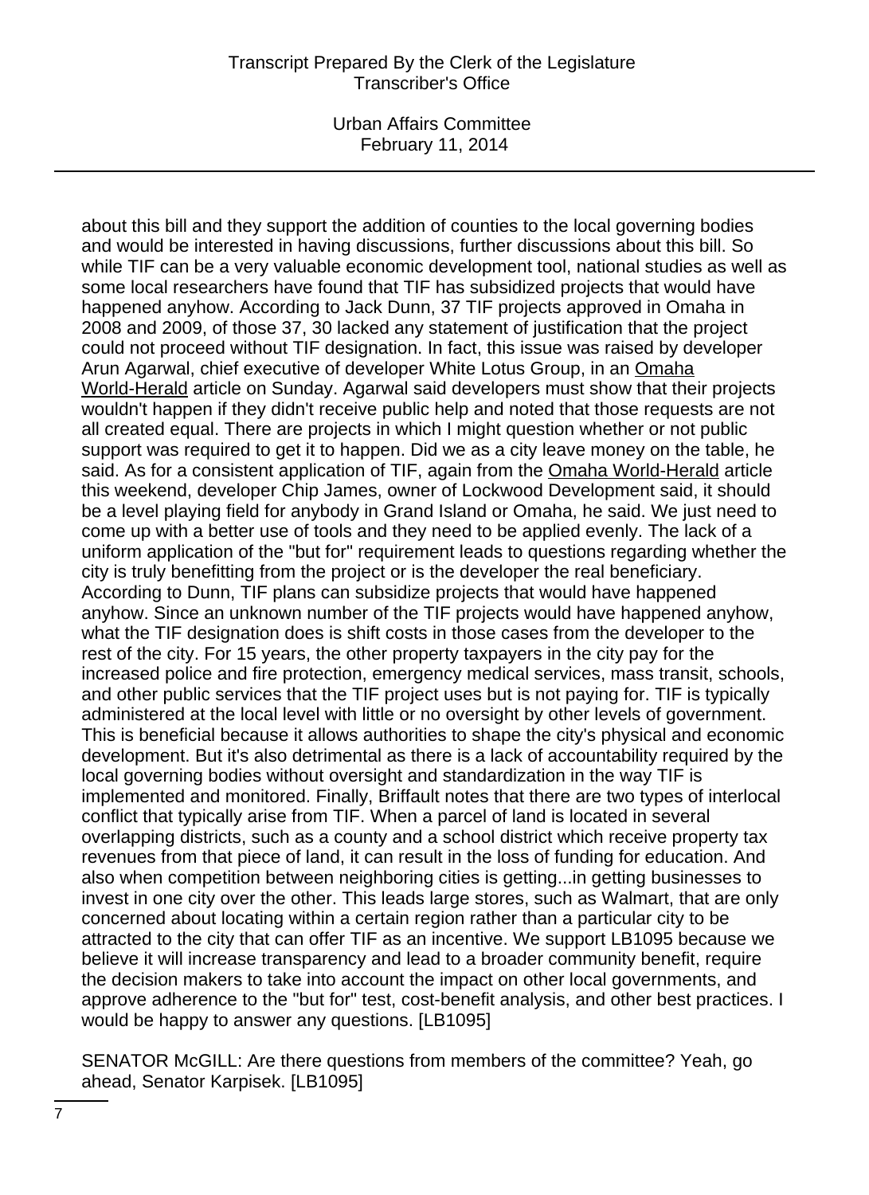about this bill and they support the addition of counties to the local governing bodies and would be interested in having discussions, further discussions about this bill. So while TIF can be a very valuable economic development tool, national studies as well as some local researchers have found that TIF has subsidized projects that would have happened anyhow. According to Jack Dunn, 37 TIF projects approved in Omaha in 2008 and 2009, of those 37, 30 lacked any statement of justification that the project could not proceed without TIF designation. In fact, this issue was raised by developer Arun Agarwal, chief executive of developer White Lotus Group, in an Omaha World-Herald article on Sunday. Agarwal said developers must show that their projects wouldn't happen if they didn't receive public help and noted that those requests are not all created equal. There are projects in which I might question whether or not public support was required to get it to happen. Did we as a city leave money on the table, he said. As for a consistent application of TIF, again from the Omaha World-Herald article this weekend, developer Chip James, owner of Lockwood Development said, it should be a level playing field for anybody in Grand Island or Omaha, he said. We just need to come up with a better use of tools and they need to be applied evenly. The lack of a uniform application of the "but for" requirement leads to questions regarding whether the city is truly benefitting from the project or is the developer the real beneficiary. According to Dunn, TIF plans can subsidize projects that would have happened anyhow. Since an unknown number of the TIF projects would have happened anyhow, what the TIF designation does is shift costs in those cases from the developer to the rest of the city. For 15 years, the other property taxpayers in the city pay for the increased police and fire protection, emergency medical services, mass transit, schools, and other public services that the TIF project uses but is not paying for. TIF is typically administered at the local level with little or no oversight by other levels of government. This is beneficial because it allows authorities to shape the city's physical and economic development. But it's also detrimental as there is a lack of accountability required by the local governing bodies without oversight and standardization in the way TIF is implemented and monitored. Finally, Briffault notes that there are two types of interlocal conflict that typically arise from TIF. When a parcel of land is located in several overlapping districts, such as a county and a school district which receive property tax revenues from that piece of land, it can result in the loss of funding for education. And also when competition between neighboring cities is getting...in getting businesses to invest in one city over the other. This leads large stores, such as Walmart, that are only concerned about locating within a certain region rather than a particular city to be attracted to the city that can offer TIF as an incentive. We support LB1095 because we believe it will increase transparency and lead to a broader community benefit, require the decision makers to take into account the impact on other local governments, and approve adherence to the "but for" test, cost-benefit analysis, and other best practices. I would be happy to answer any questions. [LB1095]

SENATOR McGILL: Are there questions from members of the committee? Yeah, go ahead, Senator Karpisek. [LB1095]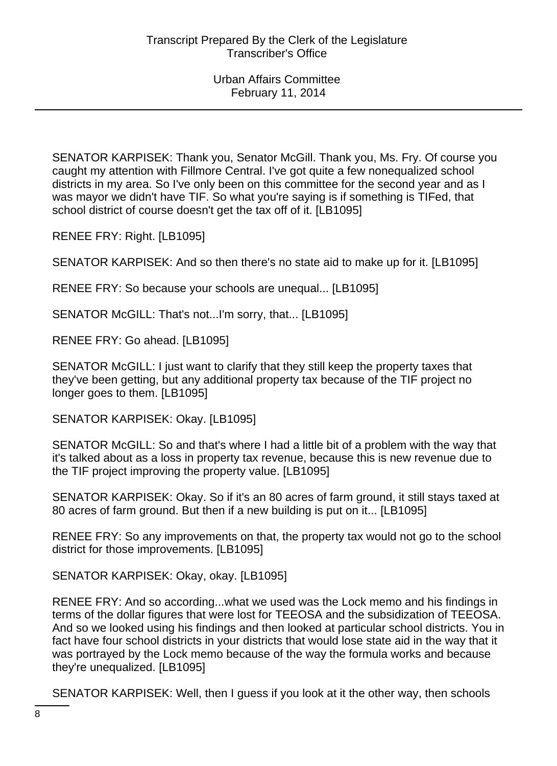SENATOR KARPISEK: Thank you, Senator McGill. Thank you, Ms. Fry. Of course you caught my attention with Fillmore Central. I've got quite a few nonequalized school districts in my area. So I've only been on this committee for the second year and as I was mayor we didn't have TIF. So what you're saying is if something is TIFed, that school district of course doesn't get the tax off of it. [LB1095]

RENEE FRY: Right. [LB1095]

SENATOR KARPISEK: And so then there's no state aid to make up for it. [LB1095]

RENEE FRY: So because your schools are unequal... [LB1095]

SENATOR McGILL: That's not...I'm sorry, that... [LB1095]

RENEE FRY: Go ahead. [LB1095]

SENATOR McGILL: I just want to clarify that they still keep the property taxes that they've been getting, but any additional property tax because of the TIF project no longer goes to them. [LB1095]

SENATOR KARPISEK: Okay. [LB1095]

SENATOR McGILL: So and that's where I had a little bit of a problem with the way that it's talked about as a loss in property tax revenue, because this is new revenue due to the TIF project improving the property value. [LB1095]

SENATOR KARPISEK: Okay. So if it's an 80 acres of farm ground, it still stays taxed at 80 acres of farm ground. But then if a new building is put on it... [LB1095]

RENEE FRY: So any improvements on that, the property tax would not go to the school district for those improvements. [LB1095]

SENATOR KARPISEK: Okay, okay. [LB1095]

RENEE FRY: And so according...what we used was the Lock memo and his findings in terms of the dollar figures that were lost for TEEOSA and the subsidization of TEEOSA. And so we looked using his findings and then looked at particular school districts. You in fact have four school districts in your districts that would lose state aid in the way that it was portrayed by the Lock memo because of the way the formula works and because they're unequalized. [LB1095]

SENATOR KARPISEK: Well, then I guess if you look at it the other way, then schools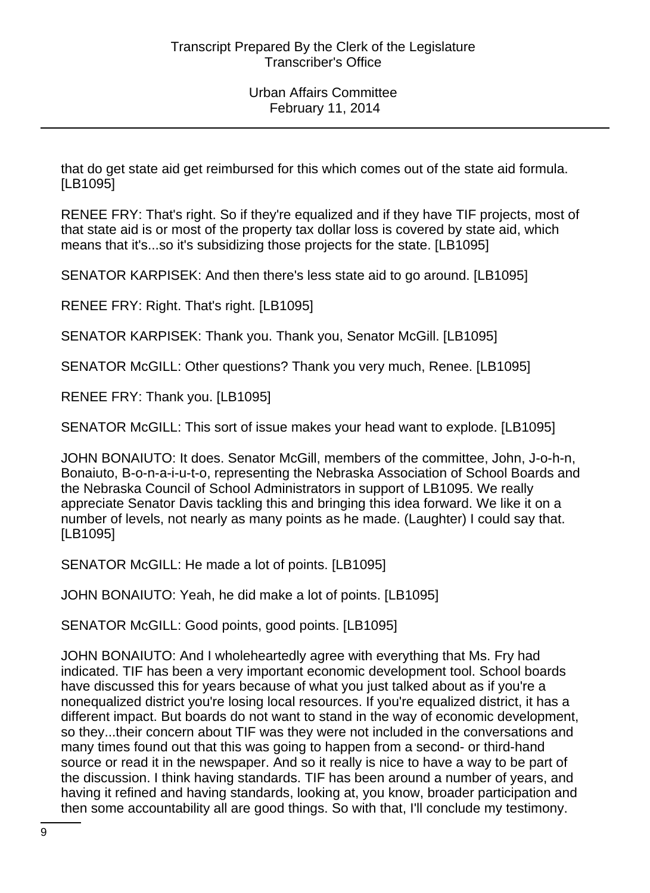that do get state aid get reimbursed for this which comes out of the state aid formula. [LB1095]

RENEE FRY: That's right. So if they're equalized and if they have TIF projects, most of that state aid is or most of the property tax dollar loss is covered by state aid, which means that it's...so it's subsidizing those projects for the state. [LB1095]

SENATOR KARPISEK: And then there's less state aid to go around. [LB1095]

RENEE FRY: Right. That's right. [LB1095]

SENATOR KARPISEK: Thank you. Thank you, Senator McGill. [LB1095]

SENATOR McGILL: Other questions? Thank you very much, Renee. [LB1095]

RENEE FRY: Thank you. [LB1095]

SENATOR McGILL: This sort of issue makes your head want to explode. [LB1095]

JOHN BONAIUTO: It does. Senator McGill, members of the committee, John, J-o-h-n, Bonaiuto, B-o-n-a-i-u-t-o, representing the Nebraska Association of School Boards and the Nebraska Council of School Administrators in support of LB1095. We really appreciate Senator Davis tackling this and bringing this idea forward. We like it on a number of levels, not nearly as many points as he made. (Laughter) I could say that. [LB1095]

SENATOR McGILL: He made a lot of points. [LB1095]

JOHN BONAIUTO: Yeah, he did make a lot of points. [LB1095]

SENATOR McGILL: Good points, good points. [LB1095]

JOHN BONAIUTO: And I wholeheartedly agree with everything that Ms. Fry had indicated. TIF has been a very important economic development tool. School boards have discussed this for years because of what you just talked about as if you're a nonequalized district you're losing local resources. If you're equalized district, it has a different impact. But boards do not want to stand in the way of economic development, so they...their concern about TIF was they were not included in the conversations and many times found out that this was going to happen from a second- or third-hand source or read it in the newspaper. And so it really is nice to have a way to be part of the discussion. I think having standards. TIF has been around a number of years, and having it refined and having standards, looking at, you know, broader participation and then some accountability all are good things. So with that, I'll conclude my testimony.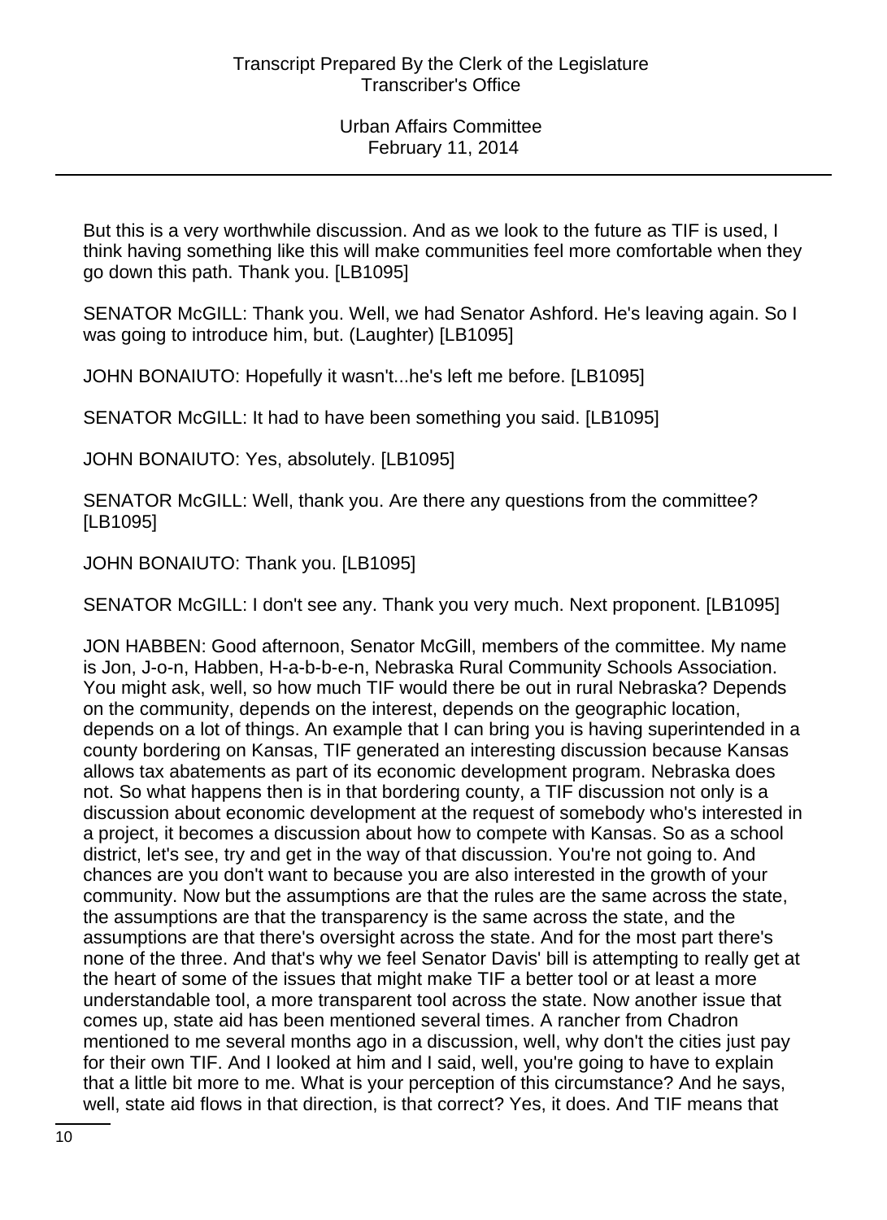But this is a very worthwhile discussion. And as we look to the future as TIF is used, I think having something like this will make communities feel more comfortable when they go down this path. Thank you. [LB1095]

SENATOR McGILL: Thank you. Well, we had Senator Ashford. He's leaving again. So I was going to introduce him, but. (Laughter) [LB1095]

JOHN BONAIUTO: Hopefully it wasn't...he's left me before. [LB1095]

SENATOR McGILL: It had to have been something you said. [LB1095]

JOHN BONAIUTO: Yes, absolutely. [LB1095]

SENATOR McGILL: Well, thank you. Are there any questions from the committee? [LB1095]

JOHN BONAIUTO: Thank you. [LB1095]

SENATOR McGILL: I don't see any. Thank you very much. Next proponent. [LB1095]

JON HABBEN: Good afternoon, Senator McGill, members of the committee. My name is Jon, J-o-n, Habben, H-a-b-b-e-n, Nebraska Rural Community Schools Association. You might ask, well, so how much TIF would there be out in rural Nebraska? Depends on the community, depends on the interest, depends on the geographic location, depends on a lot of things. An example that I can bring you is having superintended in a county bordering on Kansas, TIF generated an interesting discussion because Kansas allows tax abatements as part of its economic development program. Nebraska does not. So what happens then is in that bordering county, a TIF discussion not only is a discussion about economic development at the request of somebody who's interested in a project, it becomes a discussion about how to compete with Kansas. So as a school district, let's see, try and get in the way of that discussion. You're not going to. And chances are you don't want to because you are also interested in the growth of your community. Now but the assumptions are that the rules are the same across the state, the assumptions are that the transparency is the same across the state, and the assumptions are that there's oversight across the state. And for the most part there's none of the three. And that's why we feel Senator Davis' bill is attempting to really get at the heart of some of the issues that might make TIF a better tool or at least a more understandable tool, a more transparent tool across the state. Now another issue that comes up, state aid has been mentioned several times. A rancher from Chadron mentioned to me several months ago in a discussion, well, why don't the cities just pay for their own TIF. And I looked at him and I said, well, you're going to have to explain that a little bit more to me. What is your perception of this circumstance? And he says, well, state aid flows in that direction, is that correct? Yes, it does. And TIF means that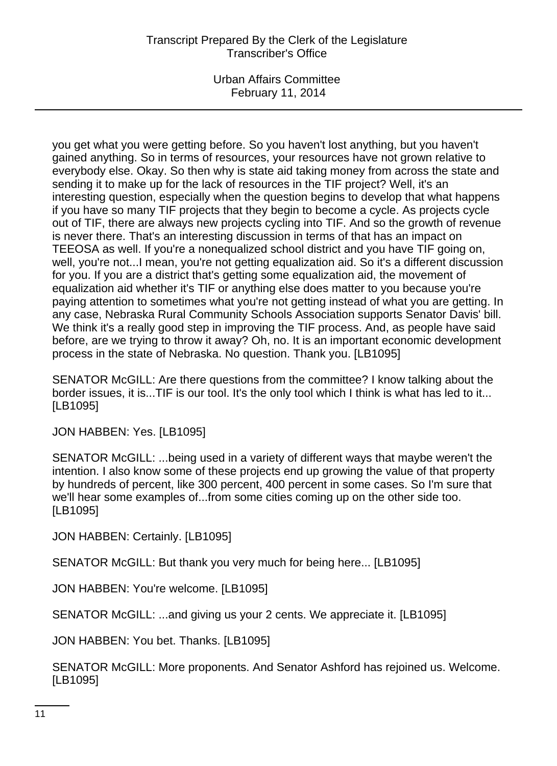you get what you were getting before. So you haven't lost anything, but you haven't gained anything. So in terms of resources, your resources have not grown relative to everybody else. Okay. So then why is state aid taking money from across the state and sending it to make up for the lack of resources in the TIF project? Well, it's an interesting question, especially when the question begins to develop that what happens if you have so many TIF projects that they begin to become a cycle. As projects cycle out of TIF, there are always new projects cycling into TIF. And so the growth of revenue is never there. That's an interesting discussion in terms of that has an impact on TEEOSA as well. If you're a nonequalized school district and you have TIF going on, well, you're not...I mean, you're not getting equalization aid. So it's a different discussion for you. If you are a district that's getting some equalization aid, the movement of equalization aid whether it's TIF or anything else does matter to you because you're paying attention to sometimes what you're not getting instead of what you are getting. In any case, Nebraska Rural Community Schools Association supports Senator Davis' bill. We think it's a really good step in improving the TIF process. And, as people have said before, are we trying to throw it away? Oh, no. It is an important economic development process in the state of Nebraska. No question. Thank you. [LB1095]

SENATOR McGILL: Are there questions from the committee? I know talking about the border issues, it is...TIF is our tool. It's the only tool which I think is what has led to it... [LB1095]

JON HABBEN: Yes. [LB1095]

SENATOR McGILL: ...being used in a variety of different ways that maybe weren't the intention. I also know some of these projects end up growing the value of that property by hundreds of percent, like 300 percent, 400 percent in some cases. So I'm sure that we'll hear some examples of...from some cities coming up on the other side too. [LB1095]

JON HABBEN: Certainly. [LB1095]

SENATOR McGILL: But thank you very much for being here... [LB1095]

JON HABBEN: You're welcome. [LB1095]

SENATOR McGILL: ...and giving us your 2 cents. We appreciate it. [LB1095]

JON HABBEN: You bet. Thanks. [LB1095]

SENATOR McGILL: More proponents. And Senator Ashford has rejoined us. Welcome. [LB1095]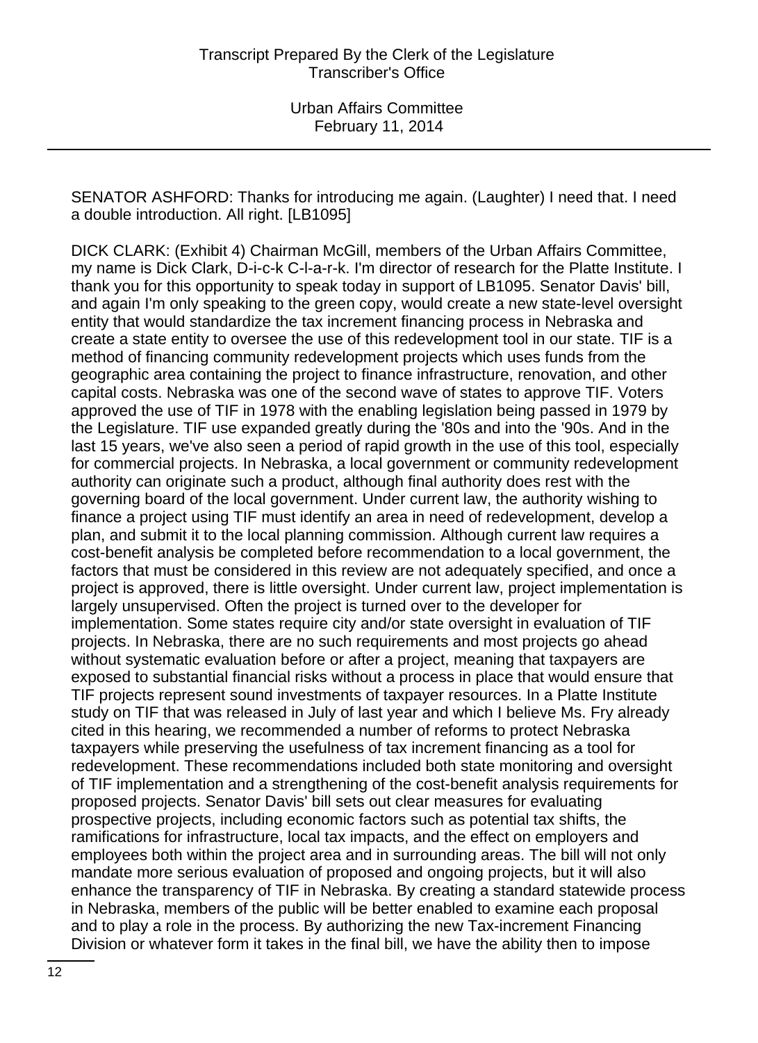SENATOR ASHFORD: Thanks for introducing me again. (Laughter) I need that. I need a double introduction. All right. [LB1095]

DICK CLARK: (Exhibit 4) Chairman McGill, members of the Urban Affairs Committee, my name is Dick Clark, D-i-c-k C-l-a-r-k. I'm director of research for the Platte Institute. I thank you for this opportunity to speak today in support of LB1095. Senator Davis' bill, and again I'm only speaking to the green copy, would create a new state-level oversight entity that would standardize the tax increment financing process in Nebraska and create a state entity to oversee the use of this redevelopment tool in our state. TIF is a method of financing community redevelopment projects which uses funds from the geographic area containing the project to finance infrastructure, renovation, and other capital costs. Nebraska was one of the second wave of states to approve TIF. Voters approved the use of TIF in 1978 with the enabling legislation being passed in 1979 by the Legislature. TIF use expanded greatly during the '80s and into the '90s. And in the last 15 years, we've also seen a period of rapid growth in the use of this tool, especially for commercial projects. In Nebraska, a local government or community redevelopment authority can originate such a product, although final authority does rest with the governing board of the local government. Under current law, the authority wishing to finance a project using TIF must identify an area in need of redevelopment, develop a plan, and submit it to the local planning commission. Although current law requires a cost-benefit analysis be completed before recommendation to a local government, the factors that must be considered in this review are not adequately specified, and once a project is approved, there is little oversight. Under current law, project implementation is largely unsupervised. Often the project is turned over to the developer for implementation. Some states require city and/or state oversight in evaluation of TIF projects. In Nebraska, there are no such requirements and most projects go ahead without systematic evaluation before or after a project, meaning that taxpayers are exposed to substantial financial risks without a process in place that would ensure that TIF projects represent sound investments of taxpayer resources. In a Platte Institute study on TIF that was released in July of last year and which I believe Ms. Fry already cited in this hearing, we recommended a number of reforms to protect Nebraska taxpayers while preserving the usefulness of tax increment financing as a tool for redevelopment. These recommendations included both state monitoring and oversight of TIF implementation and a strengthening of the cost-benefit analysis requirements for proposed projects. Senator Davis' bill sets out clear measures for evaluating prospective projects, including economic factors such as potential tax shifts, the ramifications for infrastructure, local tax impacts, and the effect on employers and employees both within the project area and in surrounding areas. The bill will not only mandate more serious evaluation of proposed and ongoing projects, but it will also enhance the transparency of TIF in Nebraska. By creating a standard statewide process in Nebraska, members of the public will be better enabled to examine each proposal and to play a role in the process. By authorizing the new Tax-increment Financing Division or whatever form it takes in the final bill, we have the ability then to impose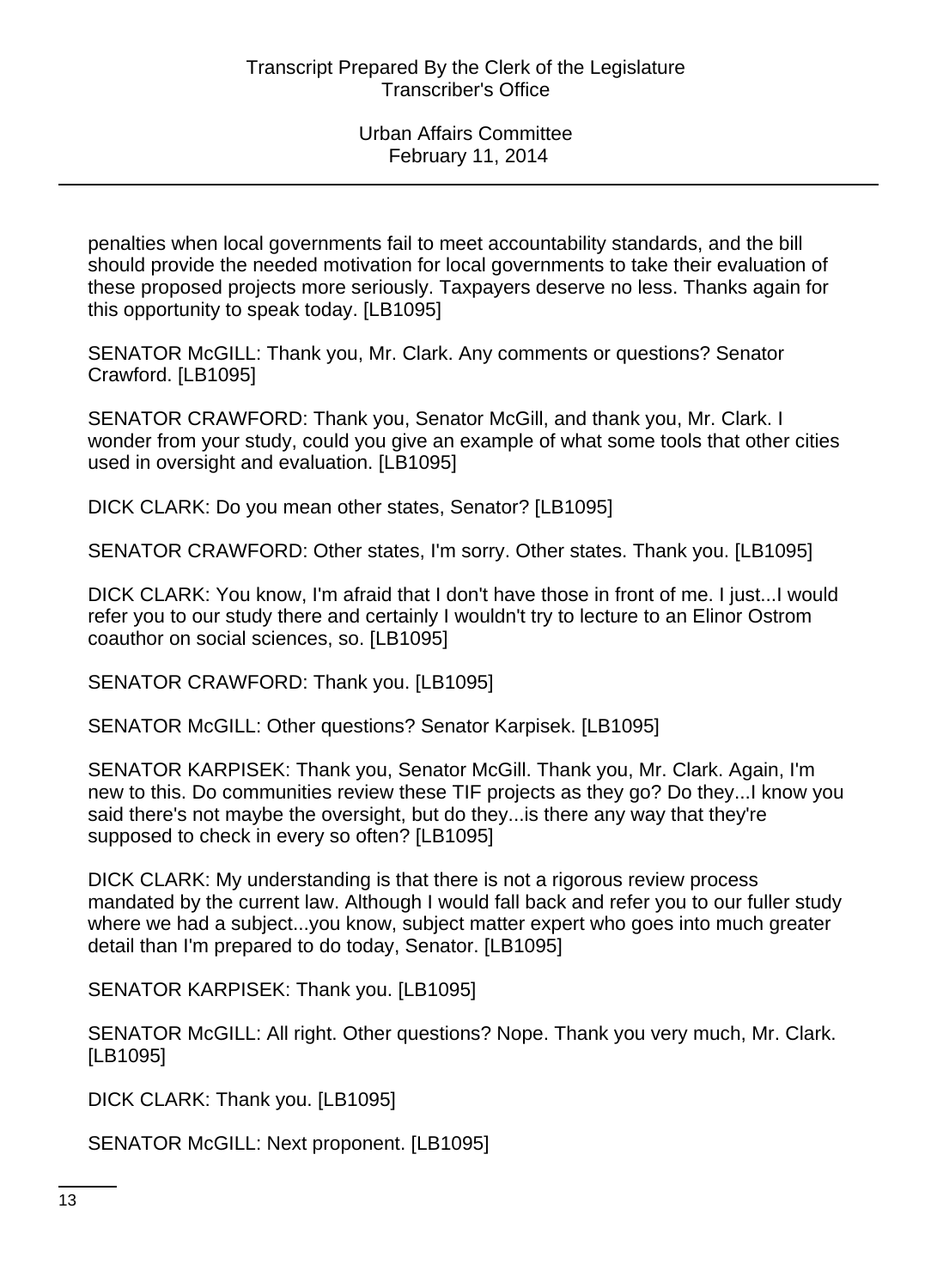penalties when local governments fail to meet accountability standards, and the bill should provide the needed motivation for local governments to take their evaluation of these proposed projects more seriously. Taxpayers deserve no less. Thanks again for this opportunity to speak today. [LB1095]

SENATOR McGILL: Thank you, Mr. Clark. Any comments or questions? Senator Crawford. [LB1095]

SENATOR CRAWFORD: Thank you, Senator McGill, and thank you, Mr. Clark. I wonder from your study, could you give an example of what some tools that other cities used in oversight and evaluation. [LB1095]

DICK CLARK: Do you mean other states, Senator? [LB1095]

SENATOR CRAWFORD: Other states, I'm sorry. Other states. Thank you. [LB1095]

DICK CLARK: You know, I'm afraid that I don't have those in front of me. I just...I would refer you to our study there and certainly I wouldn't try to lecture to an Elinor Ostrom coauthor on social sciences, so. [LB1095]

SENATOR CRAWFORD: Thank you. [LB1095]

SENATOR McGILL: Other questions? Senator Karpisek. [LB1095]

SENATOR KARPISEK: Thank you, Senator McGill. Thank you, Mr. Clark. Again, I'm new to this. Do communities review these TIF projects as they go? Do they...I know you said there's not maybe the oversight, but do they...is there any way that they're supposed to check in every so often? [LB1095]

DICK CLARK: My understanding is that there is not a rigorous review process mandated by the current law. Although I would fall back and refer you to our fuller study where we had a subject...you know, subject matter expert who goes into much greater detail than I'm prepared to do today, Senator. [LB1095]

SENATOR KARPISEK: Thank you. [LB1095]

SENATOR McGILL: All right. Other questions? Nope. Thank you very much, Mr. Clark. [LB1095]

DICK CLARK: Thank you. [LB1095]

SENATOR McGILL: Next proponent. [LB1095]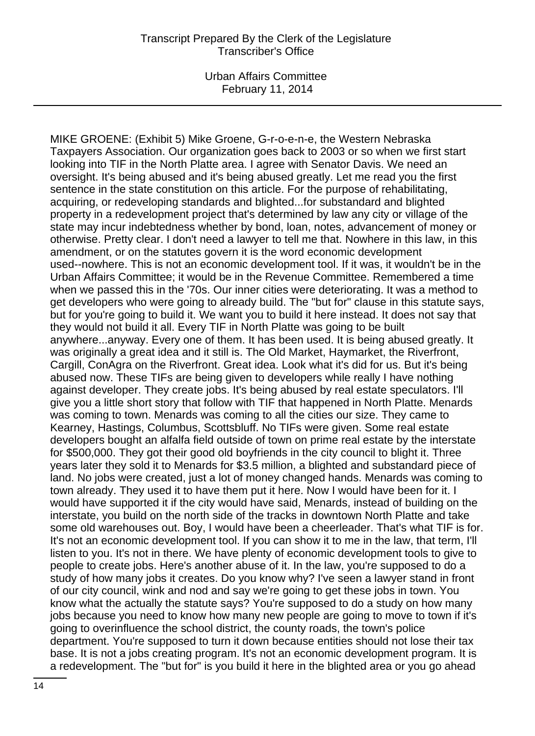MIKE GROENE: (Exhibit 5) Mike Groene, G-r-o-e-n-e, the Western Nebraska Taxpayers Association. Our organization goes back to 2003 or so when we first start looking into TIF in the North Platte area. I agree with Senator Davis. We need an oversight. It's being abused and it's being abused greatly. Let me read you the first sentence in the state constitution on this article. For the purpose of rehabilitating, acquiring, or redeveloping standards and blighted...for substandard and blighted property in a redevelopment project that's determined by law any city or village of the state may incur indebtedness whether by bond, loan, notes, advancement of money or otherwise. Pretty clear. I don't need a lawyer to tell me that. Nowhere in this law, in this amendment, or on the statutes govern it is the word economic development used--nowhere. This is not an economic development tool. If it was, it wouldn't be in the Urban Affairs Committee; it would be in the Revenue Committee. Remembered a time when we passed this in the '70s. Our inner cities were deteriorating. It was a method to get developers who were going to already build. The "but for" clause in this statute says, but for you're going to build it. We want you to build it here instead. It does not say that they would not build it all. Every TIF in North Platte was going to be built anywhere...anyway. Every one of them. It has been used. It is being abused greatly. It was originally a great idea and it still is. The Old Market, Haymarket, the Riverfront, Cargill, ConAgra on the Riverfront. Great idea. Look what it's did for us. But it's being abused now. These TIFs are being given to developers while really I have nothing against developer. They create jobs. It's being abused by real estate speculators. I'll give you a little short story that follow with TIF that happened in North Platte. Menards was coming to town. Menards was coming to all the cities our size. They came to Kearney, Hastings, Columbus, Scottsbluff. No TIFs were given. Some real estate developers bought an alfalfa field outside of town on prime real estate by the interstate for $500,000. They got their good old boyfriends in the city council to blight it. Three years later they sold it to Menards for $3.5 million, a blighted and substandard piece of land. No jobs were created, just a lot of money changed hands. Menards was coming to town already. They used it to have them put it here. Now I would have been for it. I would have supported it if the city would have said, Menards, instead of building on the interstate, you build on the north side of the tracks in downtown North Platte and take some old warehouses out. Boy, I would have been a cheerleader. That's what TIF is for. It's not an economic development tool. If you can show it to me in the law, that term, I'll listen to you. It's not in there. We have plenty of economic development tools to give to people to create jobs. Here's another abuse of it. In the law, you're supposed to do a study of how many jobs it creates. Do you know why? I've seen a lawyer stand in front of our city council, wink and nod and say we're going to get these jobs in town. You know what the actually the statute says? You're supposed to do a study on how many jobs because you need to know how many new people are going to move to town if it's going to overinfluence the school district, the county roads, the town's police department. You're supposed to turn it down because entities should not lose their tax base. It is not a jobs creating program. It's not an economic development program. It is a redevelopment. The "but for" is you build it here in the blighted area or you go ahead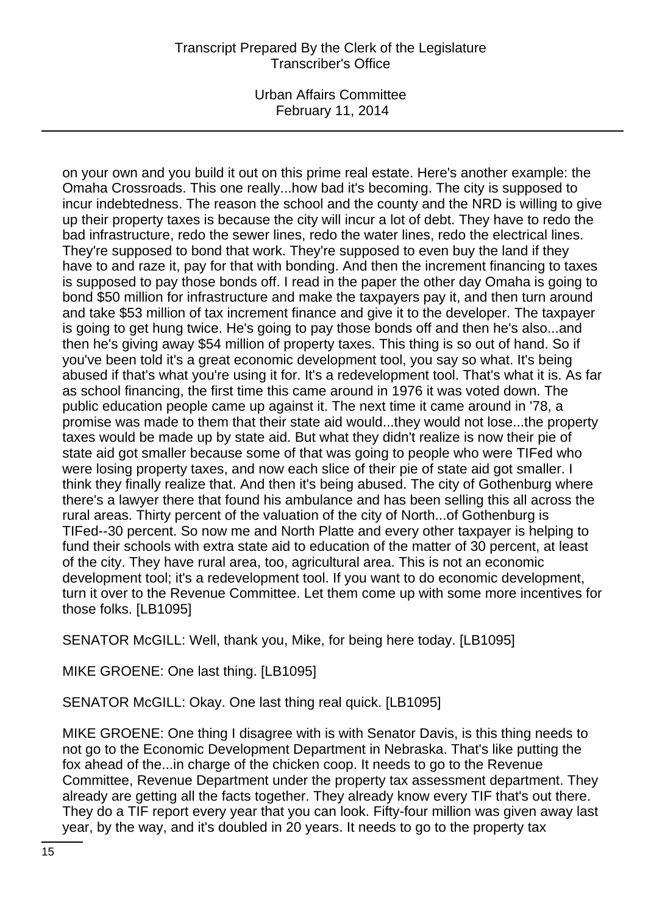on your own and you build it out on this prime real estate. Here's another example: the Omaha Crossroads. This one really...how bad it's becoming. The city is supposed to incur indebtedness. The reason the school and the county and the NRD is willing to give up their property taxes is because the city will incur a lot of debt. They have to redo the bad infrastructure, redo the sewer lines, redo the water lines, redo the electrical lines. They're supposed to bond that work. They're supposed to even buy the land if they have to and raze it, pay for that with bonding. And then the increment financing to taxes is supposed to pay those bonds off. I read in the paper the other day Omaha is going to bond $50 million for infrastructure and make the taxpayers pay it, and then turn around and take $53 million of tax increment finance and give it to the developer. The taxpayer is going to get hung twice. He's going to pay those bonds off and then he's also...and then he's giving away $54 million of property taxes. This thing is so out of hand. So if you've been told it's a great economic development tool, you say so what. It's being abused if that's what you're using it for. It's a redevelopment tool. That's what it is. As far as school financing, the first time this came around in 1976 it was voted down. The public education people came up against it. The next time it came around in '78, a promise was made to them that their state aid would...they would not lose...the property taxes would be made up by state aid. But what they didn't realize is now their pie of state aid got smaller because some of that was going to people who were TIFed who were losing property taxes, and now each slice of their pie of state aid got smaller. I think they finally realize that. And then it's being abused. The city of Gothenburg where there's a lawyer there that found his ambulance and has been selling this all across the rural areas. Thirty percent of the valuation of the city of North...of Gothenburg is TIFed--30 percent. So now me and North Platte and every other taxpayer is helping to fund their schools with extra state aid to education of the matter of 30 percent, at least of the city. They have rural area, too, agricultural area. This is not an economic development tool; it's a redevelopment tool. If you want to do economic development, turn it over to the Revenue Committee. Let them come up with some more incentives for those folks. [LB1095]

SENATOR McGILL: Well, thank you, Mike, for being here today. [LB1095]

MIKE GROENE: One last thing. [LB1095]

SENATOR McGILL: Okay. One last thing real quick. [LB1095]

MIKE GROENE: One thing I disagree with is with Senator Davis, is this thing needs to not go to the Economic Development Department in Nebraska. That's like putting the fox ahead of the...in charge of the chicken coop. It needs to go to the Revenue Committee, Revenue Department under the property tax assessment department. They already are getting all the facts together. They already know every TIF that's out there. They do a TIF report every year that you can look. Fifty-four million was given away last year, by the way, and it's doubled in 20 years. It needs to go to the property tax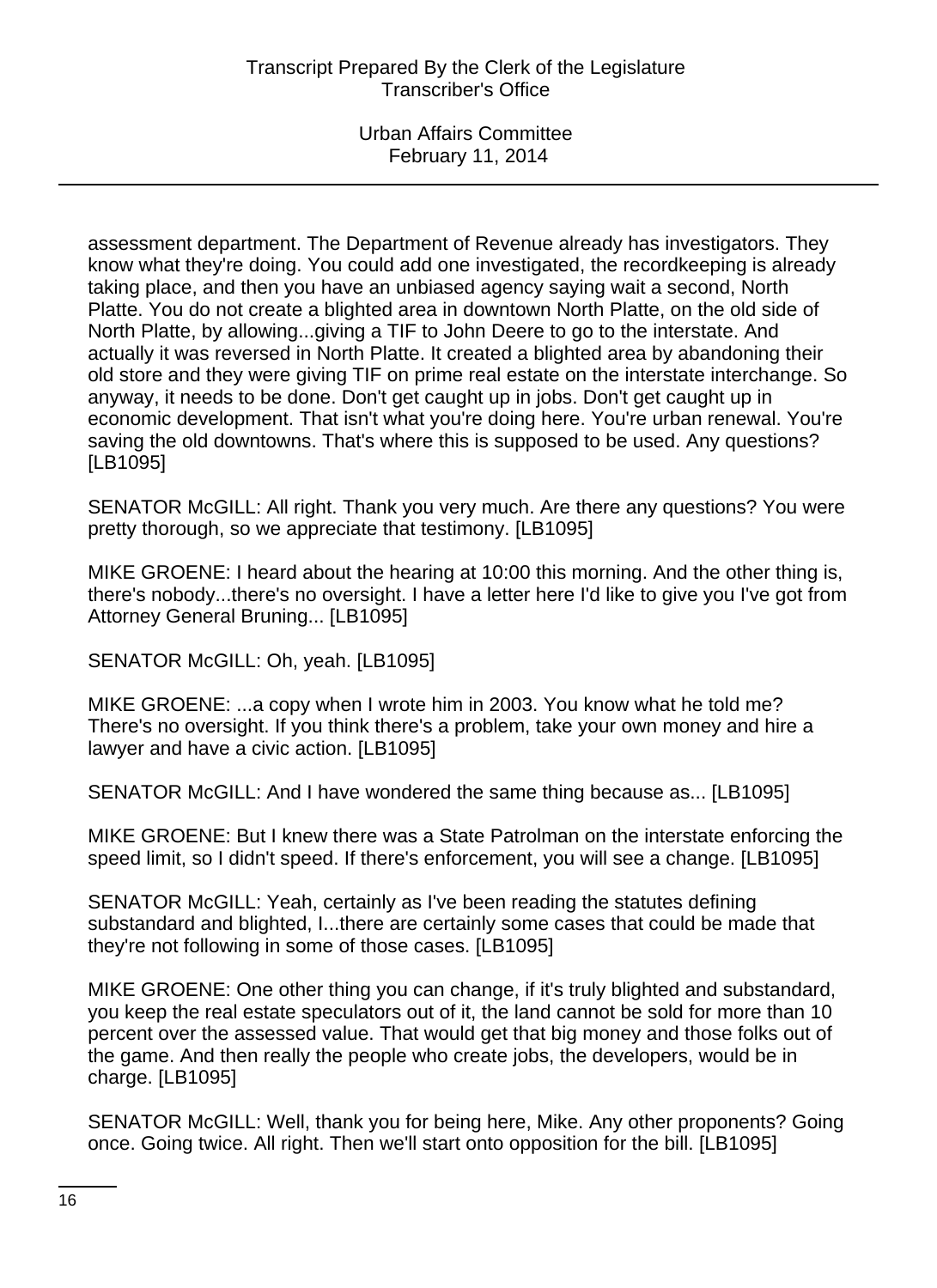assessment department. The Department of Revenue already has investigators. They know what they're doing. You could add one investigated, the recordkeeping is already taking place, and then you have an unbiased agency saying wait a second, North Platte. You do not create a blighted area in downtown North Platte, on the old side of North Platte, by allowing...giving a TIF to John Deere to go to the interstate. And actually it was reversed in North Platte. It created a blighted area by abandoning their old store and they were giving TIF on prime real estate on the interstate interchange. So anyway, it needs to be done. Don't get caught up in jobs. Don't get caught up in economic development. That isn't what you're doing here. You're urban renewal. You're saving the old downtowns. That's where this is supposed to be used. Any questions? [LB1095]

SENATOR McGILL: All right. Thank you very much. Are there any questions? You were pretty thorough, so we appreciate that testimony. [LB1095]

MIKE GROENE: I heard about the hearing at 10:00 this morning. And the other thing is, there's nobody...there's no oversight. I have a letter here I'd like to give you I've got from Attorney General Bruning... [LB1095]

SENATOR McGILL: Oh, yeah. [LB1095]

MIKE GROENE: ...a copy when I wrote him in 2003. You know what he told me? There's no oversight. If you think there's a problem, take your own money and hire a lawyer and have a civic action. [LB1095]

SENATOR McGILL: And I have wondered the same thing because as... [LB1095]

MIKE GROENE: But I knew there was a State Patrolman on the interstate enforcing the speed limit, so I didn't speed. If there's enforcement, you will see a change. [LB1095]

SENATOR McGILL: Yeah, certainly as I've been reading the statutes defining substandard and blighted, I...there are certainly some cases that could be made that they're not following in some of those cases. [LB1095]

MIKE GROENE: One other thing you can change, if it's truly blighted and substandard, you keep the real estate speculators out of it, the land cannot be sold for more than 10 percent over the assessed value. That would get that big money and those folks out of the game. And then really the people who create jobs, the developers, would be in charge. [LB1095]

SENATOR McGILL: Well, thank you for being here, Mike. Any other proponents? Going once. Going twice. All right. Then we'll start onto opposition for the bill. [LB1095]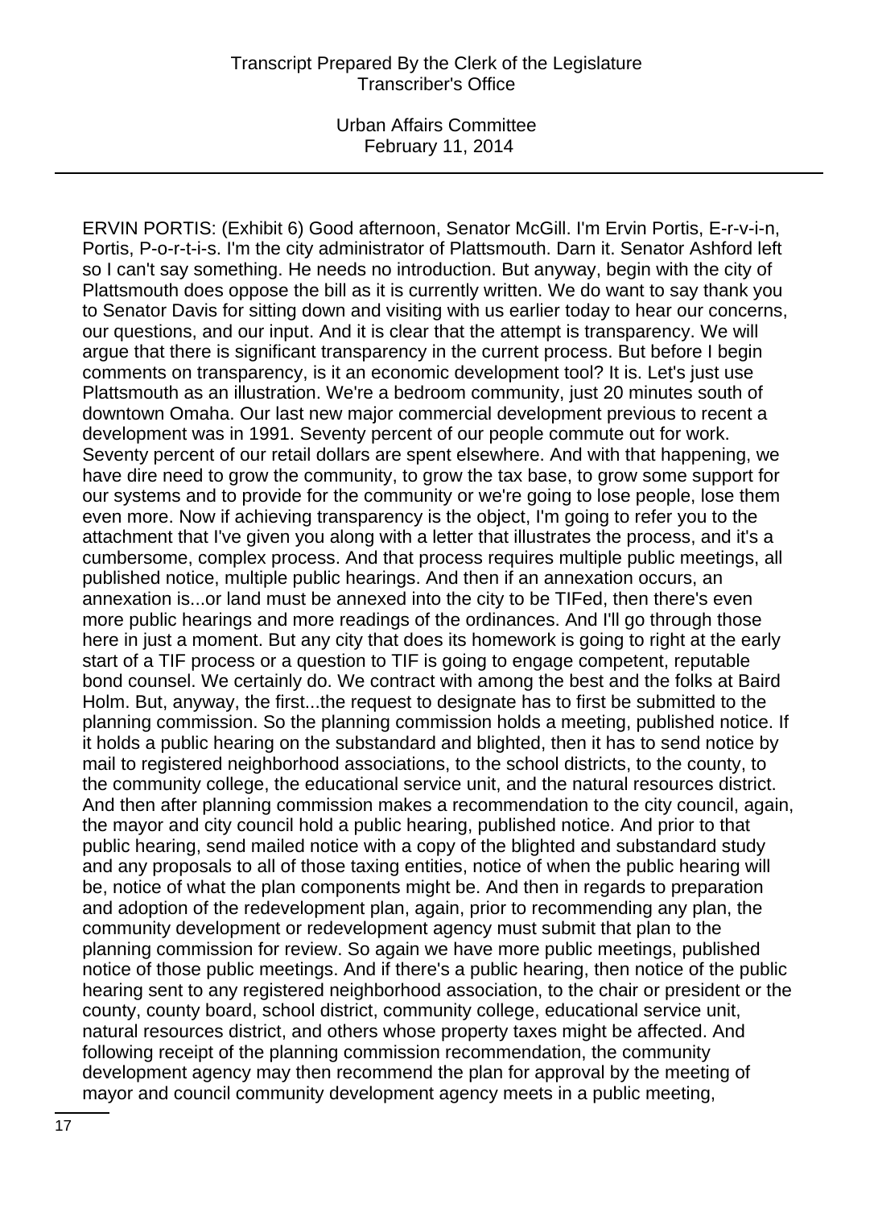ERVIN PORTIS: (Exhibit 6) Good afternoon, Senator McGill. I'm Ervin Portis, E-r-v-i-n, Portis, P-o-r-t-i-s. I'm the city administrator of Plattsmouth. Darn it. Senator Ashford left so I can't say something. He needs no introduction. But anyway, begin with the city of Plattsmouth does oppose the bill as it is currently written. We do want to say thank you to Senator Davis for sitting down and visiting with us earlier today to hear our concerns, our questions, and our input. And it is clear that the attempt is transparency. We will argue that there is significant transparency in the current process. But before I begin comments on transparency, is it an economic development tool? It is. Let's just use Plattsmouth as an illustration. We're a bedroom community, just 20 minutes south of downtown Omaha. Our last new major commercial development previous to recent a development was in 1991. Seventy percent of our people commute out for work. Seventy percent of our retail dollars are spent elsewhere. And with that happening, we have dire need to grow the community, to grow the tax base, to grow some support for our systems and to provide for the community or we're going to lose people, lose them even more. Now if achieving transparency is the object, I'm going to refer you to the attachment that I've given you along with a letter that illustrates the process, and it's a cumbersome, complex process. And that process requires multiple public meetings, all published notice, multiple public hearings. And then if an annexation occurs, an annexation is...or land must be annexed into the city to be TIFed, then there's even more public hearings and more readings of the ordinances. And I'll go through those here in just a moment. But any city that does its homework is going to right at the early start of a TIF process or a question to TIF is going to engage competent, reputable bond counsel. We certainly do. We contract with among the best and the folks at Baird Holm. But, anyway, the first...the request to designate has to first be submitted to the planning commission. So the planning commission holds a meeting, published notice. If it holds a public hearing on the substandard and blighted, then it has to send notice by mail to registered neighborhood associations, to the school districts, to the county, to the community college, the educational service unit, and the natural resources district. And then after planning commission makes a recommendation to the city council, again, the mayor and city council hold a public hearing, published notice. And prior to that public hearing, send mailed notice with a copy of the blighted and substandard study and any proposals to all of those taxing entities, notice of when the public hearing will be, notice of what the plan components might be. And then in regards to preparation and adoption of the redevelopment plan, again, prior to recommending any plan, the community development or redevelopment agency must submit that plan to the planning commission for review. So again we have more public meetings, published notice of those public meetings. And if there's a public hearing, then notice of the public hearing sent to any registered neighborhood association, to the chair or president or the county, county board, school district, community college, educational service unit, natural resources district, and others whose property taxes might be affected. And following receipt of the planning commission recommendation, the community development agency may then recommend the plan for approval by the meeting of mayor and council community development agency meets in a public meeting,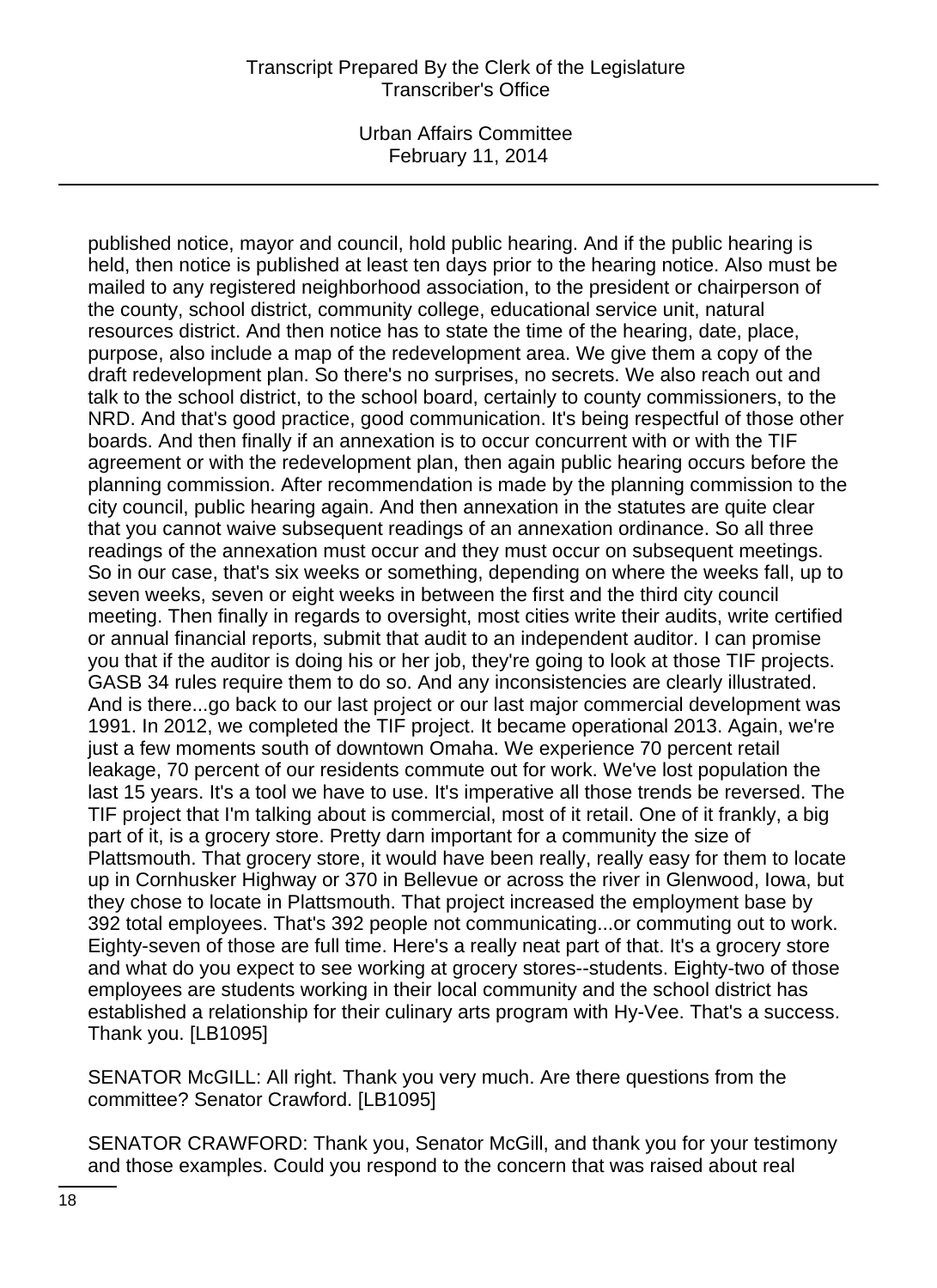published notice, mayor and council, hold public hearing. And if the public hearing is held, then notice is published at least ten days prior to the hearing notice. Also must be mailed to any registered neighborhood association, to the president or chairperson of the county, school district, community college, educational service unit, natural resources district. And then notice has to state the time of the hearing, date, place, purpose, also include a map of the redevelopment area. We give them a copy of the draft redevelopment plan. So there's no surprises, no secrets. We also reach out and talk to the school district, to the school board, certainly to county commissioners, to the NRD. And that's good practice, good communication. It's being respectful of those other boards. And then finally if an annexation is to occur concurrent with or with the TIF agreement or with the redevelopment plan, then again public hearing occurs before the planning commission. After recommendation is made by the planning commission to the city council, public hearing again. And then annexation in the statutes are quite clear that you cannot waive subsequent readings of an annexation ordinance. So all three readings of the annexation must occur and they must occur on subsequent meetings. So in our case, that's six weeks or something, depending on where the weeks fall, up to seven weeks, seven or eight weeks in between the first and the third city council meeting. Then finally in regards to oversight, most cities write their audits, write certified or annual financial reports, submit that audit to an independent auditor. I can promise you that if the auditor is doing his or her job, they're going to look at those TIF projects. GASB 34 rules require them to do so. And any inconsistencies are clearly illustrated. And is there...go back to our last project or our last major commercial development was 1991. In 2012, we completed the TIF project. It became operational 2013. Again, we're just a few moments south of downtown Omaha. We experience 70 percent retail leakage, 70 percent of our residents commute out for work. We've lost population the last 15 years. It's a tool we have to use. It's imperative all those trends be reversed. The TIF project that I'm talking about is commercial, most of it retail. One of it frankly, a big part of it, is a grocery store. Pretty darn important for a community the size of Plattsmouth. That grocery store, it would have been really, really easy for them to locate up in Cornhusker Highway or 370 in Bellevue or across the river in Glenwood, Iowa, but they chose to locate in Plattsmouth. That project increased the employment base by 392 total employees. That's 392 people not communicating...or commuting out to work. Eighty-seven of those are full time. Here's a really neat part of that. It's a grocery store and what do you expect to see working at grocery stores--students. Eighty-two of those employees are students working in their local community and the school district has established a relationship for their culinary arts program with Hy-Vee. That's a success. Thank you. [LB1095]

SENATOR McGILL: All right. Thank you very much. Are there questions from the committee? Senator Crawford. [LB1095]

SENATOR CRAWFORD: Thank you, Senator McGill, and thank you for your testimony and those examples. Could you respond to the concern that was raised about real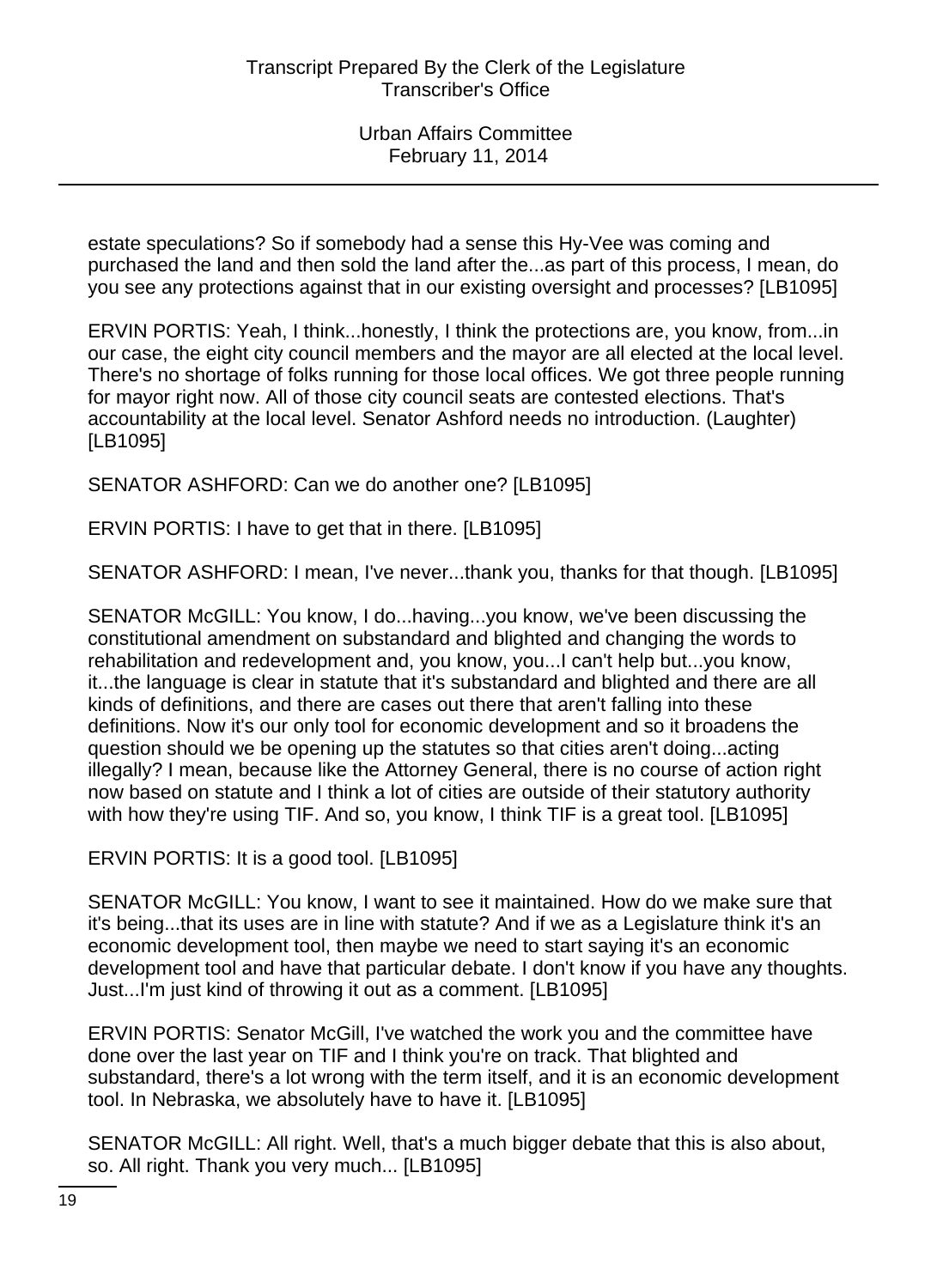estate speculations? So if somebody had a sense this Hy-Vee was coming and purchased the land and then sold the land after the...as part of this process, I mean, do you see any protections against that in our existing oversight and processes? [LB1095]

ERVIN PORTIS: Yeah, I think...honestly, I think the protections are, you know, from...in our case, the eight city council members and the mayor are all elected at the local level. There's no shortage of folks running for those local offices. We got three people running for mayor right now. All of those city council seats are contested elections. That's accountability at the local level. Senator Ashford needs no introduction. (Laughter) [LB1095]

SENATOR ASHFORD: Can we do another one? [LB1095]

ERVIN PORTIS: I have to get that in there. [LB1095]

SENATOR ASHFORD: I mean, I've never...thank you, thanks for that though. [LB1095]

SENATOR McGILL: You know, I do...having...you know, we've been discussing the constitutional amendment on substandard and blighted and changing the words to rehabilitation and redevelopment and, you know, you...I can't help but...you know, it...the language is clear in statute that it's substandard and blighted and there are all kinds of definitions, and there are cases out there that aren't falling into these definitions. Now it's our only tool for economic development and so it broadens the question should we be opening up the statutes so that cities aren't doing...acting illegally? I mean, because like the Attorney General, there is no course of action right now based on statute and I think a lot of cities are outside of their statutory authority with how they're using TIF. And so, you know, I think TIF is a great tool. [LB1095]

ERVIN PORTIS: It is a good tool. [LB1095]

SENATOR McGILL: You know, I want to see it maintained. How do we make sure that it's being...that its uses are in line with statute? And if we as a Legislature think it's an economic development tool, then maybe we need to start saying it's an economic development tool and have that particular debate. I don't know if you have any thoughts. Just...I'm just kind of throwing it out as a comment. [LB1095]

ERVIN PORTIS: Senator McGill, I've watched the work you and the committee have done over the last year on TIF and I think you're on track. That blighted and substandard, there's a lot wrong with the term itself, and it is an economic development tool. In Nebraska, we absolutely have to have it. [LB1095]

SENATOR McGILL: All right. Well, that's a much bigger debate that this is also about, so. All right. Thank you very much... [LB1095]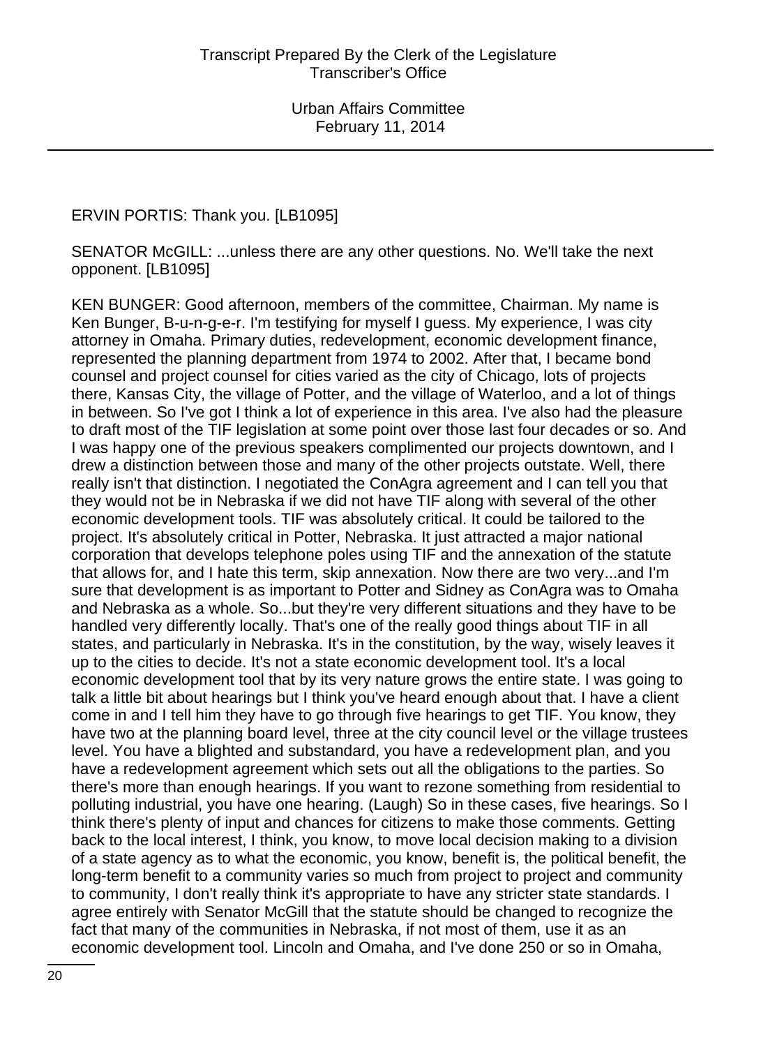ERVIN PORTIS: Thank you. [LB1095]

SENATOR McGILL: ...unless there are any other questions. No. We'll take the next opponent. [LB1095]

KEN BUNGER: Good afternoon, members of the committee, Chairman. My name is Ken Bunger, B-u-n-g-e-r. I'm testifying for myself I guess. My experience, I was city attorney in Omaha. Primary duties, redevelopment, economic development finance, represented the planning department from 1974 to 2002. After that, I became bond counsel and project counsel for cities varied as the city of Chicago, lots of projects there, Kansas City, the village of Potter, and the village of Waterloo, and a lot of things in between. So I've got I think a lot of experience in this area. I've also had the pleasure to draft most of the TIF legislation at some point over those last four decades or so. And I was happy one of the previous speakers complimented our projects downtown, and I drew a distinction between those and many of the other projects outstate. Well, there really isn't that distinction. I negotiated the ConAgra agreement and I can tell you that they would not be in Nebraska if we did not have TIF along with several of the other economic development tools. TIF was absolutely critical. It could be tailored to the project. It's absolutely critical in Potter, Nebraska. It just attracted a major national corporation that develops telephone poles using TIF and the annexation of the statute that allows for, and I hate this term, skip annexation. Now there are two very...and I'm sure that development is as important to Potter and Sidney as ConAgra was to Omaha and Nebraska as a whole. So...but they're very different situations and they have to be handled very differently locally. That's one of the really good things about TIF in all states, and particularly in Nebraska. It's in the constitution, by the way, wisely leaves it up to the cities to decide. It's not a state economic development tool. It's a local economic development tool that by its very nature grows the entire state. I was going to talk a little bit about hearings but I think you've heard enough about that. I have a client come in and I tell him they have to go through five hearings to get TIF. You know, they have two at the planning board level, three at the city council level or the village trustees level. You have a blighted and substandard, you have a redevelopment plan, and you have a redevelopment agreement which sets out all the obligations to the parties. So there's more than enough hearings. If you want to rezone something from residential to polluting industrial, you have one hearing. (Laugh) So in these cases, five hearings. So I think there's plenty of input and chances for citizens to make those comments. Getting back to the local interest, I think, you know, to move local decision making to a division of a state agency as to what the economic, you know, benefit is, the political benefit, the long-term benefit to a community varies so much from project to project and community to community, I don't really think it's appropriate to have any stricter state standards. I agree entirely with Senator McGill that the statute should be changed to recognize the fact that many of the communities in Nebraska, if not most of them, use it as an economic development tool. Lincoln and Omaha, and I've done 250 or so in Omaha,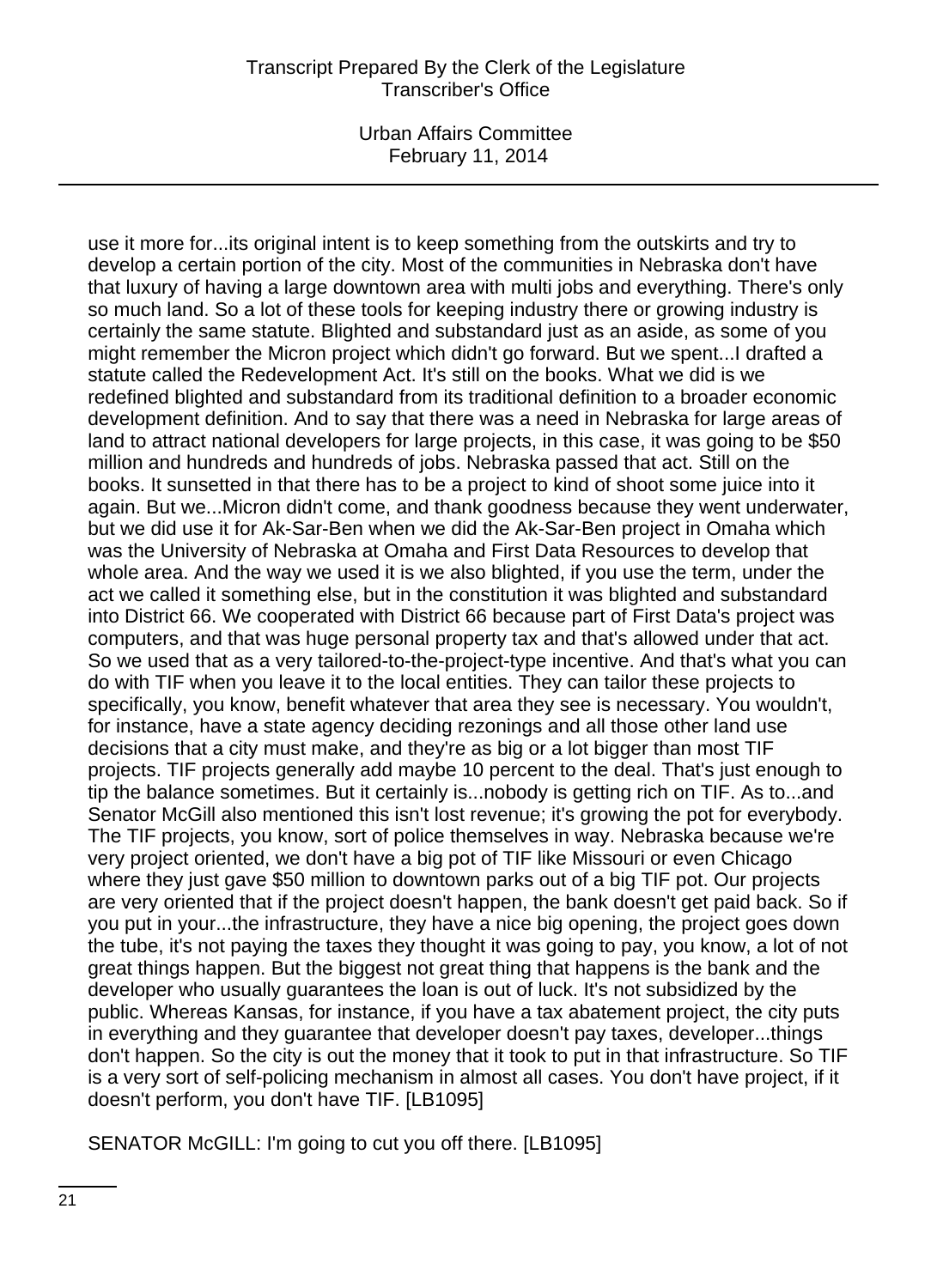use it more for...its original intent is to keep something from the outskirts and try to develop a certain portion of the city. Most of the communities in Nebraska don't have that luxury of having a large downtown area with multi jobs and everything. There's only so much land. So a lot of these tools for keeping industry there or growing industry is certainly the same statute. Blighted and substandard just as an aside, as some of you might remember the Micron project which didn't go forward. But we spent...I drafted a statute called the Redevelopment Act. It's still on the books. What we did is we redefined blighted and substandard from its traditional definition to a broader economic development definition. And to say that there was a need in Nebraska for large areas of land to attract national developers for large projects, in this case, it was going to be $50 million and hundreds and hundreds of jobs. Nebraska passed that act. Still on the books. It sunsetted in that there has to be a project to kind of shoot some juice into it again. But we...Micron didn't come, and thank goodness because they went underwater, but we did use it for Ak-Sar-Ben when we did the Ak-Sar-Ben project in Omaha which was the University of Nebraska at Omaha and First Data Resources to develop that whole area. And the way we used it is we also blighted, if you use the term, under the act we called it something else, but in the constitution it was blighted and substandard into District 66. We cooperated with District 66 because part of First Data's project was computers, and that was huge personal property tax and that's allowed under that act. So we used that as a very tailored-to-the-project-type incentive. And that's what you can do with TIF when you leave it to the local entities. They can tailor these projects to specifically, you know, benefit whatever that area they see is necessary. You wouldn't, for instance, have a state agency deciding rezonings and all those other land use decisions that a city must make, and they're as big or a lot bigger than most TIF projects. TIF projects generally add maybe 10 percent to the deal. That's just enough to tip the balance sometimes. But it certainly is...nobody is getting rich on TIF. As to...and Senator McGill also mentioned this isn't lost revenue; it's growing the pot for everybody. The TIF projects, you know, sort of police themselves in way. Nebraska because we're very project oriented, we don't have a big pot of TIF like Missouri or even Chicago where they just gave $50 million to downtown parks out of a big TIF pot. Our projects are very oriented that if the project doesn't happen, the bank doesn't get paid back. So if you put in your...the infrastructure, they have a nice big opening, the project goes down the tube, it's not paying the taxes they thought it was going to pay, you know, a lot of not great things happen. But the biggest not great thing that happens is the bank and the developer who usually guarantees the loan is out of luck. It's not subsidized by the public. Whereas Kansas, for instance, if you have a tax abatement project, the city puts in everything and they guarantee that developer doesn't pay taxes, developer...things don't happen. So the city is out the money that it took to put in that infrastructure. So TIF is a very sort of self-policing mechanism in almost all cases. You don't have project, if it doesn't perform, you don't have TIF. [LB1095]

SENATOR McGILL: I'm going to cut you off there. [LB1095]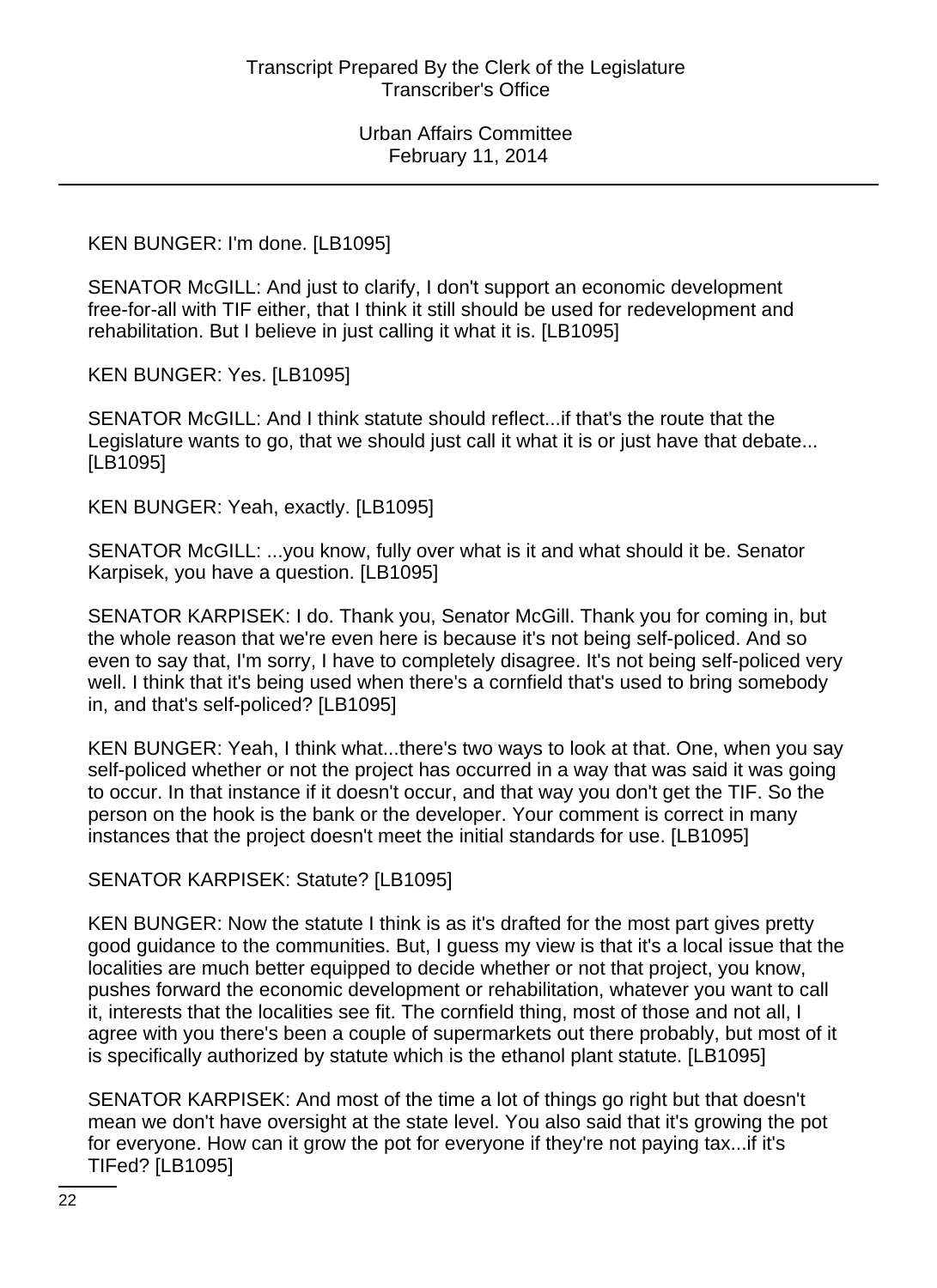KEN BUNGER: I'm done. [LB1095]

SENATOR McGILL: And just to clarify, I don't support an economic development free-for-all with TIF either, that I think it still should be used for redevelopment and rehabilitation. But I believe in just calling it what it is. [LB1095]

KEN BUNGER: Yes. [LB1095]

SENATOR McGILL: And I think statute should reflect...if that's the route that the Legislature wants to go, that we should just call it what it is or just have that debate... [LB1095]

KEN BUNGER: Yeah, exactly. [LB1095]

SENATOR McGILL: ...you know, fully over what is it and what should it be. Senator Karpisek, you have a question. [LB1095]

SENATOR KARPISEK: I do. Thank you, Senator McGill. Thank you for coming in, but the whole reason that we're even here is because it's not being self-policed. And so even to say that, I'm sorry, I have to completely disagree. It's not being self-policed very well. I think that it's being used when there's a cornfield that's used to bring somebody in, and that's self-policed? [LB1095]

KEN BUNGER: Yeah, I think what...there's two ways to look at that. One, when you say self-policed whether or not the project has occurred in a way that was said it was going to occur. In that instance if it doesn't occur, and that way you don't get the TIF. So the person on the hook is the bank or the developer. Your comment is correct in many instances that the project doesn't meet the initial standards for use. [LB1095]

SENATOR KARPISEK: Statute? [LB1095]

KEN BUNGER: Now the statute I think is as it's drafted for the most part gives pretty good guidance to the communities. But, I guess my view is that it's a local issue that the localities are much better equipped to decide whether or not that project, you know, pushes forward the economic development or rehabilitation, whatever you want to call it, interests that the localities see fit. The cornfield thing, most of those and not all, I agree with you there's been a couple of supermarkets out there probably, but most of it is specifically authorized by statute which is the ethanol plant statute. [LB1095]

SENATOR KARPISEK: And most of the time a lot of things go right but that doesn't mean we don't have oversight at the state level. You also said that it's growing the pot for everyone. How can it grow the pot for everyone if they're not paying tax...if it's TIFed? [LB1095]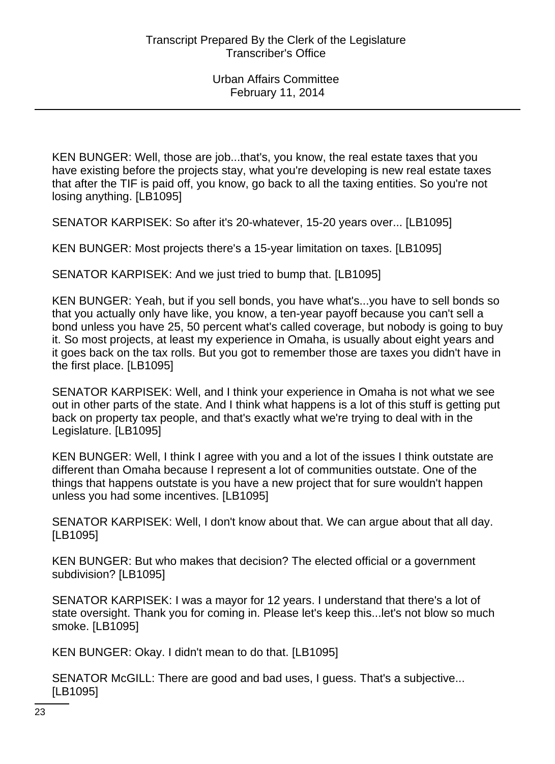KEN BUNGER: Well, those are job...that's, you know, the real estate taxes that you have existing before the projects stay, what you're developing is new real estate taxes that after the TIF is paid off, you know, go back to all the taxing entities. So you're not losing anything. [LB1095]

SENATOR KARPISEK: So after it's 20-whatever, 15-20 years over... [LB1095]

KEN BUNGER: Most projects there's a 15-year limitation on taxes. [LB1095]

SENATOR KARPISEK: And we just tried to bump that. [LB1095]

KEN BUNGER: Yeah, but if you sell bonds, you have what's...you have to sell bonds so that you actually only have like, you know, a ten-year payoff because you can't sell a bond unless you have 25, 50 percent what's called coverage, but nobody is going to buy it. So most projects, at least my experience in Omaha, is usually about eight years and it goes back on the tax rolls. But you got to remember those are taxes you didn't have in the first place. [LB1095]

SENATOR KARPISEK: Well, and I think your experience in Omaha is not what we see out in other parts of the state. And I think what happens is a lot of this stuff is getting put back on property tax people, and that's exactly what we're trying to deal with in the Legislature. [LB1095]

KEN BUNGER: Well, I think I agree with you and a lot of the issues I think outstate are different than Omaha because I represent a lot of communities outstate. One of the things that happens outstate is you have a new project that for sure wouldn't happen unless you had some incentives. [LB1095]

SENATOR KARPISEK: Well, I don't know about that. We can argue about that all day. [LB1095]

KEN BUNGER: But who makes that decision? The elected official or a government subdivision? [LB1095]

SENATOR KARPISEK: I was a mayor for 12 years. I understand that there's a lot of state oversight. Thank you for coming in. Please let's keep this...let's not blow so much smoke. [LB1095]

KEN BUNGER: Okay. I didn't mean to do that. [LB1095]

SENATOR McGILL: There are good and bad uses, I guess. That's a subjective... [LB1095]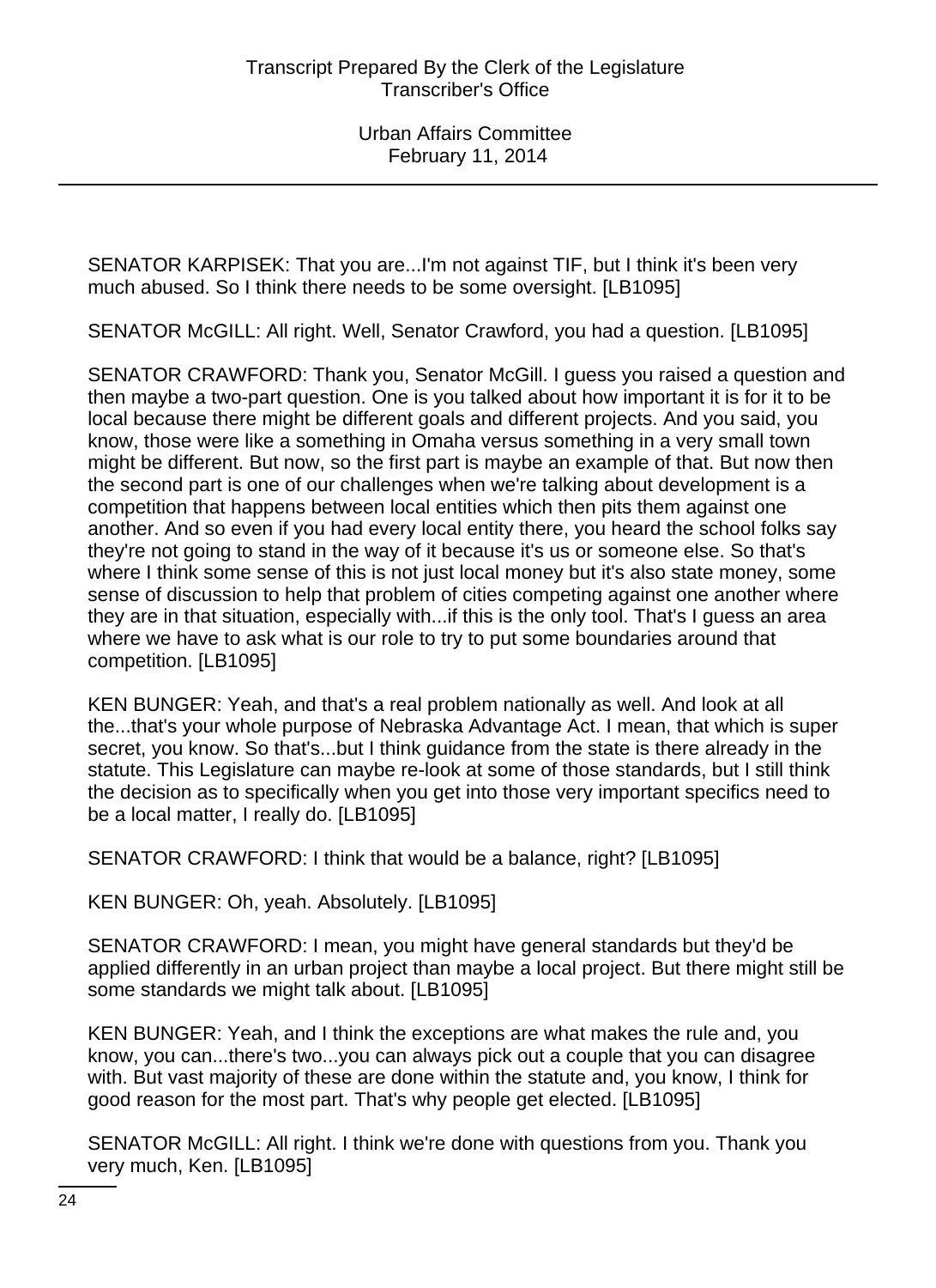SENATOR KARPISEK: That you are...I'm not against TIF, but I think it's been very much abused. So I think there needs to be some oversight. [LB1095]

SENATOR McGILL: All right. Well, Senator Crawford, you had a question. [LB1095]

SENATOR CRAWFORD: Thank you, Senator McGill. I guess you raised a question and then maybe a two-part question. One is you talked about how important it is for it to be local because there might be different goals and different projects. And you said, you know, those were like a something in Omaha versus something in a very small town might be different. But now, so the first part is maybe an example of that. But now then the second part is one of our challenges when we're talking about development is a competition that happens between local entities which then pits them against one another. And so even if you had every local entity there, you heard the school folks say they're not going to stand in the way of it because it's us or someone else. So that's where I think some sense of this is not just local money but it's also state money, some sense of discussion to help that problem of cities competing against one another where they are in that situation, especially with...if this is the only tool. That's I guess an area where we have to ask what is our role to try to put some boundaries around that competition. [LB1095]

KEN BUNGER: Yeah, and that's a real problem nationally as well. And look at all the...that's your whole purpose of Nebraska Advantage Act. I mean, that which is super secret, you know. So that's...but I think guidance from the state is there already in the statute. This Legislature can maybe re-look at some of those standards, but I still think the decision as to specifically when you get into those very important specifics need to be a local matter, I really do. [LB1095]

SENATOR CRAWFORD: I think that would be a balance, right? [LB1095]

KEN BUNGER: Oh, yeah. Absolutely. [LB1095]

SENATOR CRAWFORD: I mean, you might have general standards but they'd be applied differently in an urban project than maybe a local project. But there might still be some standards we might talk about. [LB1095]

KEN BUNGER: Yeah, and I think the exceptions are what makes the rule and, you know, you can...there's two...you can always pick out a couple that you can disagree with. But vast majority of these are done within the statute and, you know, I think for good reason for the most part. That's why people get elected. [LB1095]

SENATOR McGILL: All right. I think we're done with questions from you. Thank you very much, Ken. [LB1095]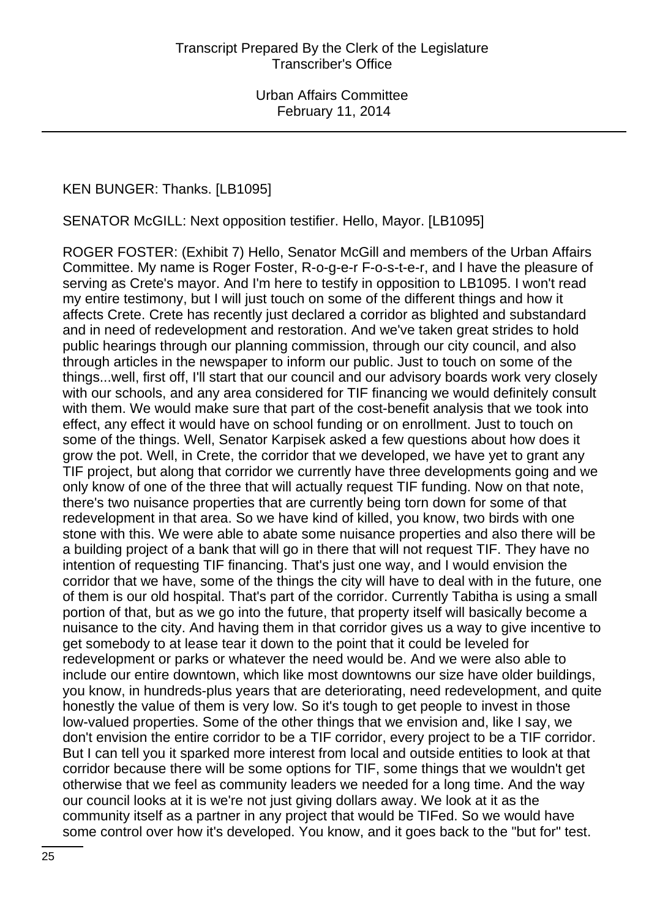KEN BUNGER: Thanks. [LB1095]

SENATOR McGILL: Next opposition testifier. Hello, Mayor. [LB1095]

ROGER FOSTER: (Exhibit 7) Hello, Senator McGill and members of the Urban Affairs Committee. My name is Roger Foster, R-o-g-e-r F-o-s-t-e-r, and I have the pleasure of serving as Crete's mayor. And I'm here to testify in opposition to LB1095. I won't read my entire testimony, but I will just touch on some of the different things and how it affects Crete. Crete has recently just declared a corridor as blighted and substandard and in need of redevelopment and restoration. And we've taken great strides to hold public hearings through our planning commission, through our city council, and also through articles in the newspaper to inform our public. Just to touch on some of the things...well, first off, I'll start that our council and our advisory boards work very closely with our schools, and any area considered for TIF financing we would definitely consult with them. We would make sure that part of the cost-benefit analysis that we took into effect, any effect it would have on school funding or on enrollment. Just to touch on some of the things. Well, Senator Karpisek asked a few questions about how does it grow the pot. Well, in Crete, the corridor that we developed, we have yet to grant any TIF project, but along that corridor we currently have three developments going and we only know of one of the three that will actually request TIF funding. Now on that note, there's two nuisance properties that are currently being torn down for some of that redevelopment in that area. So we have kind of killed, you know, two birds with one stone with this. We were able to abate some nuisance properties and also there will be a building project of a bank that will go in there that will not request TIF. They have no intention of requesting TIF financing. That's just one way, and I would envision the corridor that we have, some of the things the city will have to deal with in the future, one of them is our old hospital. That's part of the corridor. Currently Tabitha is using a small portion of that, but as we go into the future, that property itself will basically become a nuisance to the city. And having them in that corridor gives us a way to give incentive to get somebody to at lease tear it down to the point that it could be leveled for redevelopment or parks or whatever the need would be. And we were also able to include our entire downtown, which like most downtowns our size have older buildings, you know, in hundreds-plus years that are deteriorating, need redevelopment, and quite honestly the value of them is very low. So it's tough to get people to invest in those low-valued properties. Some of the other things that we envision and, like I say, we don't envision the entire corridor to be a TIF corridor, every project to be a TIF corridor. But I can tell you it sparked more interest from local and outside entities to look at that corridor because there will be some options for TIF, some things that we wouldn't get otherwise that we feel as community leaders we needed for a long time. And the way our council looks at it is we're not just giving dollars away. We look at it as the community itself as a partner in any project that would be TIFed. So we would have some control over how it's developed. You know, and it goes back to the "but for" test.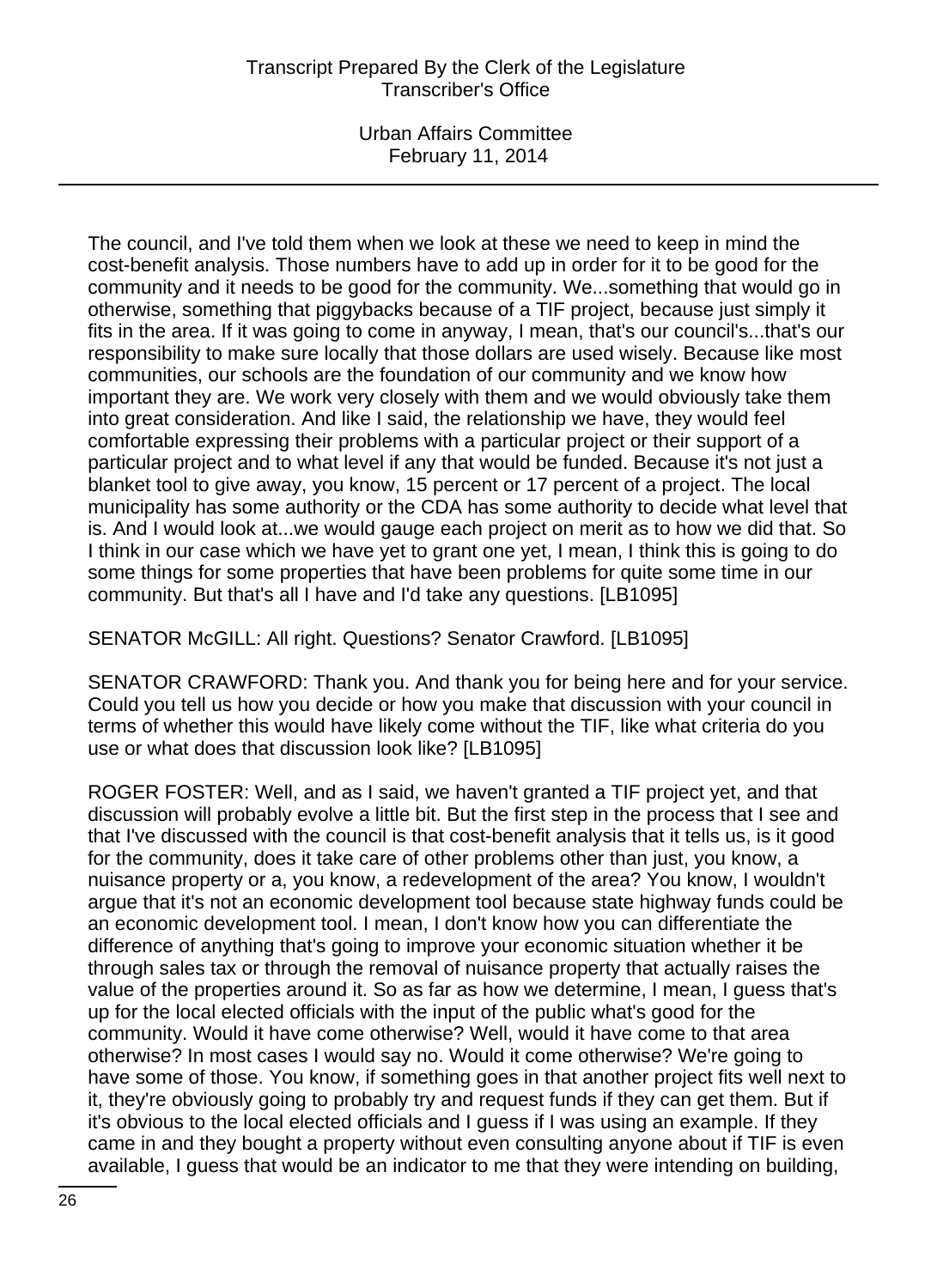The council, and I've told them when we look at these we need to keep in mind the cost-benefit analysis. Those numbers have to add up in order for it to be good for the community and it needs to be good for the community. We...something that would go in otherwise, something that piggybacks because of a TIF project, because just simply it fits in the area. If it was going to come in anyway, I mean, that's our council's...that's our responsibility to make sure locally that those dollars are used wisely. Because like most communities, our schools are the foundation of our community and we know how important they are. We work very closely with them and we would obviously take them into great consideration. And like I said, the relationship we have, they would feel comfortable expressing their problems with a particular project or their support of a particular project and to what level if any that would be funded. Because it's not just a blanket tool to give away, you know, 15 percent or 17 percent of a project. The local municipality has some authority or the CDA has some authority to decide what level that is. And I would look at...we would gauge each project on merit as to how we did that. So I think in our case which we have yet to grant one yet, I mean, I think this is going to do some things for some properties that have been problems for quite some time in our community. But that's all I have and I'd take any questions. [LB1095]

SENATOR McGILL: All right. Questions? Senator Crawford. [LB1095]

SENATOR CRAWFORD: Thank you. And thank you for being here and for your service. Could you tell us how you decide or how you make that discussion with your council in terms of whether this would have likely come without the TIF, like what criteria do you use or what does that discussion look like? [LB1095]

ROGER FOSTER: Well, and as I said, we haven't granted a TIF project yet, and that discussion will probably evolve a little bit. But the first step in the process that I see and that I've discussed with the council is that cost-benefit analysis that it tells us, is it good for the community, does it take care of other problems other than just, you know, a nuisance property or a, you know, a redevelopment of the area? You know, I wouldn't argue that it's not an economic development tool because state highway funds could be an economic development tool. I mean, I don't know how you can differentiate the difference of anything that's going to improve your economic situation whether it be through sales tax or through the removal of nuisance property that actually raises the value of the properties around it. So as far as how we determine, I mean, I guess that's up for the local elected officials with the input of the public what's good for the community. Would it have come otherwise? Well, would it have come to that area otherwise? In most cases I would say no. Would it come otherwise? We're going to have some of those. You know, if something goes in that another project fits well next to it, they're obviously going to probably try and request funds if they can get them. But if it's obvious to the local elected officials and I guess if I was using an example. If they came in and they bought a property without even consulting anyone about if TIF is even available, I guess that would be an indicator to me that they were intending on building,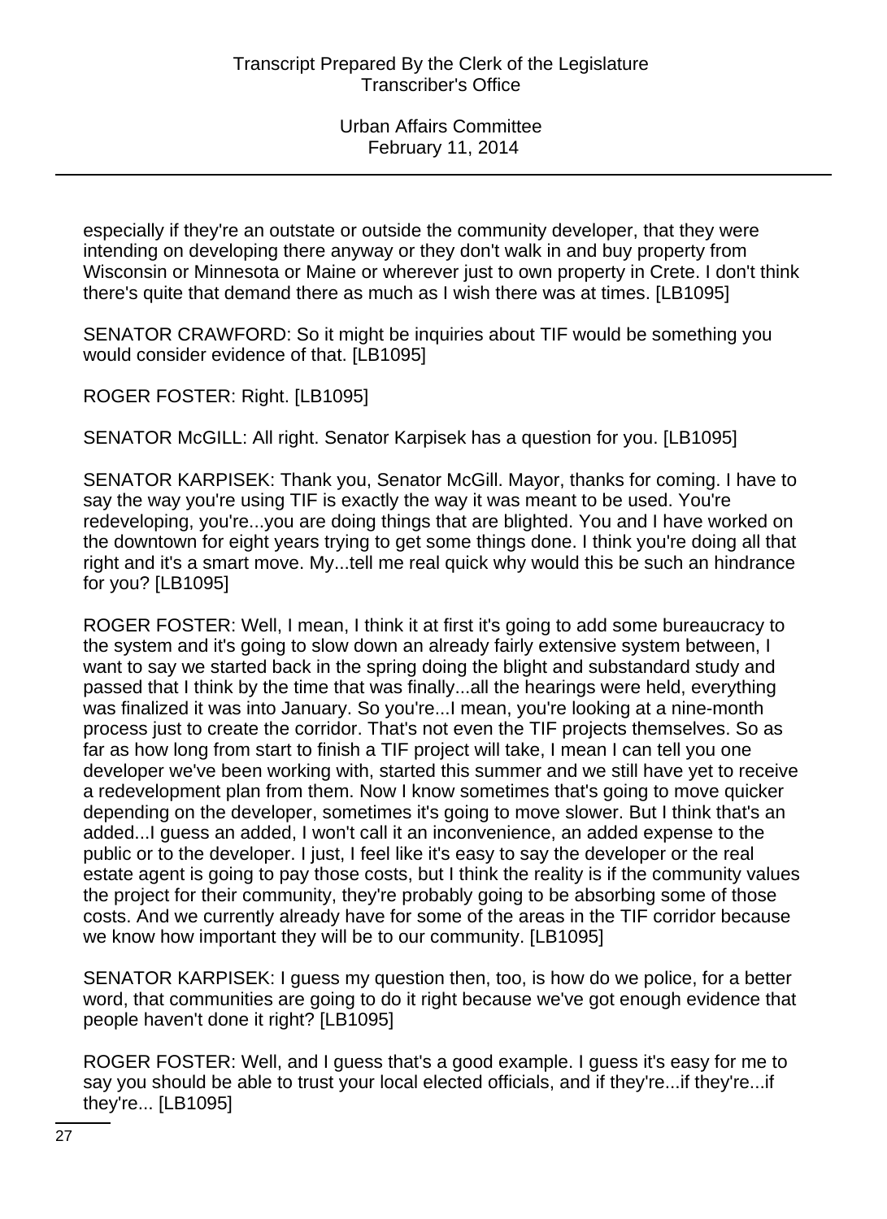especially if they're an outstate or outside the community developer, that they were intending on developing there anyway or they don't walk in and buy property from Wisconsin or Minnesota or Maine or wherever just to own property in Crete. I don't think there's quite that demand there as much as I wish there was at times. [LB1095]

SENATOR CRAWFORD: So it might be inquiries about TIF would be something you would consider evidence of that. [LB1095]

ROGER FOSTER: Right. [LB1095]

SENATOR McGILL: All right. Senator Karpisek has a question for you. [LB1095]

SENATOR KARPISEK: Thank you, Senator McGill. Mayor, thanks for coming. I have to say the way you're using TIF is exactly the way it was meant to be used. You're redeveloping, you're...you are doing things that are blighted. You and I have worked on the downtown for eight years trying to get some things done. I think you're doing all that right and it's a smart move. My...tell me real quick why would this be such an hindrance for you? [LB1095]

ROGER FOSTER: Well, I mean, I think it at first it's going to add some bureaucracy to the system and it's going to slow down an already fairly extensive system between, I want to say we started back in the spring doing the blight and substandard study and passed that I think by the time that was finally...all the hearings were held, everything was finalized it was into January. So you're...I mean, you're looking at a nine-month process just to create the corridor. That's not even the TIF projects themselves. So as far as how long from start to finish a TIF project will take, I mean I can tell you one developer we've been working with, started this summer and we still have yet to receive a redevelopment plan from them. Now I know sometimes that's going to move quicker depending on the developer, sometimes it's going to move slower. But I think that's an added...I guess an added, I won't call it an inconvenience, an added expense to the public or to the developer. I just, I feel like it's easy to say the developer or the real estate agent is going to pay those costs, but I think the reality is if the community values the project for their community, they're probably going to be absorbing some of those costs. And we currently already have for some of the areas in the TIF corridor because we know how important they will be to our community. [LB1095]

SENATOR KARPISEK: I guess my question then, too, is how do we police, for a better word, that communities are going to do it right because we've got enough evidence that people haven't done it right? [LB1095]

ROGER FOSTER: Well, and I guess that's a good example. I guess it's easy for me to say you should be able to trust your local elected officials, and if they're...if they're...if they're... [LB1095]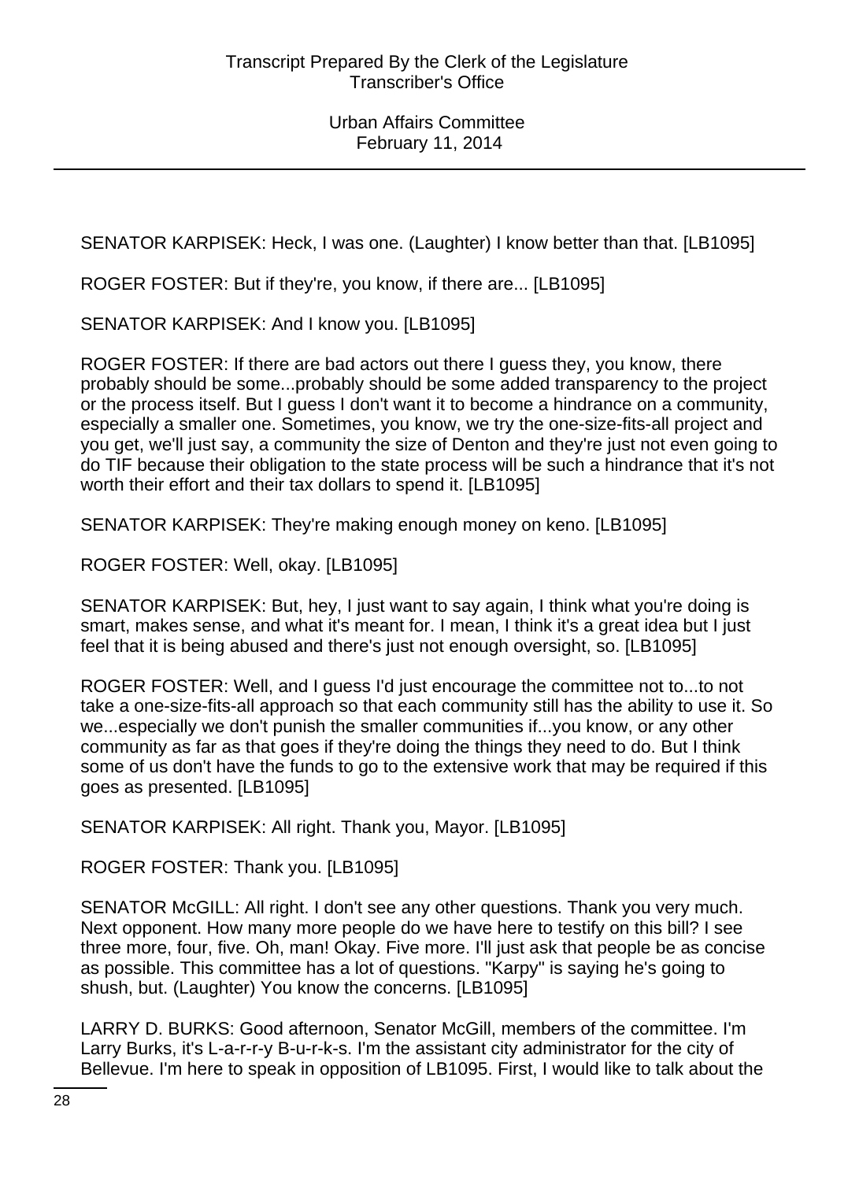SENATOR KARPISEK: Heck, I was one. (Laughter) I know better than that. [LB1095]

ROGER FOSTER: But if they're, you know, if there are... [LB1095]

SENATOR KARPISEK: And I know you. [LB1095]

ROGER FOSTER: If there are bad actors out there I guess they, you know, there probably should be some...probably should be some added transparency to the project or the process itself. But I guess I don't want it to become a hindrance on a community, especially a smaller one. Sometimes, you know, we try the one-size-fits-all project and you get, we'll just say, a community the size of Denton and they're just not even going to do TIF because their obligation to the state process will be such a hindrance that it's not worth their effort and their tax dollars to spend it. [LB1095]

SENATOR KARPISEK: They're making enough money on keno. [LB1095]

ROGER FOSTER: Well, okay. [LB1095]

SENATOR KARPISEK: But, hey, I just want to say again, I think what you're doing is smart, makes sense, and what it's meant for. I mean, I think it's a great idea but I just feel that it is being abused and there's just not enough oversight, so. [LB1095]

ROGER FOSTER: Well, and I guess I'd just encourage the committee not to...to not take a one-size-fits-all approach so that each community still has the ability to use it. So we...especially we don't punish the smaller communities if...you know, or any other community as far as that goes if they're doing the things they need to do. But I think some of us don't have the funds to go to the extensive work that may be required if this goes as presented. [LB1095]

SENATOR KARPISEK: All right. Thank you, Mayor. [LB1095]

ROGER FOSTER: Thank you. [LB1095]

SENATOR McGILL: All right. I don't see any other questions. Thank you very much. Next opponent. How many more people do we have here to testify on this bill? I see three more, four, five. Oh, man! Okay. Five more. I'll just ask that people be as concise as possible. This committee has a lot of questions. "Karpy" is saying he's going to shush, but. (Laughter) You know the concerns. [LB1095]

LARRY D. BURKS: Good afternoon, Senator McGill, members of the committee. I'm Larry Burks, it's L-a-r-r-y B-u-r-k-s. I'm the assistant city administrator for the city of Bellevue. I'm here to speak in opposition of LB1095. First, I would like to talk about the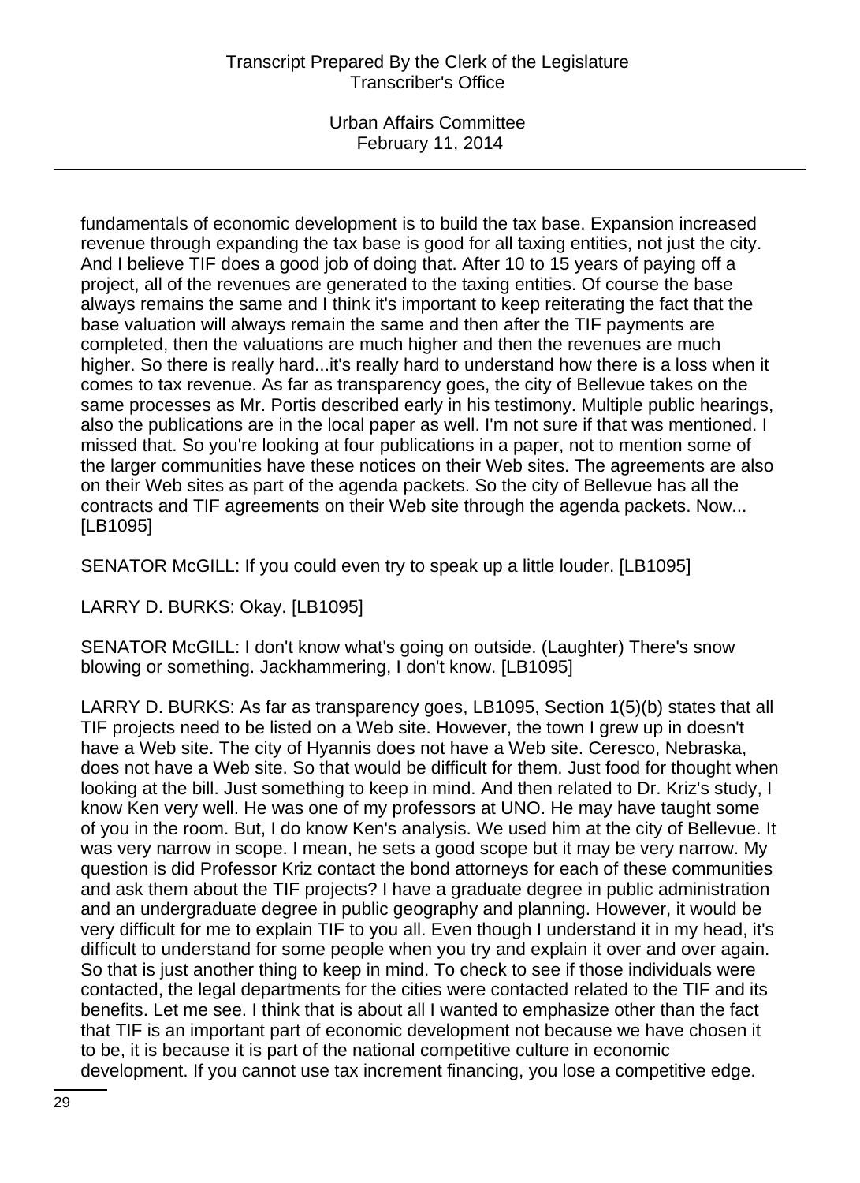fundamentals of economic development is to build the tax base. Expansion increased revenue through expanding the tax base is good for all taxing entities, not just the city. And I believe TIF does a good job of doing that. After 10 to 15 years of paying off a project, all of the revenues are generated to the taxing entities. Of course the base always remains the same and I think it's important to keep reiterating the fact that the base valuation will always remain the same and then after the TIF payments are completed, then the valuations are much higher and then the revenues are much higher. So there is really hard...it's really hard to understand how there is a loss when it comes to tax revenue. As far as transparency goes, the city of Bellevue takes on the same processes as Mr. Portis described early in his testimony. Multiple public hearings, also the publications are in the local paper as well. I'm not sure if that was mentioned. I missed that. So you're looking at four publications in a paper, not to mention some of the larger communities have these notices on their Web sites. The agreements are also on their Web sites as part of the agenda packets. So the city of Bellevue has all the contracts and TIF agreements on their Web site through the agenda packets. Now... [LB1095]

SENATOR McGILL: If you could even try to speak up a little louder. [LB1095]

LARRY D. BURKS: Okay. [LB1095]

SENATOR McGILL: I don't know what's going on outside. (Laughter) There's snow blowing or something. Jackhammering, I don't know. [LB1095]

LARRY D. BURKS: As far as transparency goes, LB1095, Section 1(5)(b) states that all TIF projects need to be listed on a Web site. However, the town I grew up in doesn't have a Web site. The city of Hyannis does not have a Web site. Ceresco, Nebraska, does not have a Web site. So that would be difficult for them. Just food for thought when looking at the bill. Just something to keep in mind. And then related to Dr. Kriz's study, I know Ken very well. He was one of my professors at UNO. He may have taught some of you in the room. But, I do know Ken's analysis. We used him at the city of Bellevue. It was very narrow in scope. I mean, he sets a good scope but it may be very narrow. My question is did Professor Kriz contact the bond attorneys for each of these communities and ask them about the TIF projects? I have a graduate degree in public administration and an undergraduate degree in public geography and planning. However, it would be very difficult for me to explain TIF to you all. Even though I understand it in my head, it's difficult to understand for some people when you try and explain it over and over again. So that is just another thing to keep in mind. To check to see if those individuals were contacted, the legal departments for the cities were contacted related to the TIF and its benefits. Let me see. I think that is about all I wanted to emphasize other than the fact that TIF is an important part of economic development not because we have chosen it to be, it is because it is part of the national competitive culture in economic development. If you cannot use tax increment financing, you lose a competitive edge.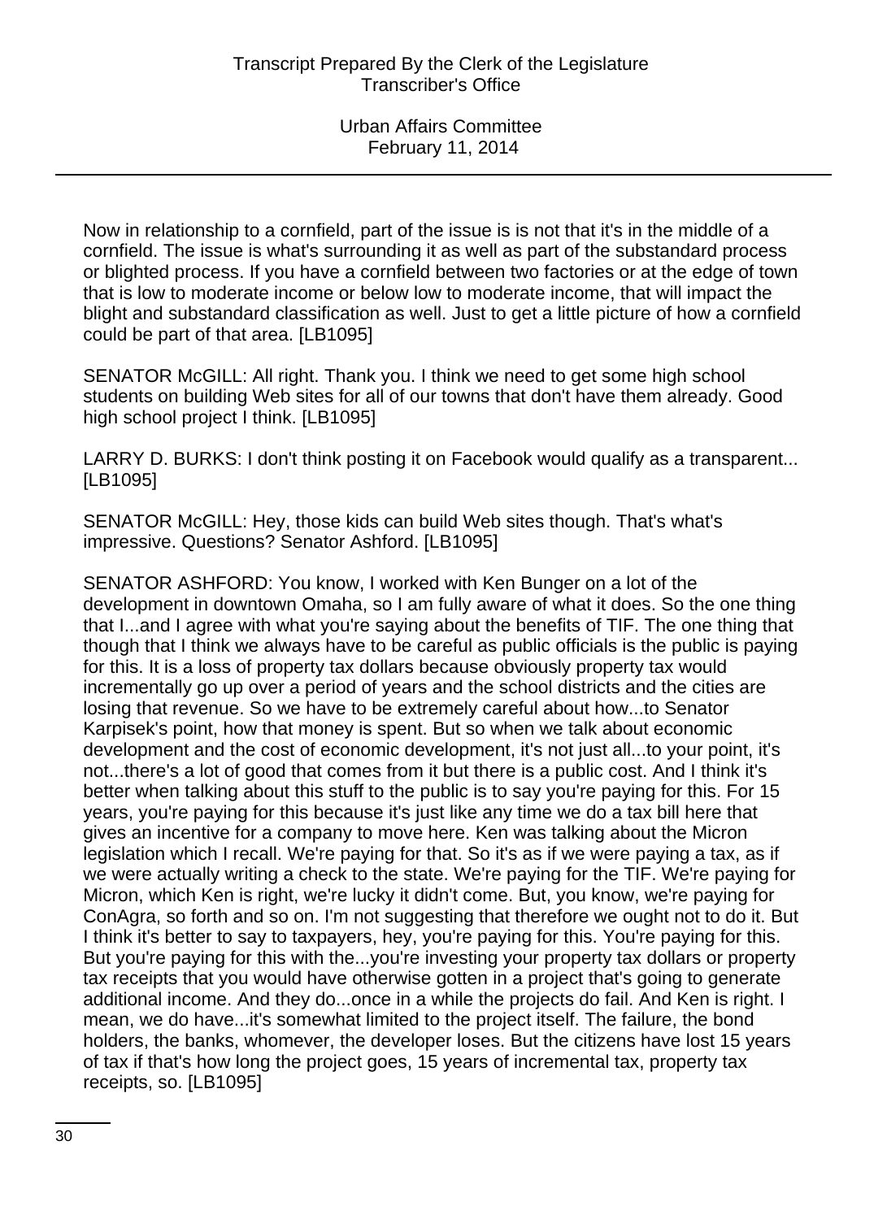Now in relationship to a cornfield, part of the issue is is not that it's in the middle of a cornfield. The issue is what's surrounding it as well as part of the substandard process or blighted process. If you have a cornfield between two factories or at the edge of town that is low to moderate income or below low to moderate income, that will impact the blight and substandard classification as well. Just to get a little picture of how a cornfield could be part of that area. [LB1095]

SENATOR McGILL: All right. Thank you. I think we need to get some high school students on building Web sites for all of our towns that don't have them already. Good high school project I think. [LB1095]

LARRY D. BURKS: I don't think posting it on Facebook would qualify as a transparent... [LB1095]

SENATOR McGILL: Hey, those kids can build Web sites though. That's what's impressive. Questions? Senator Ashford. [LB1095]

SENATOR ASHFORD: You know, I worked with Ken Bunger on a lot of the development in downtown Omaha, so I am fully aware of what it does. So the one thing that I...and I agree with what you're saying about the benefits of TIF. The one thing that though that I think we always have to be careful as public officials is the public is paying for this. It is a loss of property tax dollars because obviously property tax would incrementally go up over a period of years and the school districts and the cities are losing that revenue. So we have to be extremely careful about how...to Senator Karpisek's point, how that money is spent. But so when we talk about economic development and the cost of economic development, it's not just all...to your point, it's not...there's a lot of good that comes from it but there is a public cost. And I think it's better when talking about this stuff to the public is to say you're paying for this. For 15 years, you're paying for this because it's just like any time we do a tax bill here that gives an incentive for a company to move here. Ken was talking about the Micron legislation which I recall. We're paying for that. So it's as if we were paying a tax, as if we were actually writing a check to the state. We're paying for the TIF. We're paying for Micron, which Ken is right, we're lucky it didn't come. But, you know, we're paying for ConAgra, so forth and so on. I'm not suggesting that therefore we ought not to do it. But I think it's better to say to taxpayers, hey, you're paying for this. You're paying for this. But you're paying for this with the...you're investing your property tax dollars or property tax receipts that you would have otherwise gotten in a project that's going to generate additional income. And they do...once in a while the projects do fail. And Ken is right. I mean, we do have...it's somewhat limited to the project itself. The failure, the bond holders, the banks, whomever, the developer loses. But the citizens have lost 15 years of tax if that's how long the project goes, 15 years of incremental tax, property tax receipts, so. [LB1095]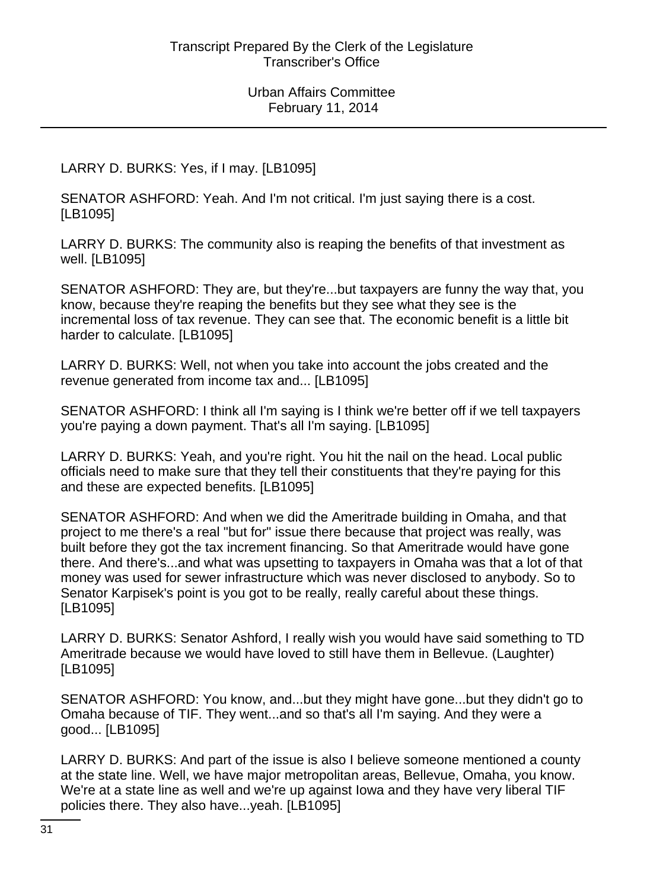LARRY D. BURKS: Yes, if I may. [LB1095]

SENATOR ASHFORD: Yeah. And I'm not critical. I'm just saying there is a cost. [LB1095]

LARRY D. BURKS: The community also is reaping the benefits of that investment as well. [LB1095]

SENATOR ASHFORD: They are, but they're...but taxpayers are funny the way that, you know, because they're reaping the benefits but they see what they see is the incremental loss of tax revenue. They can see that. The economic benefit is a little bit harder to calculate. [LB1095]

LARRY D. BURKS: Well, not when you take into account the jobs created and the revenue generated from income tax and... [LB1095]

SENATOR ASHFORD: I think all I'm saying is I think we're better off if we tell taxpayers you're paying a down payment. That's all I'm saying. [LB1095]

LARRY D. BURKS: Yeah, and you're right. You hit the nail on the head. Local public officials need to make sure that they tell their constituents that they're paying for this and these are expected benefits. [LB1095]

SENATOR ASHFORD: And when we did the Ameritrade building in Omaha, and that project to me there's a real "but for" issue there because that project was really, was built before they got the tax increment financing. So that Ameritrade would have gone there. And there's...and what was upsetting to taxpayers in Omaha was that a lot of that money was used for sewer infrastructure which was never disclosed to anybody. So to Senator Karpisek's point is you got to be really, really careful about these things. [LB1095]

LARRY D. BURKS: Senator Ashford, I really wish you would have said something to TD Ameritrade because we would have loved to still have them in Bellevue. (Laughter) [LB1095]

SENATOR ASHFORD: You know, and...but they might have gone...but they didn't go to Omaha because of TIF. They went...and so that's all I'm saying. And they were a good... [LB1095]

LARRY D. BURKS: And part of the issue is also I believe someone mentioned a county at the state line. Well, we have major metropolitan areas, Bellevue, Omaha, you know. We're at a state line as well and we're up against Iowa and they have very liberal TIF policies there. They also have...yeah. [LB1095]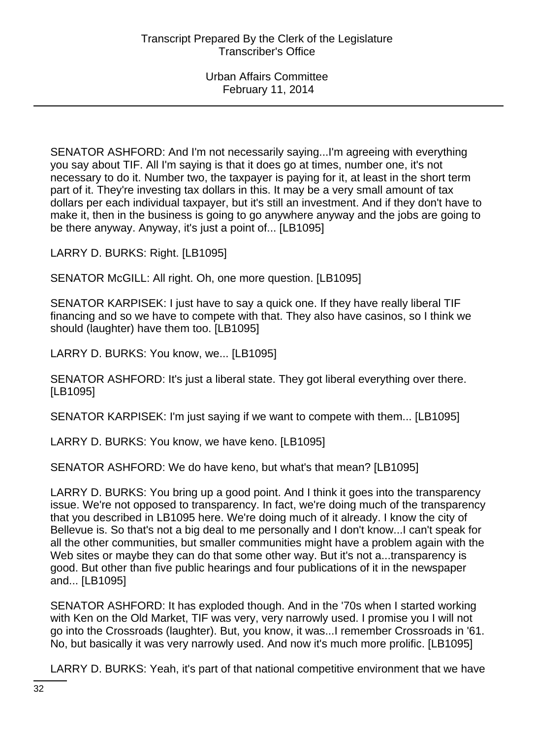SENATOR ASHFORD: And I'm not necessarily saying...I'm agreeing with everything you say about TIF. All I'm saying is that it does go at times, number one, it's not necessary to do it. Number two, the taxpayer is paying for it, at least in the short term part of it. They're investing tax dollars in this. It may be a very small amount of tax dollars per each individual taxpayer, but it's still an investment. And if they don't have to make it, then in the business is going to go anywhere anyway and the jobs are going to be there anyway. Anyway, it's just a point of... [LB1095]

LARRY D. BURKS: Right. [LB1095]

SENATOR McGILL: All right. Oh, one more question. [LB1095]

SENATOR KARPISEK: I just have to say a quick one. If they have really liberal TIF financing and so we have to compete with that. They also have casinos, so I think we should (laughter) have them too. [LB1095]

LARRY D. BURKS: You know, we... [LB1095]

SENATOR ASHFORD: It's just a liberal state. They got liberal everything over there. [LB1095]

SENATOR KARPISEK: I'm just saying if we want to compete with them... [LB1095]

LARRY D. BURKS: You know, we have keno. [LB1095]

SENATOR ASHFORD: We do have keno, but what's that mean? [LB1095]

LARRY D. BURKS: You bring up a good point. And I think it goes into the transparency issue. We're not opposed to transparency. In fact, we're doing much of the transparency that you described in LB1095 here. We're doing much of it already. I know the city of Bellevue is. So that's not a big deal to me personally and I don't know...I can't speak for all the other communities, but smaller communities might have a problem again with the Web sites or maybe they can do that some other way. But it's not a...transparency is good. But other than five public hearings and four publications of it in the newspaper and... [LB1095]

SENATOR ASHFORD: It has exploded though. And in the '70s when I started working with Ken on the Old Market, TIF was very, very narrowly used. I promise you I will not go into the Crossroads (laughter). But, you know, it was...I remember Crossroads in '61. No, but basically it was very narrowly used. And now it's much more prolific. [LB1095]

LARRY D. BURKS: Yeah, it's part of that national competitive environment that we have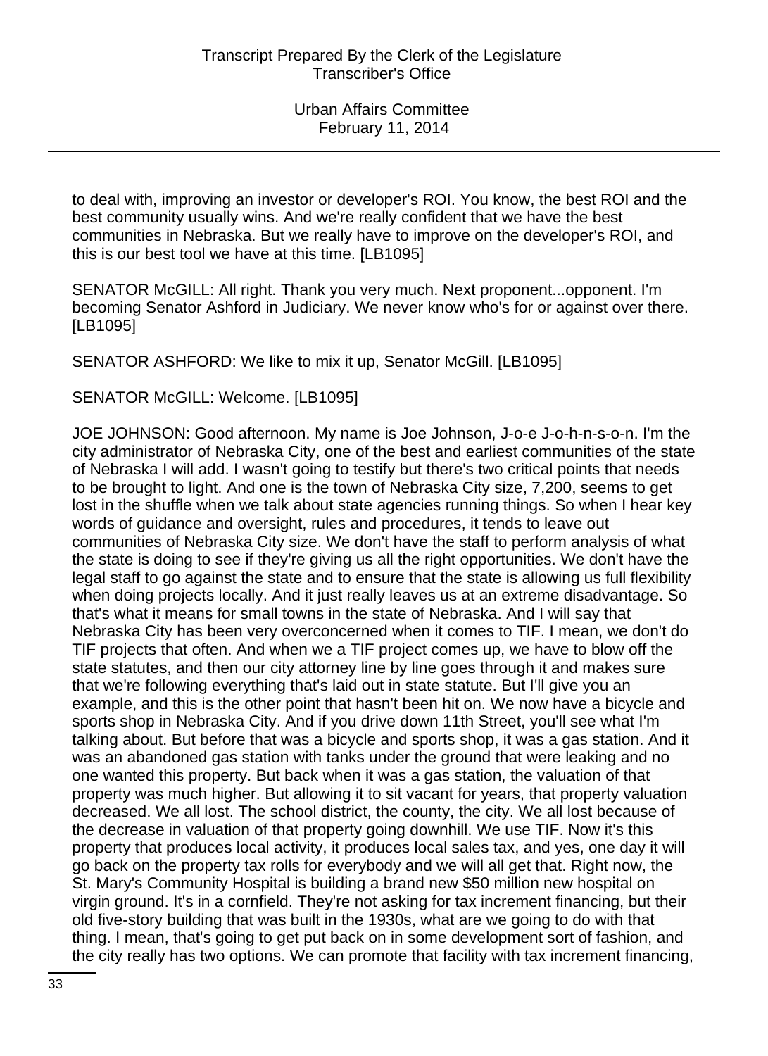to deal with, improving an investor or developer's ROI. You know, the best ROI and the best community usually wins. And we're really confident that we have the best communities in Nebraska. But we really have to improve on the developer's ROI, and this is our best tool we have at this time. [LB1095]

SENATOR McGILL: All right. Thank you very much. Next proponent...opponent. I'm becoming Senator Ashford in Judiciary. We never know who's for or against over there. [LB1095]

SENATOR ASHFORD: We like to mix it up, Senator McGill. [LB1095]

SENATOR McGILL: Welcome. [LB1095]

JOE JOHNSON: Good afternoon. My name is Joe Johnson, J-o-e J-o-h-n-s-o-n. I'm the city administrator of Nebraska City, one of the best and earliest communities of the state of Nebraska I will add. I wasn't going to testify but there's two critical points that needs to be brought to light. And one is the town of Nebraska City size, 7,200, seems to get lost in the shuffle when we talk about state agencies running things. So when I hear key words of guidance and oversight, rules and procedures, it tends to leave out communities of Nebraska City size. We don't have the staff to perform analysis of what the state is doing to see if they're giving us all the right opportunities. We don't have the legal staff to go against the state and to ensure that the state is allowing us full flexibility when doing projects locally. And it just really leaves us at an extreme disadvantage. So that's what it means for small towns in the state of Nebraska. And I will say that Nebraska City has been very overconcerned when it comes to TIF. I mean, we don't do TIF projects that often. And when we a TIF project comes up, we have to blow off the state statutes, and then our city attorney line by line goes through it and makes sure that we're following everything that's laid out in state statute. But I'll give you an example, and this is the other point that hasn't been hit on. We now have a bicycle and sports shop in Nebraska City. And if you drive down 11th Street, you'll see what I'm talking about. But before that was a bicycle and sports shop, it was a gas station. And it was an abandoned gas station with tanks under the ground that were leaking and no one wanted this property. But back when it was a gas station, the valuation of that property was much higher. But allowing it to sit vacant for years, that property valuation decreased. We all lost. The school district, the county, the city. We all lost because of the decrease in valuation of that property going downhill. We use TIF. Now it's this property that produces local activity, it produces local sales tax, and yes, one day it will go back on the property tax rolls for everybody and we will all get that. Right now, the St. Mary's Community Hospital is building a brand new $50 million new hospital on virgin ground. It's in a cornfield. They're not asking for tax increment financing, but their old five-story building that was built in the 1930s, what are we going to do with that thing. I mean, that's going to get put back on in some development sort of fashion, and the city really has two options. We can promote that facility with tax increment financing,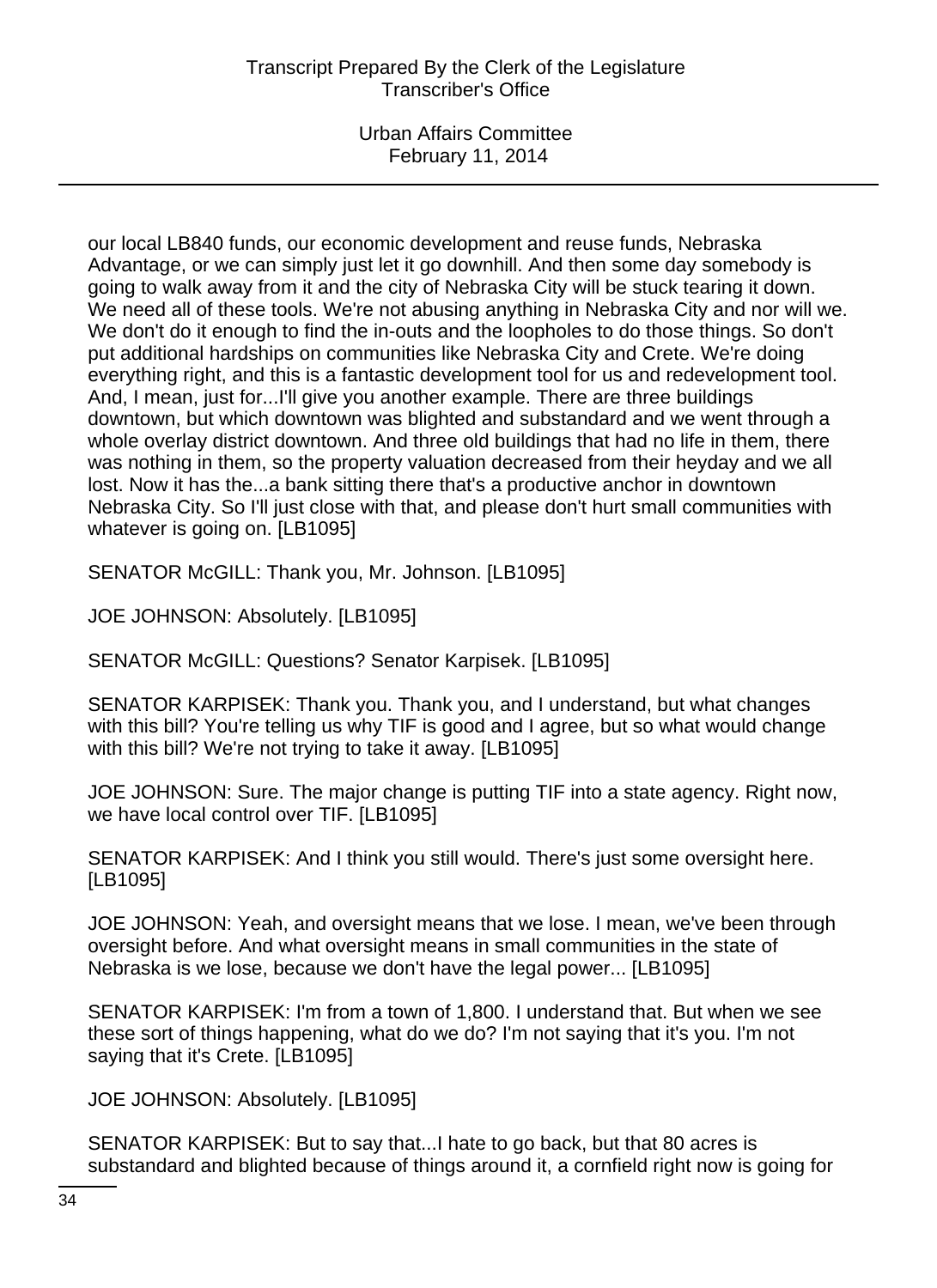our local LB840 funds, our economic development and reuse funds, Nebraska Advantage, or we can simply just let it go downhill. And then some day somebody is going to walk away from it and the city of Nebraska City will be stuck tearing it down. We need all of these tools. We're not abusing anything in Nebraska City and nor will we. We don't do it enough to find the in-outs and the loopholes to do those things. So don't put additional hardships on communities like Nebraska City and Crete. We're doing everything right, and this is a fantastic development tool for us and redevelopment tool. And, I mean, just for...I'll give you another example. There are three buildings downtown, but which downtown was blighted and substandard and we went through a whole overlay district downtown. And three old buildings that had no life in them, there was nothing in them, so the property valuation decreased from their heyday and we all lost. Now it has the...a bank sitting there that's a productive anchor in downtown Nebraska City. So I'll just close with that, and please don't hurt small communities with whatever is going on. [LB1095]

SENATOR McGILL: Thank you, Mr. Johnson. [LB1095]

JOE JOHNSON: Absolutely. [LB1095]

SENATOR McGILL: Questions? Senator Karpisek. [LB1095]

SENATOR KARPISEK: Thank you. Thank you, and I understand, but what changes with this bill? You're telling us why TIF is good and I agree, but so what would change with this bill? We're not trying to take it away. [LB1095]

JOE JOHNSON: Sure. The major change is putting TIF into a state agency. Right now, we have local control over TIF. [LB1095]

SENATOR KARPISEK: And I think you still would. There's just some oversight here. [LB1095]

JOE JOHNSON: Yeah, and oversight means that we lose. I mean, we've been through oversight before. And what oversight means in small communities in the state of Nebraska is we lose, because we don't have the legal power... [LB1095]

SENATOR KARPISEK: I'm from a town of 1,800. I understand that. But when we see these sort of things happening, what do we do? I'm not saying that it's you. I'm not saying that it's Crete. [LB1095]

JOE JOHNSON: Absolutely. [LB1095]

SENATOR KARPISEK: But to say that...I hate to go back, but that 80 acres is substandard and blighted because of things around it, a cornfield right now is going for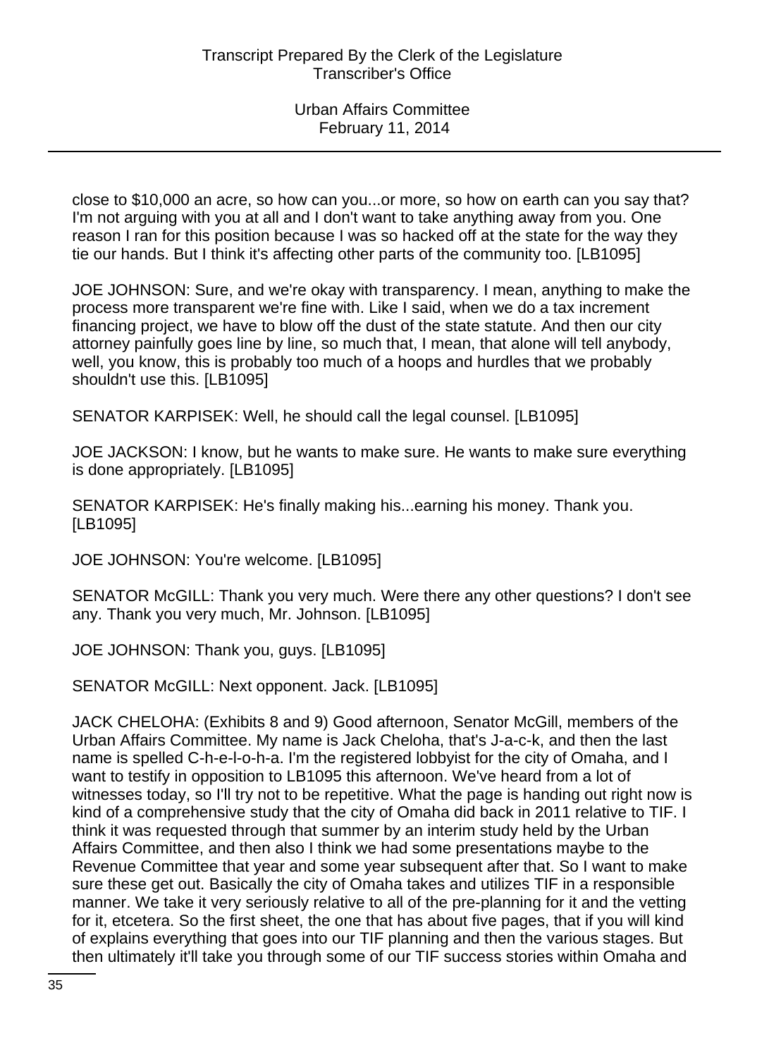close to $10,000 an acre, so how can you...or more, so how on earth can you say that? I'm not arguing with you at all and I don't want to take anything away from you. One reason I ran for this position because I was so hacked off at the state for the way they tie our hands. But I think it's affecting other parts of the community too. [LB1095]

JOE JOHNSON: Sure, and we're okay with transparency. I mean, anything to make the process more transparent we're fine with. Like I said, when we do a tax increment financing project, we have to blow off the dust of the state statute. And then our city attorney painfully goes line by line, so much that, I mean, that alone will tell anybody, well, you know, this is probably too much of a hoops and hurdles that we probably shouldn't use this. [LB1095]

SENATOR KARPISEK: Well, he should call the legal counsel. [LB1095]

JOE JACKSON: I know, but he wants to make sure. He wants to make sure everything is done appropriately. [LB1095]

SENATOR KARPISEK: He's finally making his...earning his money. Thank you. [LB1095]

JOE JOHNSON: You're welcome. [LB1095]

SENATOR McGILL: Thank you very much. Were there any other questions? I don't see any. Thank you very much, Mr. Johnson. [LB1095]

JOE JOHNSON: Thank you, guys. [LB1095]

SENATOR McGILL: Next opponent. Jack. [LB1095]

JACK CHELOHA: (Exhibits 8 and 9) Good afternoon, Senator McGill, members of the Urban Affairs Committee. My name is Jack Cheloha, that's J-a-c-k, and then the last name is spelled C-h-e-l-o-h-a. I'm the registered lobbyist for the city of Omaha, and I want to testify in opposition to LB1095 this afternoon. We've heard from a lot of witnesses today, so I'll try not to be repetitive. What the page is handing out right now is kind of a comprehensive study that the city of Omaha did back in 2011 relative to TIF. I think it was requested through that summer by an interim study held by the Urban Affairs Committee, and then also I think we had some presentations maybe to the Revenue Committee that year and some year subsequent after that. So I want to make sure these get out. Basically the city of Omaha takes and utilizes TIF in a responsible manner. We take it very seriously relative to all of the pre-planning for it and the vetting for it, etcetera. So the first sheet, the one that has about five pages, that if you will kind of explains everything that goes into our TIF planning and then the various stages. But then ultimately it'll take you through some of our TIF success stories within Omaha and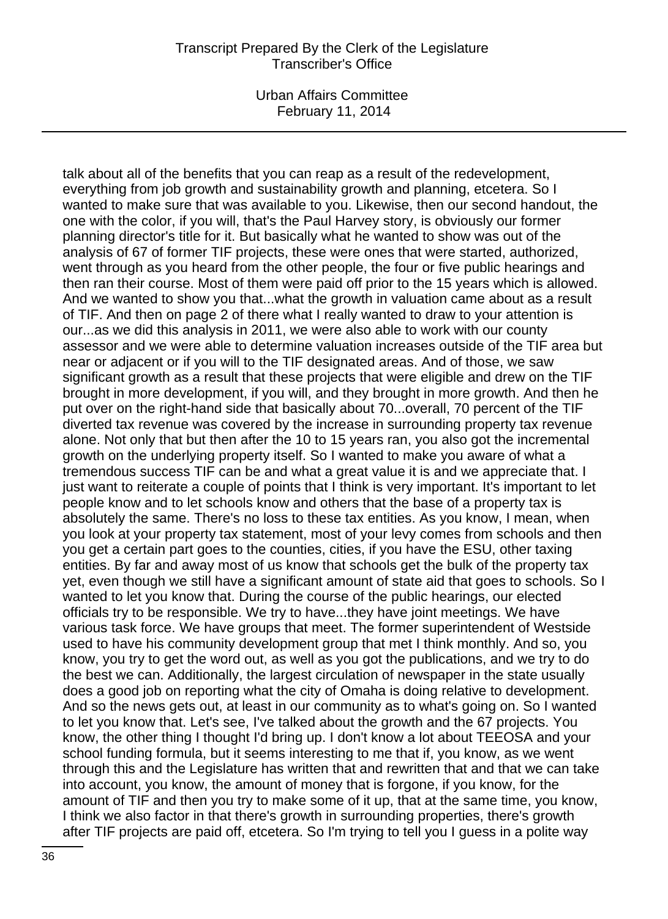talk about all of the benefits that you can reap as a result of the redevelopment, everything from job growth and sustainability growth and planning, etcetera. So I wanted to make sure that was available to you. Likewise, then our second handout, the one with the color, if you will, that's the Paul Harvey story, is obviously our former planning director's title for it. But basically what he wanted to show was out of the analysis of 67 of former TIF projects, these were ones that were started, authorized, went through as you heard from the other people, the four or five public hearings and then ran their course. Most of them were paid off prior to the 15 years which is allowed. And we wanted to show you that...what the growth in valuation came about as a result of TIF. And then on page 2 of there what I really wanted to draw to your attention is our...as we did this analysis in 2011, we were also able to work with our county assessor and we were able to determine valuation increases outside of the TIF area but near or adjacent or if you will to the TIF designated areas. And of those, we saw significant growth as a result that these projects that were eligible and drew on the TIF brought in more development, if you will, and they brought in more growth. And then he put over on the right-hand side that basically about 70...overall, 70 percent of the TIF diverted tax revenue was covered by the increase in surrounding property tax revenue alone. Not only that but then after the 10 to 15 years ran, you also got the incremental growth on the underlying property itself. So I wanted to make you aware of what a tremendous success TIF can be and what a great value it is and we appreciate that. I just want to reiterate a couple of points that I think is very important. It's important to let people know and to let schools know and others that the base of a property tax is absolutely the same. There's no loss to these tax entities. As you know, I mean, when you look at your property tax statement, most of your levy comes from schools and then you get a certain part goes to the counties, cities, if you have the ESU, other taxing entities. By far and away most of us know that schools get the bulk of the property tax yet, even though we still have a significant amount of state aid that goes to schools. So I wanted to let you know that. During the course of the public hearings, our elected officials try to be responsible. We try to have...they have joint meetings. We have various task force. We have groups that meet. The former superintendent of Westside used to have his community development group that met I think monthly. And so, you know, you try to get the word out, as well as you got the publications, and we try to do the best we can. Additionally, the largest circulation of newspaper in the state usually does a good job on reporting what the city of Omaha is doing relative to development. And so the news gets out, at least in our community as to what's going on. So I wanted to let you know that. Let's see, I've talked about the growth and the 67 projects. You know, the other thing I thought I'd bring up. I don't know a lot about TEEOSA and your school funding formula, but it seems interesting to me that if, you know, as we went through this and the Legislature has written that and rewritten that and that we can take into account, you know, the amount of money that is forgone, if you know, for the amount of TIF and then you try to make some of it up, that at the same time, you know, I think we also factor in that there's growth in surrounding properties, there's growth after TIF projects are paid off, etcetera. So I'm trying to tell you I guess in a polite way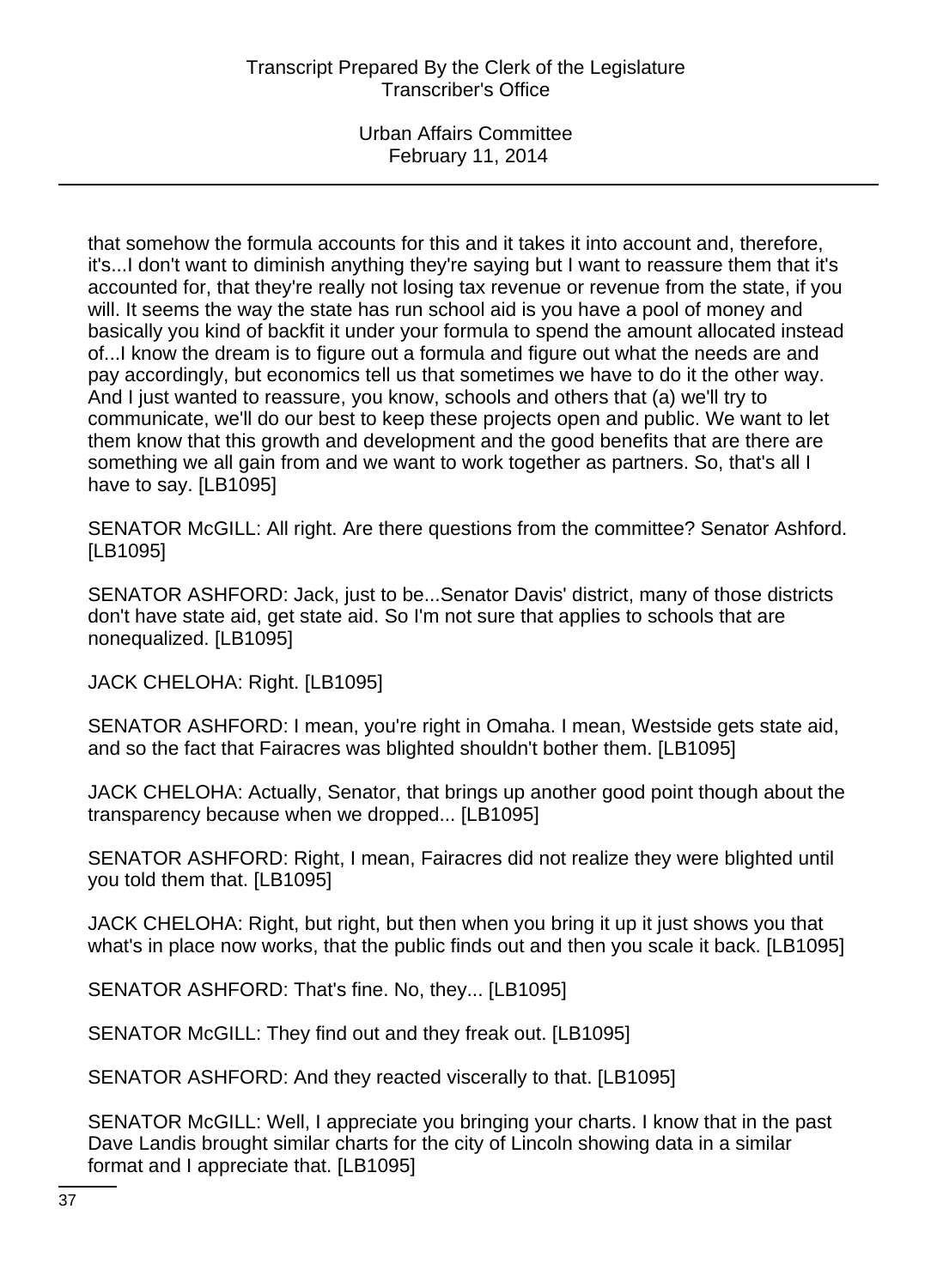that somehow the formula accounts for this and it takes it into account and, therefore, it's...I don't want to diminish anything they're saying but I want to reassure them that it's accounted for, that they're really not losing tax revenue or revenue from the state, if you will. It seems the way the state has run school aid is you have a pool of money and basically you kind of backfit it under your formula to spend the amount allocated instead of...I know the dream is to figure out a formula and figure out what the needs are and pay accordingly, but economics tell us that sometimes we have to do it the other way. And I just wanted to reassure, you know, schools and others that (a) we'll try to communicate, we'll do our best to keep these projects open and public. We want to let them know that this growth and development and the good benefits that are there are something we all gain from and we want to work together as partners. So, that's all I have to say. [LB1095]

SENATOR McGILL: All right. Are there questions from the committee? Senator Ashford. [LB1095]

SENATOR ASHFORD: Jack, just to be...Senator Davis' district, many of those districts don't have state aid, get state aid. So I'm not sure that applies to schools that are nonequalized. [LB1095]

JACK CHELOHA: Right. [LB1095]

SENATOR ASHFORD: I mean, you're right in Omaha. I mean, Westside gets state aid, and so the fact that Fairacres was blighted shouldn't bother them. [LB1095]

JACK CHELOHA: Actually, Senator, that brings up another good point though about the transparency because when we dropped... [LB1095]

SENATOR ASHFORD: Right, I mean, Fairacres did not realize they were blighted until you told them that. [LB1095]

JACK CHELOHA: Right, but right, but then when you bring it up it just shows you that what's in place now works, that the public finds out and then you scale it back. [LB1095]

SENATOR ASHFORD: That's fine. No, they... [LB1095]

SENATOR McGILL: They find out and they freak out. [LB1095]

SENATOR ASHFORD: And they reacted viscerally to that. [LB1095]

SENATOR McGILL: Well, I appreciate you bringing your charts. I know that in the past Dave Landis brought similar charts for the city of Lincoln showing data in a similar format and I appreciate that. [LB1095]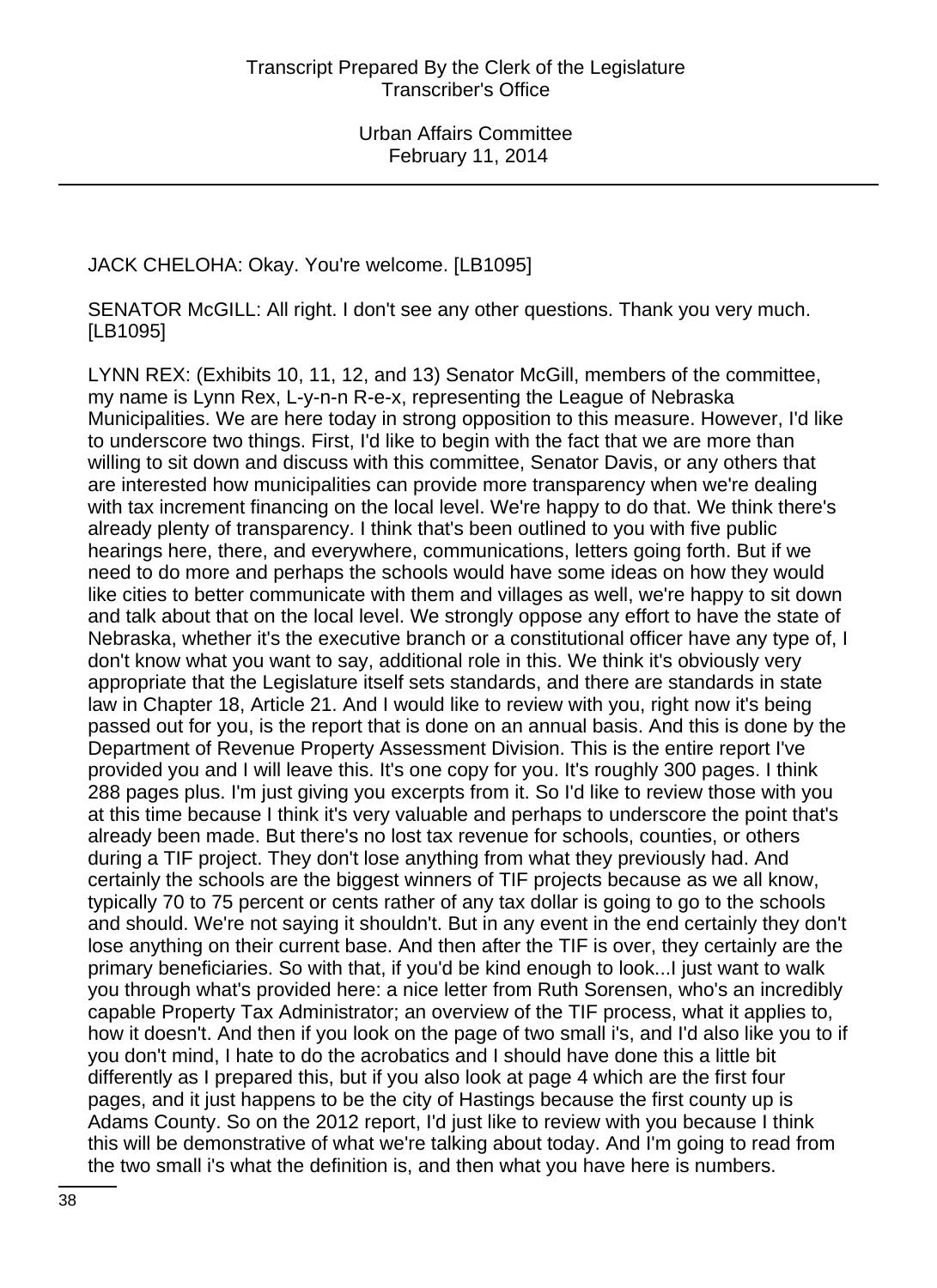JACK CHELOHA: Okay. You're welcome. [LB1095]

SENATOR McGILL: All right. I don't see any other questions. Thank you very much. [LB1095]

LYNN REX: (Exhibits 10, 11, 12, and 13) Senator McGill, members of the committee, my name is Lynn Rex, L-y-n-n R-e-x, representing the League of Nebraska Municipalities. We are here today in strong opposition to this measure. However, I'd like to underscore two things. First, I'd like to begin with the fact that we are more than willing to sit down and discuss with this committee, Senator Davis, or any others that are interested how municipalities can provide more transparency when we're dealing with tax increment financing on the local level. We're happy to do that. We think there's already plenty of transparency. I think that's been outlined to you with five public hearings here, there, and everywhere, communications, letters going forth. But if we need to do more and perhaps the schools would have some ideas on how they would like cities to better communicate with them and villages as well, we're happy to sit down and talk about that on the local level. We strongly oppose any effort to have the state of Nebraska, whether it's the executive branch or a constitutional officer have any type of, I don't know what you want to say, additional role in this. We think it's obviously very appropriate that the Legislature itself sets standards, and there are standards in state law in Chapter 18, Article 21. And I would like to review with you, right now it's being passed out for you, is the report that is done on an annual basis. And this is done by the Department of Revenue Property Assessment Division. This is the entire report I've provided you and I will leave this. It's one copy for you. It's roughly 300 pages. I think 288 pages plus. I'm just giving you excerpts from it. So I'd like to review those with you at this time because I think it's very valuable and perhaps to underscore the point that's already been made. But there's no lost tax revenue for schools, counties, or others during a TIF project. They don't lose anything from what they previously had. And certainly the schools are the biggest winners of TIF projects because as we all know, typically 70 to 75 percent or cents rather of any tax dollar is going to go to the schools and should. We're not saying it shouldn't. But in any event in the end certainly they don't lose anything on their current base. And then after the TIF is over, they certainly are the primary beneficiaries. So with that, if you'd be kind enough to look...I just want to walk you through what's provided here: a nice letter from Ruth Sorensen, who's an incredibly capable Property Tax Administrator; an overview of the TIF process, what it applies to, how it doesn't. And then if you look on the page of two small i's, and I'd also like you to if you don't mind, I hate to do the acrobatics and I should have done this a little bit differently as I prepared this, but if you also look at page 4 which are the first four pages, and it just happens to be the city of Hastings because the first county up is Adams County. So on the 2012 report, I'd just like to review with you because I think this will be demonstrative of what we're talking about today. And I'm going to read from the two small i's what the definition is, and then what you have here is numbers.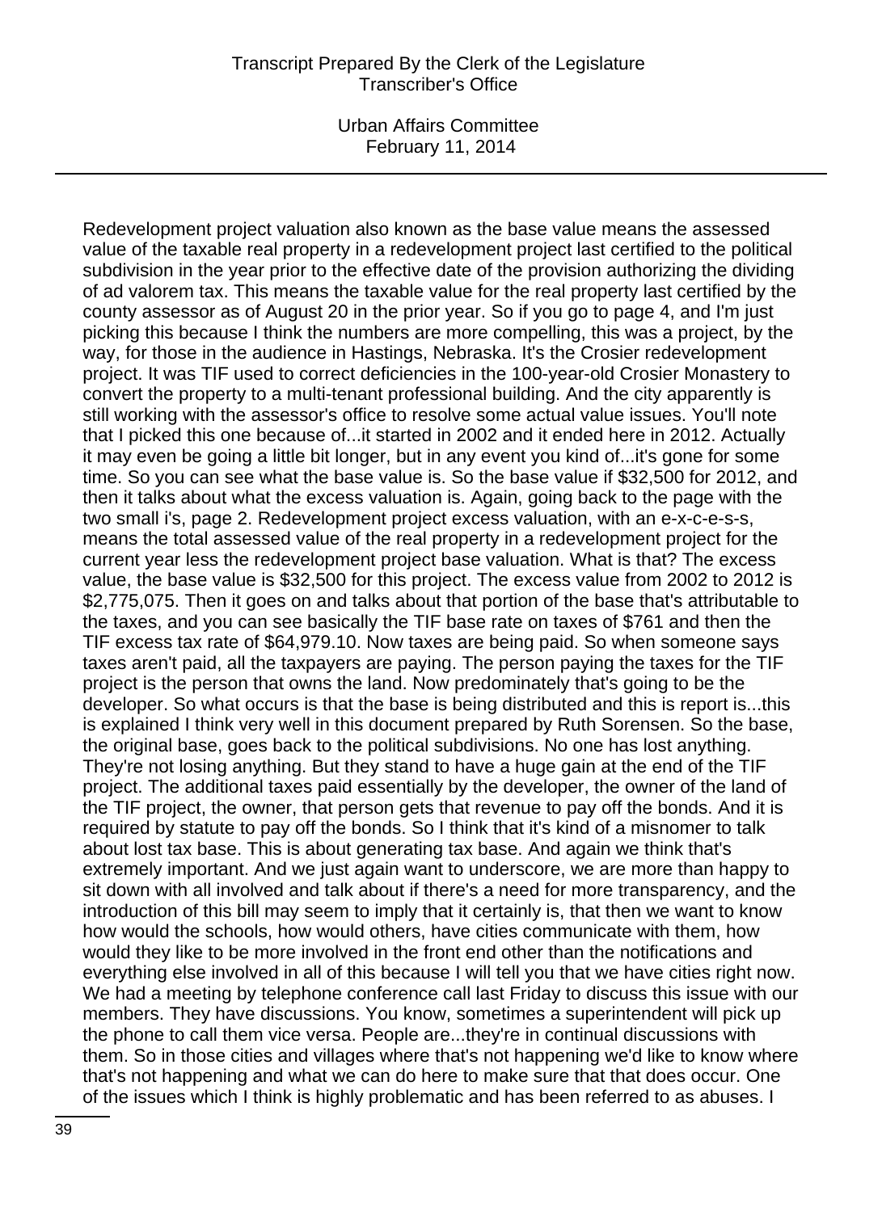Redevelopment project valuation also known as the base value means the assessed value of the taxable real property in a redevelopment project last certified to the political subdivision in the year prior to the effective date of the provision authorizing the dividing of ad valorem tax. This means the taxable value for the real property last certified by the county assessor as of August 20 in the prior year. So if you go to page 4, and I'm just picking this because I think the numbers are more compelling, this was a project, by the way, for those in the audience in Hastings, Nebraska. It's the Crosier redevelopment project. It was TIF used to correct deficiencies in the 100-year-old Crosier Monastery to convert the property to a multi-tenant professional building. And the city apparently is still working with the assessor's office to resolve some actual value issues. You'll note that I picked this one because of...it started in 2002 and it ended here in 2012. Actually it may even be going a little bit longer, but in any event you kind of...it's gone for some time. So you can see what the base value is. So the base value if $32,500 for 2012, and then it talks about what the excess valuation is. Again, going back to the page with the two small i's, page 2. Redevelopment project excess valuation, with an e-x-c-e-s-s, means the total assessed value of the real property in a redevelopment project for the current year less the redevelopment project base valuation. What is that? The excess value, the base value is $32,500 for this project. The excess value from 2002 to 2012 is $2,775,075. Then it goes on and talks about that portion of the base that's attributable to the taxes, and you can see basically the TIF base rate on taxes of $761 and then the TIF excess tax rate of $64,979.10. Now taxes are being paid. So when someone says taxes aren't paid, all the taxpayers are paying. The person paying the taxes for the TIF project is the person that owns the land. Now predominately that's going to be the developer. So what occurs is that the base is being distributed and this is report is...this is explained I think very well in this document prepared by Ruth Sorensen. So the base, the original base, goes back to the political subdivisions. No one has lost anything. They're not losing anything. But they stand to have a huge gain at the end of the TIF project. The additional taxes paid essentially by the developer, the owner of the land of the TIF project, the owner, that person gets that revenue to pay off the bonds. And it is required by statute to pay off the bonds. So I think that it's kind of a misnomer to talk about lost tax base. This is about generating tax base. And again we think that's extremely important. And we just again want to underscore, we are more than happy to sit down with all involved and talk about if there's a need for more transparency, and the introduction of this bill may seem to imply that it certainly is, that then we want to know how would the schools, how would others, have cities communicate with them, how would they like to be more involved in the front end other than the notifications and everything else involved in all of this because I will tell you that we have cities right now. We had a meeting by telephone conference call last Friday to discuss this issue with our members. They have discussions. You know, sometimes a superintendent will pick up the phone to call them vice versa. People are...they're in continual discussions with them. So in those cities and villages where that's not happening we'd like to know where that's not happening and what we can do here to make sure that that does occur. One of the issues which I think is highly problematic and has been referred to as abuses. I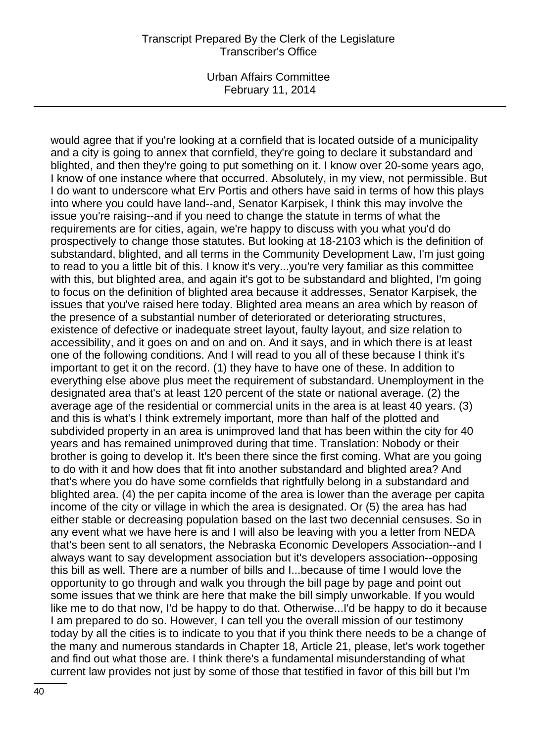would agree that if you're looking at a cornfield that is located outside of a municipality and a city is going to annex that cornfield, they're going to declare it substandard and blighted, and then they're going to put something on it. I know over 20-some years ago, I know of one instance where that occurred. Absolutely, in my view, not permissible. But I do want to underscore what Erv Portis and others have said in terms of how this plays into where you could have land--and, Senator Karpisek, I think this may involve the issue you're raising--and if you need to change the statute in terms of what the requirements are for cities, again, we're happy to discuss with you what you'd do prospectively to change those statutes. But looking at 18-2103 which is the definition of substandard, blighted, and all terms in the Community Development Law, I'm just going to read to you a little bit of this. I know it's very...you're very familiar as this committee with this, but blighted area, and again it's got to be substandard and blighted, I'm going to focus on the definition of blighted area because it addresses, Senator Karpisek, the issues that you've raised here today. Blighted area means an area which by reason of the presence of a substantial number of deteriorated or deteriorating structures, existence of defective or inadequate street layout, faulty layout, and size relation to accessibility, and it goes on and on and on. And it says, and in which there is at least one of the following conditions. And I will read to you all of these because I think it's important to get it on the record. (1) they have to have one of these. In addition to everything else above plus meet the requirement of substandard. Unemployment in the designated area that's at least 120 percent of the state or national average. (2) the average age of the residential or commercial units in the area is at least 40 years. (3) and this is what's I think extremely important, more than half of the plotted and subdivided property in an area is unimproved land that has been within the city for 40 years and has remained unimproved during that time. Translation: Nobody or their brother is going to develop it. It's been there since the first coming. What are you going to do with it and how does that fit into another substandard and blighted area? And that's where you do have some cornfields that rightfully belong in a substandard and blighted area. (4) the per capita income of the area is lower than the average per capita income of the city or village in which the area is designated. Or (5) the area has had either stable or decreasing population based on the last two decennial censuses. So in any event what we have here is and I will also be leaving with you a letter from NEDA that's been sent to all senators, the Nebraska Economic Developers Association--and I always want to say development association but it's developers association--opposing this bill as well. There are a number of bills and I...because of time I would love the opportunity to go through and walk you through the bill page by page and point out some issues that we think are here that make the bill simply unworkable. If you would like me to do that now, I'd be happy to do that. Otherwise...I'd be happy to do it because I am prepared to do so. However, I can tell you the overall mission of our testimony today by all the cities is to indicate to you that if you think there needs to be a change of the many and numerous standards in Chapter 18, Article 21, please, let's work together and find out what those are. I think there's a fundamental misunderstanding of what current law provides not just by some of those that testified in favor of this bill but I'm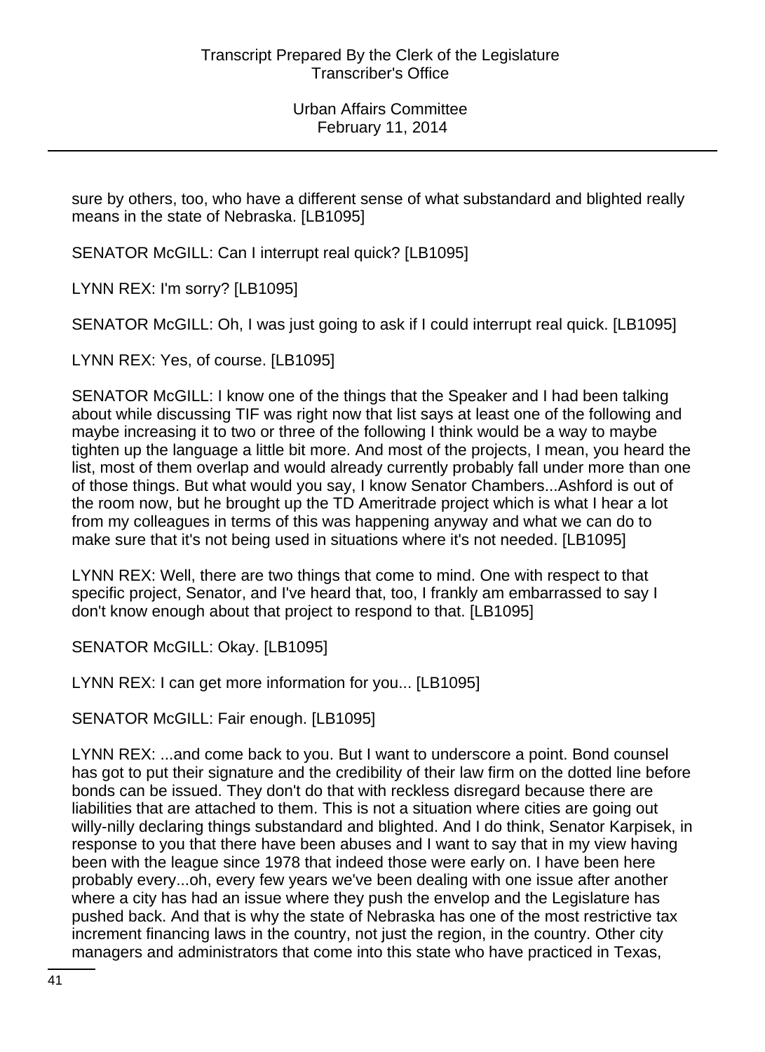sure by others, too, who have a different sense of what substandard and blighted really means in the state of Nebraska. [LB1095]

SENATOR McGILL: Can I interrupt real quick? [LB1095]

LYNN REX: I'm sorry? [LB1095]

SENATOR McGILL: Oh, I was just going to ask if I could interrupt real quick. [LB1095]

LYNN REX: Yes, of course. [LB1095]

SENATOR McGILL: I know one of the things that the Speaker and I had been talking about while discussing TIF was right now that list says at least one of the following and maybe increasing it to two or three of the following I think would be a way to maybe tighten up the language a little bit more. And most of the projects, I mean, you heard the list, most of them overlap and would already currently probably fall under more than one of those things. But what would you say, I know Senator Chambers...Ashford is out of the room now, but he brought up the TD Ameritrade project which is what I hear a lot from my colleagues in terms of this was happening anyway and what we can do to make sure that it's not being used in situations where it's not needed. [LB1095]

LYNN REX: Well, there are two things that come to mind. One with respect to that specific project, Senator, and I've heard that, too, I frankly am embarrassed to say I don't know enough about that project to respond to that. [LB1095]

SENATOR McGILL: Okay. [LB1095]

LYNN REX: I can get more information for you... [LB1095]

SENATOR McGILL: Fair enough. [LB1095]

LYNN REX: ...and come back to you. But I want to underscore a point. Bond counsel has got to put their signature and the credibility of their law firm on the dotted line before bonds can be issued. They don't do that with reckless disregard because there are liabilities that are attached to them. This is not a situation where cities are going out willy-nilly declaring things substandard and blighted. And I do think, Senator Karpisek, in response to you that there have been abuses and I want to say that in my view having been with the league since 1978 that indeed those were early on. I have been here probably every...oh, every few years we've been dealing with one issue after another where a city has had an issue where they push the envelop and the Legislature has pushed back. And that is why the state of Nebraska has one of the most restrictive tax increment financing laws in the country, not just the region, in the country. Other city managers and administrators that come into this state who have practiced in Texas,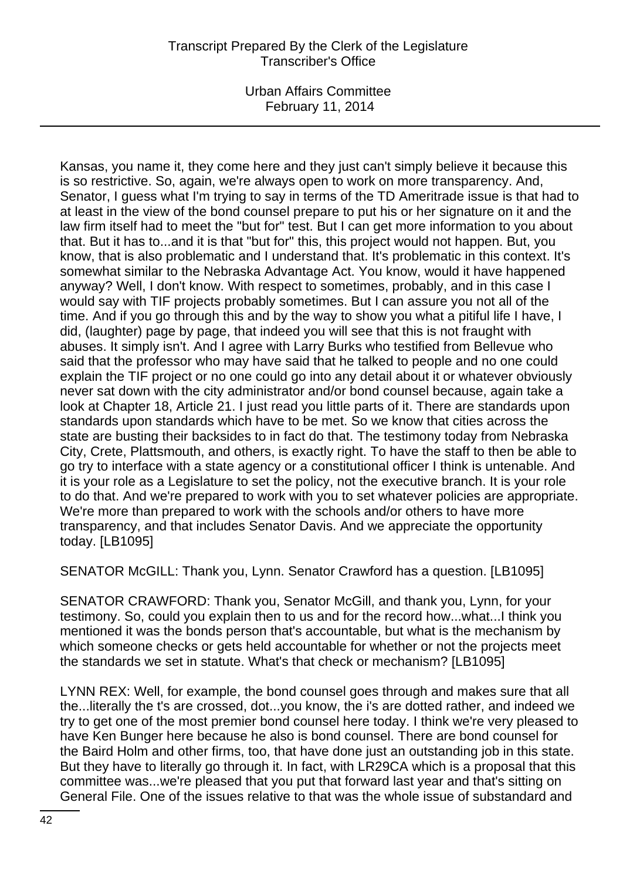Kansas, you name it, they come here and they just can't simply believe it because this is so restrictive. So, again, we're always open to work on more transparency. And, Senator, I guess what I'm trying to say in terms of the TD Ameritrade issue is that had to at least in the view of the bond counsel prepare to put his or her signature on it and the law firm itself had to meet the "but for" test. But I can get more information to you about that. But it has to...and it is that "but for" this, this project would not happen. But, you know, that is also problematic and I understand that. It's problematic in this context. It's somewhat similar to the Nebraska Advantage Act. You know, would it have happened anyway? Well, I don't know. With respect to sometimes, probably, and in this case I would say with TIF projects probably sometimes. But I can assure you not all of the time. And if you go through this and by the way to show you what a pitiful life I have, I did, (laughter) page by page, that indeed you will see that this is not fraught with abuses. It simply isn't. And I agree with Larry Burks who testified from Bellevue who said that the professor who may have said that he talked to people and no one could explain the TIF project or no one could go into any detail about it or whatever obviously never sat down with the city administrator and/or bond counsel because, again take a look at Chapter 18, Article 21. I just read you little parts of it. There are standards upon standards upon standards which have to be met. So we know that cities across the state are busting their backsides to in fact do that. The testimony today from Nebraska City, Crete, Plattsmouth, and others, is exactly right. To have the staff to then be able to go try to interface with a state agency or a constitutional officer I think is untenable. And it is your role as a Legislature to set the policy, not the executive branch. It is your role to do that. And we're prepared to work with you to set whatever policies are appropriate. We're more than prepared to work with the schools and/or others to have more transparency, and that includes Senator Davis. And we appreciate the opportunity today. [LB1095]

SENATOR McGILL: Thank you, Lynn. Senator Crawford has a question. [LB1095]

SENATOR CRAWFORD: Thank you, Senator McGill, and thank you, Lynn, for your testimony. So, could you explain then to us and for the record how...what...I think you mentioned it was the bonds person that's accountable, but what is the mechanism by which someone checks or gets held accountable for whether or not the projects meet the standards we set in statute. What's that check or mechanism? [LB1095]

LYNN REX: Well, for example, the bond counsel goes through and makes sure that all the...literally the t's are crossed, dot...you know, the i's are dotted rather, and indeed we try to get one of the most premier bond counsel here today. I think we're very pleased to have Ken Bunger here because he also is bond counsel. There are bond counsel for the Baird Holm and other firms, too, that have done just an outstanding job in this state. But they have to literally go through it. In fact, with LR29CA which is a proposal that this committee was...we're pleased that you put that forward last year and that's sitting on General File. One of the issues relative to that was the whole issue of substandard and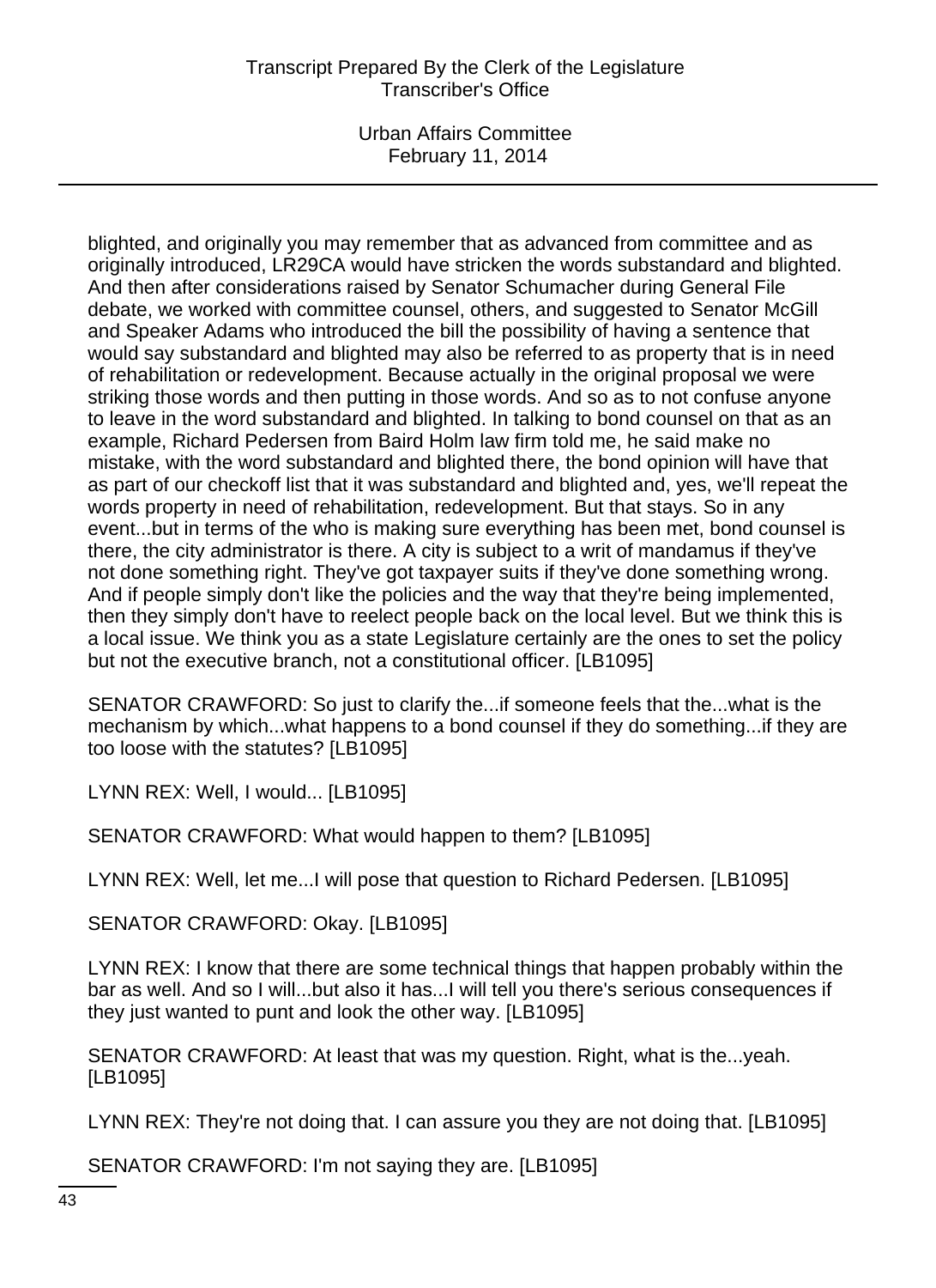blighted, and originally you may remember that as advanced from committee and as originally introduced, LR29CA would have stricken the words substandard and blighted. And then after considerations raised by Senator Schumacher during General File debate, we worked with committee counsel, others, and suggested to Senator McGill and Speaker Adams who introduced the bill the possibility of having a sentence that would say substandard and blighted may also be referred to as property that is in need of rehabilitation or redevelopment. Because actually in the original proposal we were striking those words and then putting in those words. And so as to not confuse anyone to leave in the word substandard and blighted. In talking to bond counsel on that as an example, Richard Pedersen from Baird Holm law firm told me, he said make no mistake, with the word substandard and blighted there, the bond opinion will have that as part of our checkoff list that it was substandard and blighted and, yes, we'll repeat the words property in need of rehabilitation, redevelopment. But that stays. So in any event...but in terms of the who is making sure everything has been met, bond counsel is there, the city administrator is there. A city is subject to a writ of mandamus if they've not done something right. They've got taxpayer suits if they've done something wrong. And if people simply don't like the policies and the way that they're being implemented, then they simply don't have to reelect people back on the local level. But we think this is a local issue. We think you as a state Legislature certainly are the ones to set the policy but not the executive branch, not a constitutional officer. [LB1095]

SENATOR CRAWFORD: So just to clarify the...if someone feels that the...what is the mechanism by which...what happens to a bond counsel if they do something...if they are too loose with the statutes? [LB1095]

LYNN REX: Well, I would... [LB1095]

SENATOR CRAWFORD: What would happen to them? [LB1095]

LYNN REX: Well, let me...I will pose that question to Richard Pedersen. [LB1095]

SENATOR CRAWFORD: Okay. [LB1095]

LYNN REX: I know that there are some technical things that happen probably within the bar as well. And so I will...but also it has...I will tell you there's serious consequences if they just wanted to punt and look the other way. [LB1095]

SENATOR CRAWFORD: At least that was my question. Right, what is the...yeah. [LB1095]

LYNN REX: They're not doing that. I can assure you they are not doing that. [LB1095]

SENATOR CRAWFORD: I'm not saying they are. [LB1095]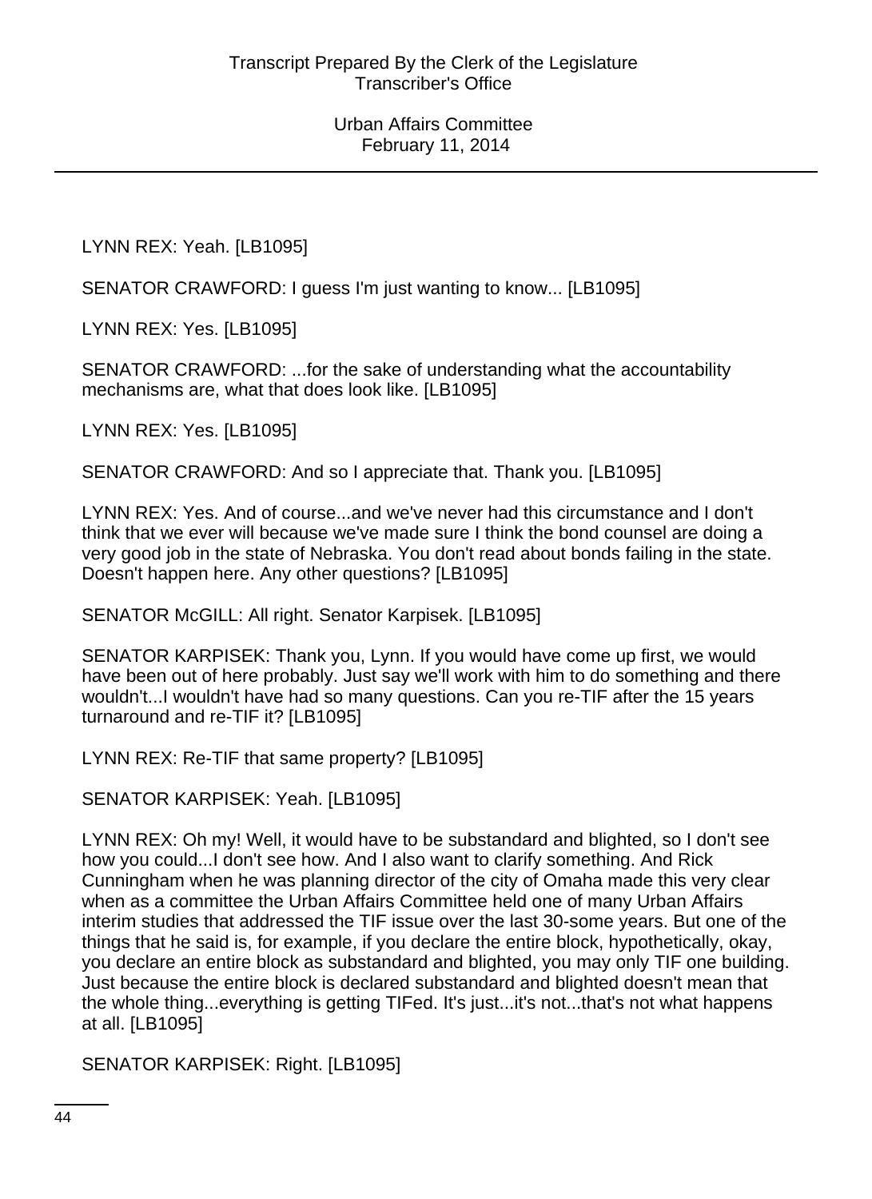LYNN REX: Yeah. [LB1095]

SENATOR CRAWFORD: I guess I'm just wanting to know... [LB1095]

LYNN REX: Yes. [LB1095]

SENATOR CRAWFORD: ...for the sake of understanding what the accountability mechanisms are, what that does look like. [LB1095]

LYNN REX: Yes. [LB1095]

SENATOR CRAWFORD: And so I appreciate that. Thank you. [LB1095]

LYNN REX: Yes. And of course...and we've never had this circumstance and I don't think that we ever will because we've made sure I think the bond counsel are doing a very good job in the state of Nebraska. You don't read about bonds failing in the state. Doesn't happen here. Any other questions? [LB1095]

SENATOR McGILL: All right. Senator Karpisek. [LB1095]

SENATOR KARPISEK: Thank you, Lynn. If you would have come up first, we would have been out of here probably. Just say we'll work with him to do something and there wouldn't...I wouldn't have had so many questions. Can you re-TIF after the 15 years turnaround and re-TIF it? [LB1095]

LYNN REX: Re-TIF that same property? [LB1095]

SENATOR KARPISEK: Yeah. [LB1095]

LYNN REX: Oh my! Well, it would have to be substandard and blighted, so I don't see how you could...I don't see how. And I also want to clarify something. And Rick Cunningham when he was planning director of the city of Omaha made this very clear when as a committee the Urban Affairs Committee held one of many Urban Affairs interim studies that addressed the TIF issue over the last 30-some years. But one of the things that he said is, for example, if you declare the entire block, hypothetically, okay, you declare an entire block as substandard and blighted, you may only TIF one building. Just because the entire block is declared substandard and blighted doesn't mean that the whole thing...everything is getting TIFed. It's just...it's not...that's not what happens at all. [LB1095]

SENATOR KARPISEK: Right. [LB1095]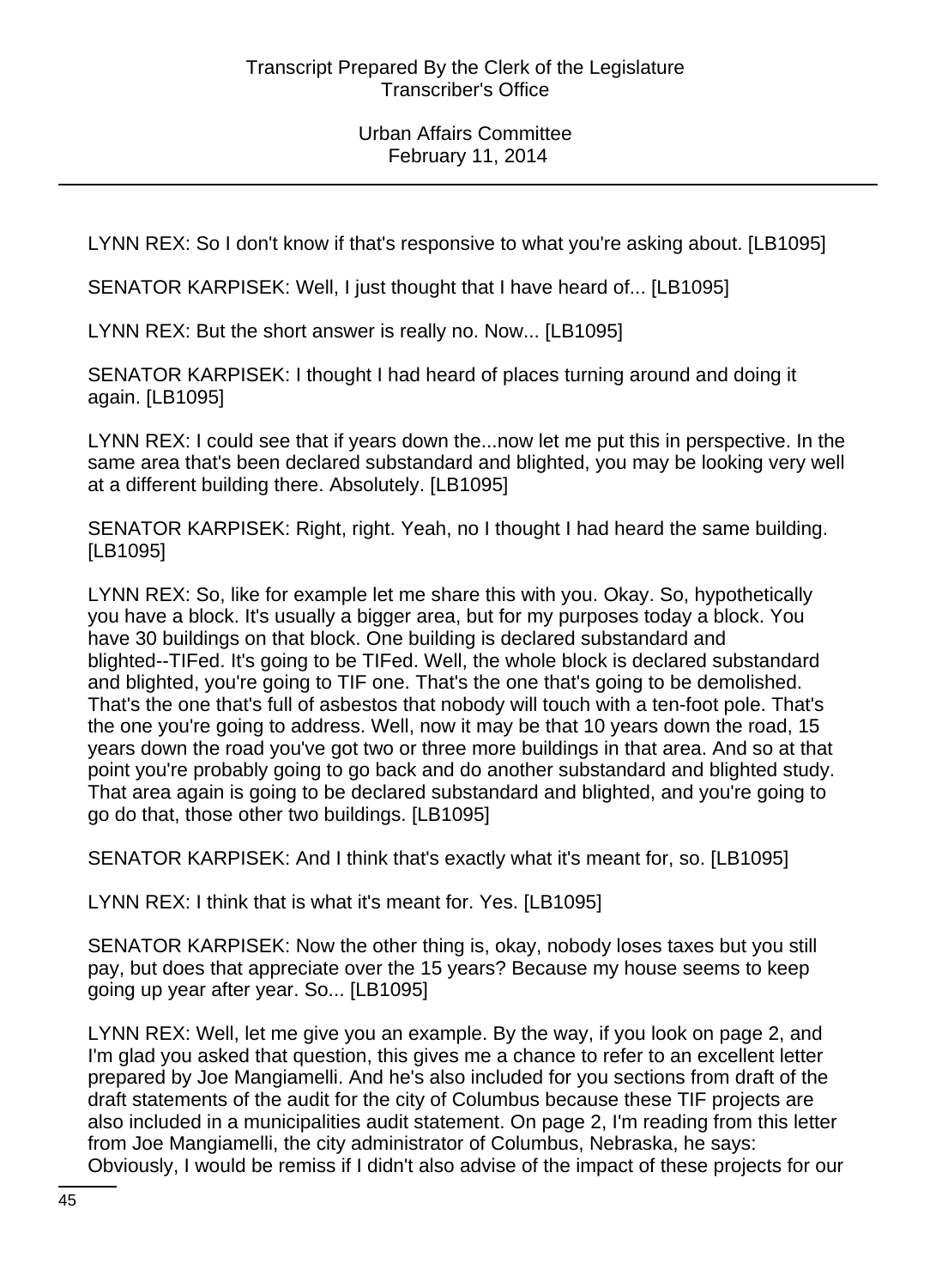LYNN REX: So I don't know if that's responsive to what you're asking about. [LB1095]

SENATOR KARPISEK: Well, I just thought that I have heard of... [LB1095]

LYNN REX: But the short answer is really no. Now... [LB1095]

SENATOR KARPISEK: I thought I had heard of places turning around and doing it again. [LB1095]

LYNN REX: I could see that if years down the...now let me put this in perspective. In the same area that's been declared substandard and blighted, you may be looking very well at a different building there. Absolutely. [LB1095]

SENATOR KARPISEK: Right, right. Yeah, no I thought I had heard the same building. [LB1095]

LYNN REX: So, like for example let me share this with you. Okay. So, hypothetically you have a block. It's usually a bigger area, but for my purposes today a block. You have 30 buildings on that block. One building is declared substandard and blighted--TIFed. It's going to be TIFed. Well, the whole block is declared substandard and blighted, you're going to TIF one. That's the one that's going to be demolished. That's the one that's full of asbestos that nobody will touch with a ten-foot pole. That's the one you're going to address. Well, now it may be that 10 years down the road, 15 years down the road you've got two or three more buildings in that area. And so at that point you're probably going to go back and do another substandard and blighted study. That area again is going to be declared substandard and blighted, and you're going to go do that, those other two buildings. [LB1095]

SENATOR KARPISEK: And I think that's exactly what it's meant for, so. [LB1095]

LYNN REX: I think that is what it's meant for. Yes. [LB1095]

SENATOR KARPISEK: Now the other thing is, okay, nobody loses taxes but you still pay, but does that appreciate over the 15 years? Because my house seems to keep going up year after year. So... [LB1095]

LYNN REX: Well, let me give you an example. By the way, if you look on page 2, and I'm glad you asked that question, this gives me a chance to refer to an excellent letter prepared by Joe Mangiamelli. And he's also included for you sections from draft of the draft statements of the audit for the city of Columbus because these TIF projects are also included in a municipalities audit statement. On page 2, I'm reading from this letter from Joe Mangiamelli, the city administrator of Columbus, Nebraska, he says: Obviously, I would be remiss if I didn't also advise of the impact of these projects for our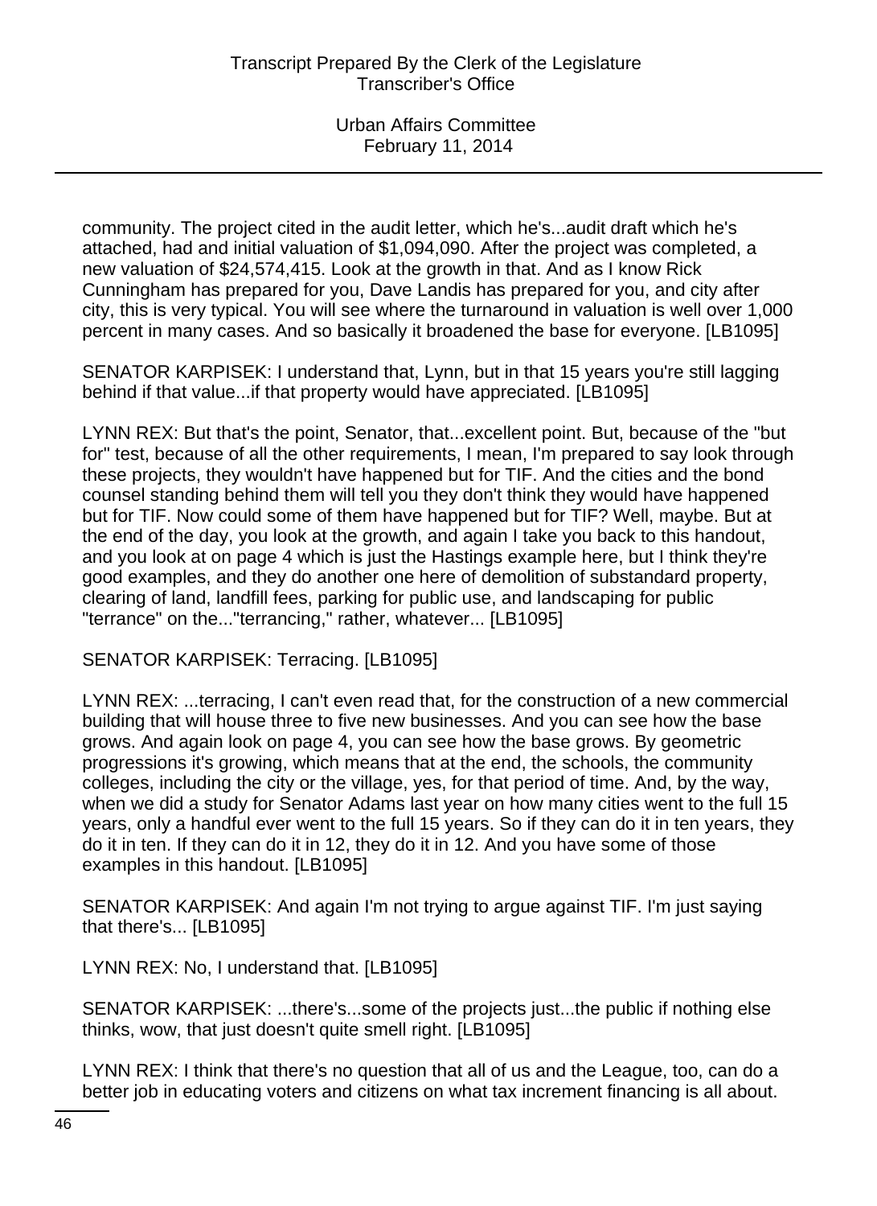community. The project cited in the audit letter, which he's...audit draft which he's attached, had and initial valuation of $1,094,090. After the project was completed, a new valuation of $24,574,415. Look at the growth in that. And as I know Rick Cunningham has prepared for you, Dave Landis has prepared for you, and city after city, this is very typical. You will see where the turnaround in valuation is well over 1,000 percent in many cases. And so basically it broadened the base for everyone. [LB1095]

SENATOR KARPISEK: I understand that, Lynn, but in that 15 years you're still lagging behind if that value...if that property would have appreciated. [LB1095]

LYNN REX: But that's the point, Senator, that...excellent point. But, because of the "but for" test, because of all the other requirements, I mean, I'm prepared to say look through these projects, they wouldn't have happened but for TIF. And the cities and the bond counsel standing behind them will tell you they don't think they would have happened but for TIF. Now could some of them have happened but for TIF? Well, maybe. But at the end of the day, you look at the growth, and again I take you back to this handout, and you look at on page 4 which is just the Hastings example here, but I think they're good examples, and they do another one here of demolition of substandard property, clearing of land, landfill fees, parking for public use, and landscaping for public "terrance" on the..."terrancing," rather, whatever... [LB1095]

SENATOR KARPISEK: Terracing. [LB1095]

LYNN REX: ...terracing, I can't even read that, for the construction of a new commercial building that will house three to five new businesses. And you can see how the base grows. And again look on page 4, you can see how the base grows. By geometric progressions it's growing, which means that at the end, the schools, the community colleges, including the city or the village, yes, for that period of time. And, by the way, when we did a study for Senator Adams last year on how many cities went to the full 15 years, only a handful ever went to the full 15 years. So if they can do it in ten years, they do it in ten. If they can do it in 12, they do it in 12. And you have some of those examples in this handout. [LB1095]

SENATOR KARPISEK: And again I'm not trying to argue against TIF. I'm just saying that there's... [LB1095]

LYNN REX: No, I understand that. [LB1095]

SENATOR KARPISEK: ...there's...some of the projects just...the public if nothing else thinks, wow, that just doesn't quite smell right. [LB1095]

LYNN REX: I think that there's no question that all of us and the League, too, can do a better job in educating voters and citizens on what tax increment financing is all about.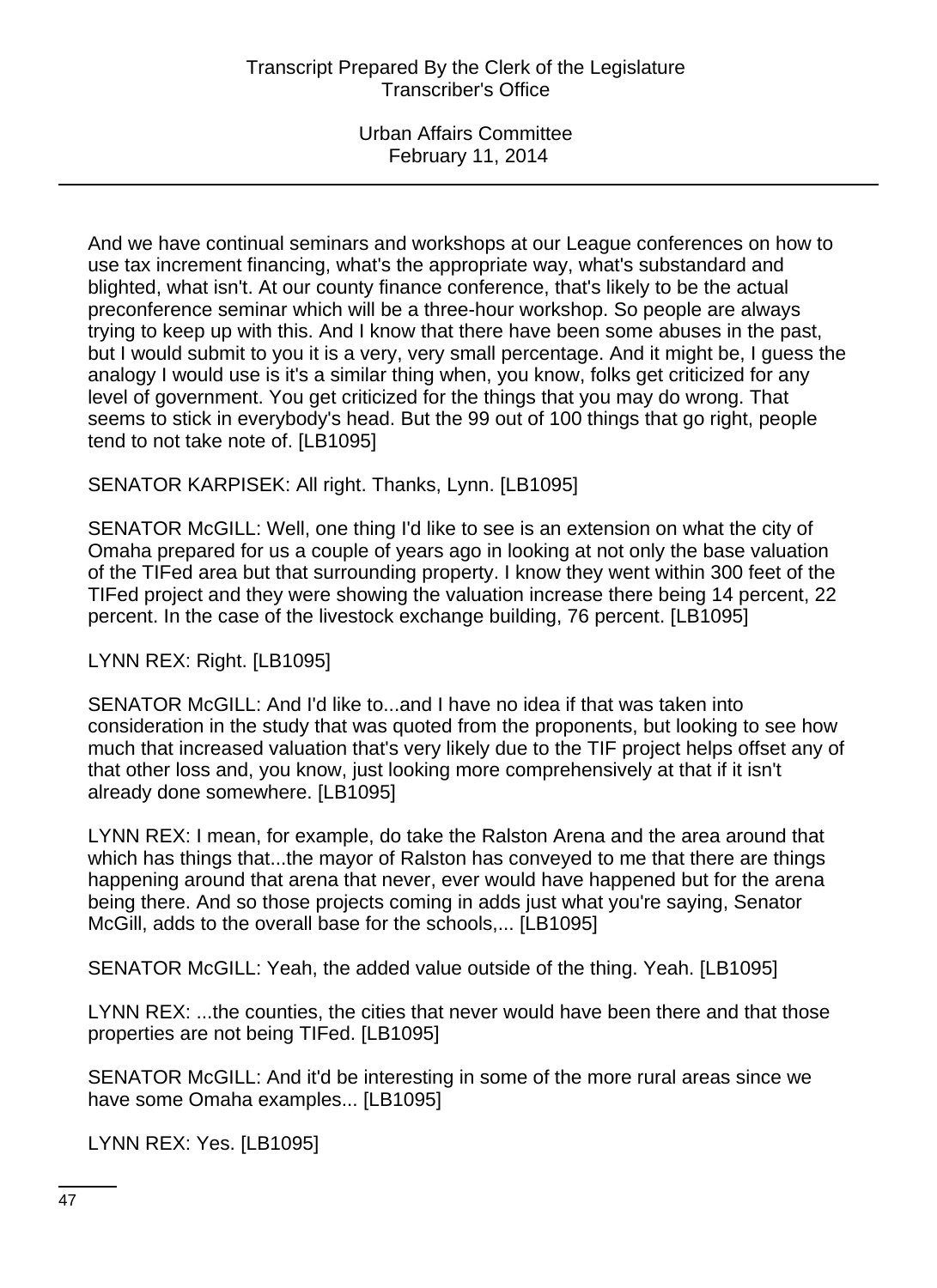And we have continual seminars and workshops at our League conferences on how to use tax increment financing, what's the appropriate way, what's substandard and blighted, what isn't. At our county finance conference, that's likely to be the actual preconference seminar which will be a three-hour workshop. So people are always trying to keep up with this. And I know that there have been some abuses in the past, but I would submit to you it is a very, very small percentage. And it might be, I guess the analogy I would use is it's a similar thing when, you know, folks get criticized for any level of government. You get criticized for the things that you may do wrong. That seems to stick in everybody's head. But the 99 out of 100 things that go right, people tend to not take note of. [LB1095]

SENATOR KARPISEK: All right. Thanks, Lynn. [LB1095]

SENATOR McGILL: Well, one thing I'd like to see is an extension on what the city of Omaha prepared for us a couple of years ago in looking at not only the base valuation of the TIFed area but that surrounding property. I know they went within 300 feet of the TIFed project and they were showing the valuation increase there being 14 percent, 22 percent. In the case of the livestock exchange building, 76 percent. [LB1095]

LYNN REX: Right. [LB1095]

SENATOR McGILL: And I'd like to...and I have no idea if that was taken into consideration in the study that was quoted from the proponents, but looking to see how much that increased valuation that's very likely due to the TIF project helps offset any of that other loss and, you know, just looking more comprehensively at that if it isn't already done somewhere. [LB1095]

LYNN REX: I mean, for example, do take the Ralston Arena and the area around that which has things that...the mayor of Ralston has conveyed to me that there are things happening around that arena that never, ever would have happened but for the arena being there. And so those projects coming in adds just what you're saying, Senator McGill, adds to the overall base for the schools,... [LB1095]

SENATOR McGILL: Yeah, the added value outside of the thing. Yeah. [LB1095]

LYNN REX: ...the counties, the cities that never would have been there and that those properties are not being TIFed. [LB1095]

SENATOR McGILL: And it'd be interesting in some of the more rural areas since we have some Omaha examples... [LB1095]

LYNN REX: Yes. [LB1095]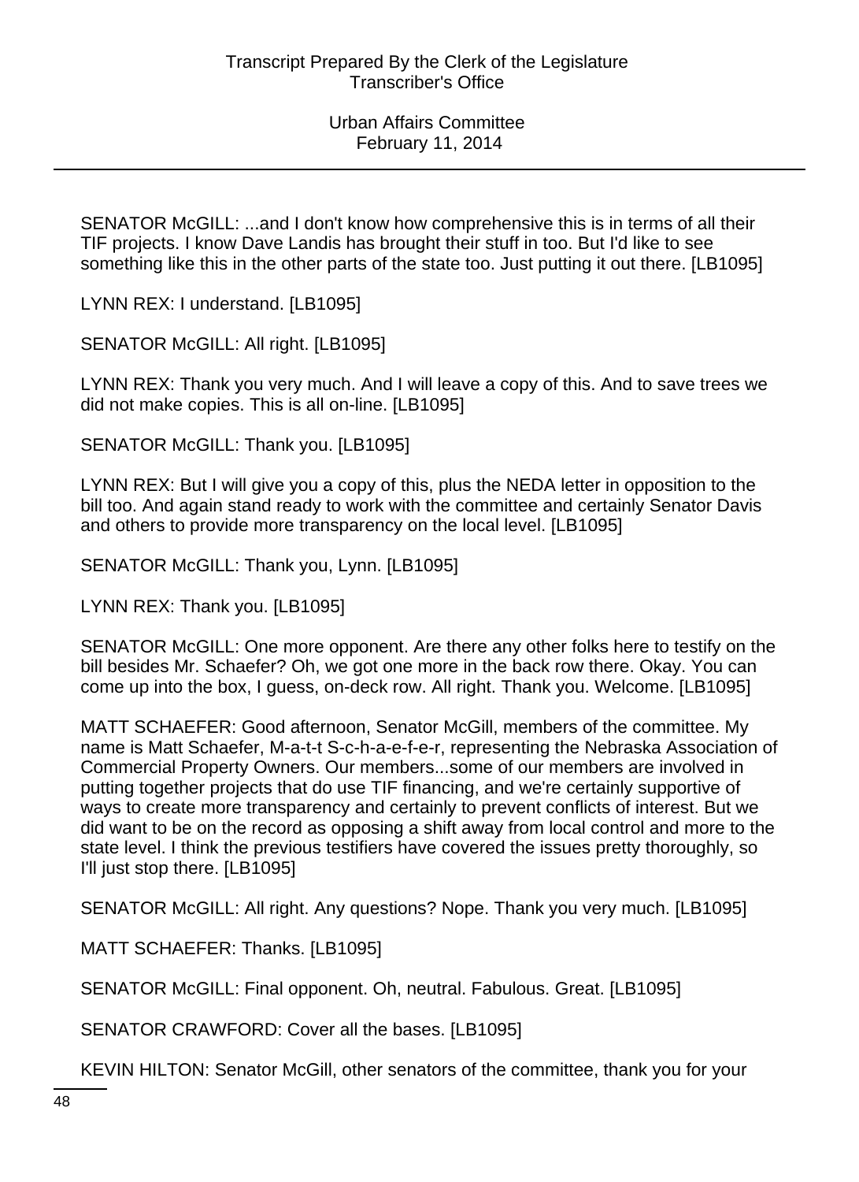SENATOR McGILL: ...and I don't know how comprehensive this is in terms of all their TIF projects. I know Dave Landis has brought their stuff in too. But I'd like to see something like this in the other parts of the state too. Just putting it out there. [LB1095]

LYNN REX: I understand. [LB1095]

SENATOR McGILL: All right. [LB1095]

LYNN REX: Thank you very much. And I will leave a copy of this. And to save trees we did not make copies. This is all on-line. [LB1095]

SENATOR McGILL: Thank you. [LB1095]

LYNN REX: But I will give you a copy of this, plus the NEDA letter in opposition to the bill too. And again stand ready to work with the committee and certainly Senator Davis and others to provide more transparency on the local level. [LB1095]

SENATOR McGILL: Thank you, Lynn. [LB1095]

LYNN REX: Thank you. [LB1095]

SENATOR McGILL: One more opponent. Are there any other folks here to testify on the bill besides Mr. Schaefer? Oh, we got one more in the back row there. Okay. You can come up into the box, I guess, on-deck row. All right. Thank you. Welcome. [LB1095]

MATT SCHAEFER: Good afternoon, Senator McGill, members of the committee. My name is Matt Schaefer, M-a-t-t S-c-h-a-e-f-e-r, representing the Nebraska Association of Commercial Property Owners. Our members...some of our members are involved in putting together projects that do use TIF financing, and we're certainly supportive of ways to create more transparency and certainly to prevent conflicts of interest. But we did want to be on the record as opposing a shift away from local control and more to the state level. I think the previous testifiers have covered the issues pretty thoroughly, so I'll just stop there. [LB1095]

SENATOR McGILL: All right. Any questions? Nope. Thank you very much. [LB1095]

MATT SCHAEFER: Thanks. [LB1095]

SENATOR McGILL: Final opponent. Oh, neutral. Fabulous. Great. [LB1095]

SENATOR CRAWFORD: Cover all the bases. [LB1095]

KEVIN HILTON: Senator McGill, other senators of the committee, thank you for your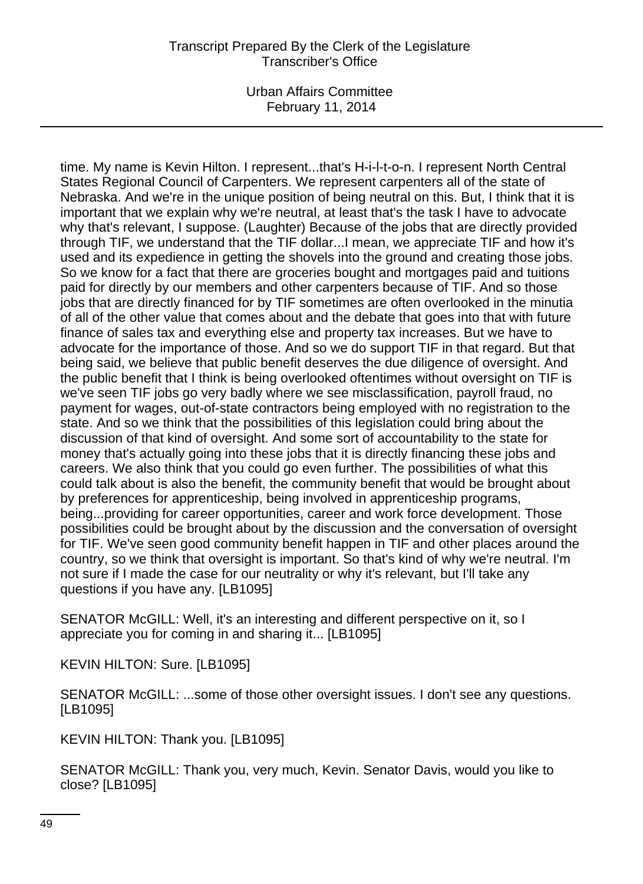time. My name is Kevin Hilton. I represent...that's H-i-l-t-o-n. I represent North Central States Regional Council of Carpenters. We represent carpenters all of the state of Nebraska. And we're in the unique position of being neutral on this. But, I think that it is important that we explain why we're neutral, at least that's the task I have to advocate why that's relevant, I suppose. (Laughter) Because of the jobs that are directly provided through TIF, we understand that the TIF dollar...I mean, we appreciate TIF and how it's used and its expedience in getting the shovels into the ground and creating those jobs. So we know for a fact that there are groceries bought and mortgages paid and tuitions paid for directly by our members and other carpenters because of TIF. And so those jobs that are directly financed for by TIF sometimes are often overlooked in the minutia of all of the other value that comes about and the debate that goes into that with future finance of sales tax and everything else and property tax increases. But we have to advocate for the importance of those. And so we do support TIF in that regard. But that being said, we believe that public benefit deserves the due diligence of oversight. And the public benefit that I think is being overlooked oftentimes without oversight on TIF is we've seen TIF jobs go very badly where we see misclassification, payroll fraud, no payment for wages, out-of-state contractors being employed with no registration to the state. And so we think that the possibilities of this legislation could bring about the discussion of that kind of oversight. And some sort of accountability to the state for money that's actually going into these jobs that it is directly financing these jobs and careers. We also think that you could go even further. The possibilities of what this could talk about is also the benefit, the community benefit that would be brought about by preferences for apprenticeship, being involved in apprenticeship programs, being...providing for career opportunities, career and work force development. Those possibilities could be brought about by the discussion and the conversation of oversight for TIF. We've seen good community benefit happen in TIF and other places around the country, so we think that oversight is important. So that's kind of why we're neutral. I'm not sure if I made the case for our neutrality or why it's relevant, but I'll take any questions if you have any. [LB1095]

SENATOR McGILL: Well, it's an interesting and different perspective on it, so I appreciate you for coming in and sharing it... [LB1095]

KEVIN HILTON: Sure. [LB1095]

SENATOR McGILL: ...some of those other oversight issues. I don't see any questions. [LB1095]

KEVIN HILTON: Thank you. [LB1095]

SENATOR McGILL: Thank you, very much, Kevin. Senator Davis, would you like to close? [LB1095]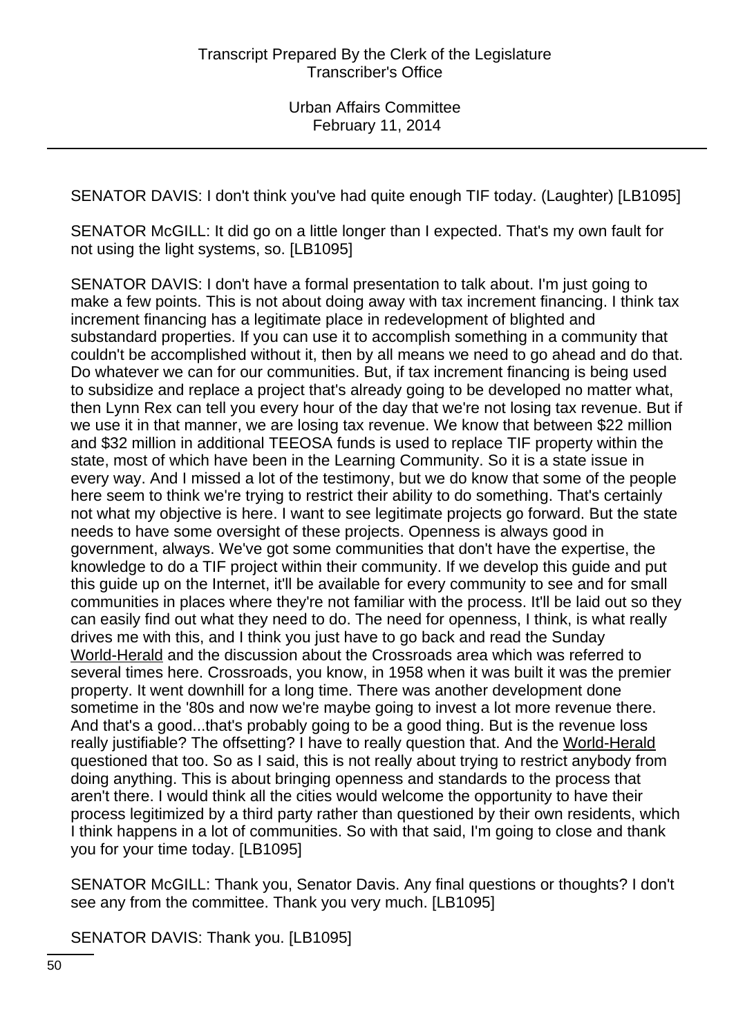SENATOR DAVIS: I don't think you've had quite enough TIF today. (Laughter) [LB1095]

SENATOR McGILL: It did go on a little longer than I expected. That's my own fault for not using the light systems, so. [LB1095]

SENATOR DAVIS: I don't have a formal presentation to talk about. I'm just going to make a few points. This is not about doing away with tax increment financing. I think tax increment financing has a legitimate place in redevelopment of blighted and substandard properties. If you can use it to accomplish something in a community that couldn't be accomplished without it, then by all means we need to go ahead and do that. Do whatever we can for our communities. But, if tax increment financing is being used to subsidize and replace a project that's already going to be developed no matter what, then Lynn Rex can tell you every hour of the day that we're not losing tax revenue. But if we use it in that manner, we are losing tax revenue. We know that between $22 million and $32 million in additional TEEOSA funds is used to replace TIF property within the state, most of which have been in the Learning Community. So it is a state issue in every way. And I missed a lot of the testimony, but we do know that some of the people here seem to think we're trying to restrict their ability to do something. That's certainly not what my objective is here. I want to see legitimate projects go forward. But the state needs to have some oversight of these projects. Openness is always good in government, always. We've got some communities that don't have the expertise, the knowledge to do a TIF project within their community. If we develop this guide and put this guide up on the Internet, it'll be available for every community to see and for small communities in places where they're not familiar with the process. It'll be laid out so they can easily find out what they need to do. The need for openness, I think, is what really drives me with this, and I think you just have to go back and read the Sunday World-Herald and the discussion about the Crossroads area which was referred to several times here. Crossroads, you know, in 1958 when it was built it was the premier property. It went downhill for a long time. There was another development done sometime in the '80s and now we're maybe going to invest a lot more revenue there. And that's a good...that's probably going to be a good thing. But is the revenue loss really justifiable? The offsetting? I have to really question that. And the World-Herald questioned that too. So as I said, this is not really about trying to restrict anybody from doing anything. This is about bringing openness and standards to the process that aren't there. I would think all the cities would welcome the opportunity to have their process legitimized by a third party rather than questioned by their own residents, which I think happens in a lot of communities. So with that said, I'm going to close and thank you for your time today. [LB1095]

SENATOR McGILL: Thank you, Senator Davis. Any final questions or thoughts? I don't see any from the committee. Thank you very much. [LB1095]

SENATOR DAVIS: Thank you. [LB1095]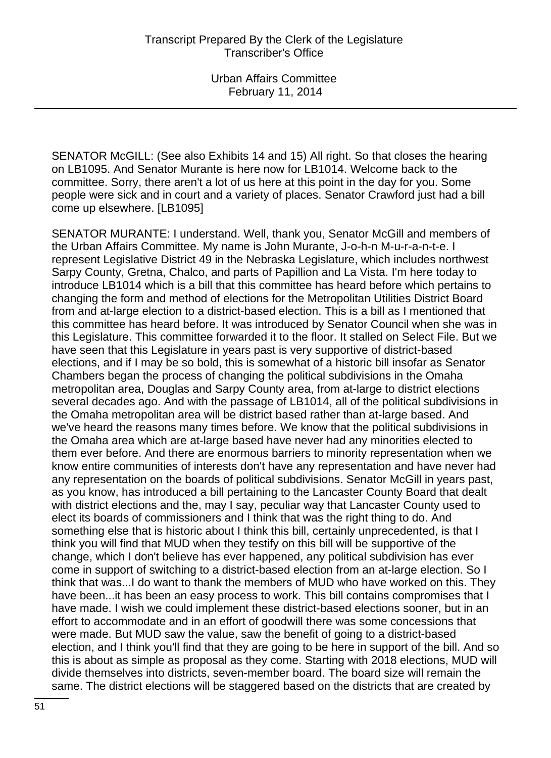SENATOR McGILL: (See also Exhibits 14 and 15) All right. So that closes the hearing on LB1095. And Senator Murante is here now for LB1014. Welcome back to the committee. Sorry, there aren't a lot of us here at this point in the day for you. Some people were sick and in court and a variety of places. Senator Crawford just had a bill come up elsewhere. [LB1095]

SENATOR MURANTE: I understand. Well, thank you, Senator McGill and members of the Urban Affairs Committee. My name is John Murante, J-o-h-n M-u-r-a-n-t-e. I represent Legislative District 49 in the Nebraska Legislature, which includes northwest Sarpy County, Gretna, Chalco, and parts of Papillion and La Vista. I'm here today to introduce LB1014 which is a bill that this committee has heard before which pertains to changing the form and method of elections for the Metropolitan Utilities District Board from and at-large election to a district-based election. This is a bill as I mentioned that this committee has heard before. It was introduced by Senator Council when she was in this Legislature. This committee forwarded it to the floor. It stalled on Select File. But we have seen that this Legislature in years past is very supportive of district-based elections, and if I may be so bold, this is somewhat of a historic bill insofar as Senator Chambers began the process of changing the political subdivisions in the Omaha metropolitan area, Douglas and Sarpy County area, from at-large to district elections several decades ago. And with the passage of LB1014, all of the political subdivisions in the Omaha metropolitan area will be district based rather than at-large based. And we've heard the reasons many times before. We know that the political subdivisions in the Omaha area which are at-large based have never had any minorities elected to them ever before. And there are enormous barriers to minority representation when we know entire communities of interests don't have any representation and have never had any representation on the boards of political subdivisions. Senator McGill in years past, as you know, has introduced a bill pertaining to the Lancaster County Board that dealt with district elections and the, may I say, peculiar way that Lancaster County used to elect its boards of commissioners and I think that was the right thing to do. And something else that is historic about I think this bill, certainly unprecedented, is that I think you will find that MUD when they testify on this bill will be supportive of the change, which I don't believe has ever happened, any political subdivision has ever come in support of switching to a district-based election from an at-large election. So I think that was...I do want to thank the members of MUD who have worked on this. They have been...it has been an easy process to work. This bill contains compromises that I have made. I wish we could implement these district-based elections sooner, but in an effort to accommodate and in an effort of goodwill there was some concessions that were made. But MUD saw the value, saw the benefit of going to a district-based election, and I think you'll find that they are going to be here in support of the bill. And so this is about as simple as proposal as they come. Starting with 2018 elections, MUD will divide themselves into districts, seven-member board. The board size will remain the same. The district elections will be staggered based on the districts that are created by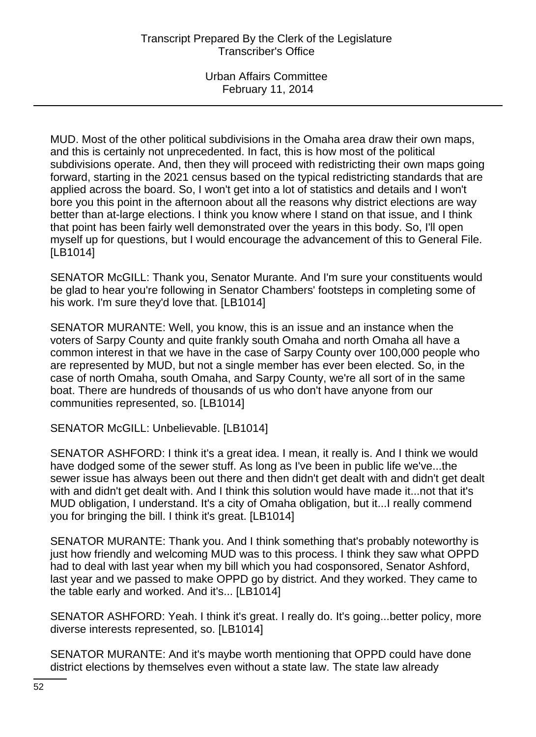MUD. Most of the other political subdivisions in the Omaha area draw their own maps, and this is certainly not unprecedented. In fact, this is how most of the political subdivisions operate. And, then they will proceed with redistricting their own maps going forward, starting in the 2021 census based on the typical redistricting standards that are applied across the board. So, I won't get into a lot of statistics and details and I won't bore you this point in the afternoon about all the reasons why district elections are way better than at-large elections. I think you know where I stand on that issue, and I think that point has been fairly well demonstrated over the years in this body. So, I'll open myself up for questions, but I would encourage the advancement of this to General File. [LB1014]

SENATOR McGILL: Thank you, Senator Murante. And I'm sure your constituents would be glad to hear you're following in Senator Chambers' footsteps in completing some of his work. I'm sure they'd love that. [LB1014]

SENATOR MURANTE: Well, you know, this is an issue and an instance when the voters of Sarpy County and quite frankly south Omaha and north Omaha all have a common interest in that we have in the case of Sarpy County over 100,000 people who are represented by MUD, but not a single member has ever been elected. So, in the case of north Omaha, south Omaha, and Sarpy County, we're all sort of in the same boat. There are hundreds of thousands of us who don't have anyone from our communities represented, so. [LB1014]

SENATOR McGILL: Unbelievable. [LB1014]

SENATOR ASHFORD: I think it's a great idea. I mean, it really is. And I think we would have dodged some of the sewer stuff. As long as I've been in public life we've...the sewer issue has always been out there and then didn't get dealt with and didn't get dealt with and didn't get dealt with. And I think this solution would have made it...not that it's MUD obligation, I understand. It's a city of Omaha obligation, but it...I really commend you for bringing the bill. I think it's great. [LB1014]

SENATOR MURANTE: Thank you. And I think something that's probably noteworthy is just how friendly and welcoming MUD was to this process. I think they saw what OPPD had to deal with last year when my bill which you had cosponsored, Senator Ashford, last year and we passed to make OPPD go by district. And they worked. They came to the table early and worked. And it's... [LB1014]

SENATOR ASHFORD: Yeah. I think it's great. I really do. It's going...better policy, more diverse interests represented, so. [LB1014]

SENATOR MURANTE: And it's maybe worth mentioning that OPPD could have done district elections by themselves even without a state law. The state law already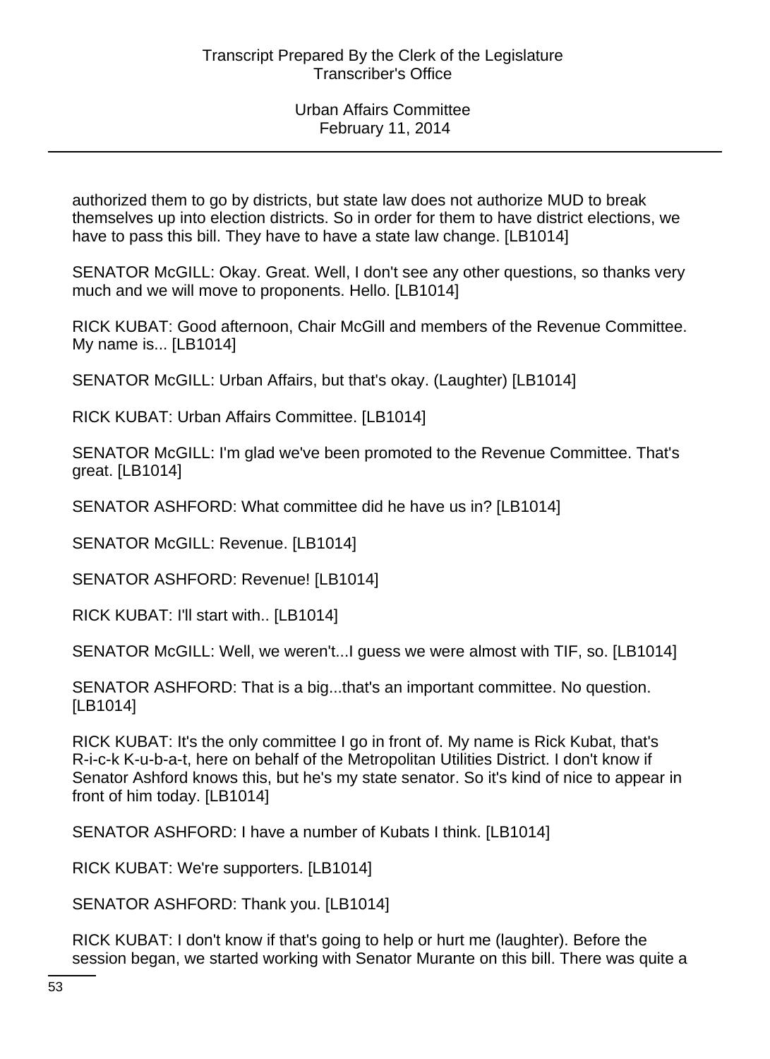authorized them to go by districts, but state law does not authorize MUD to break themselves up into election districts. So in order for them to have district elections, we have to pass this bill. They have to have a state law change. [LB1014]

SENATOR McGILL: Okay. Great. Well, I don't see any other questions, so thanks very much and we will move to proponents. Hello. [LB1014]

RICK KUBAT: Good afternoon, Chair McGill and members of the Revenue Committee. My name is... [LB1014]

SENATOR McGILL: Urban Affairs, but that's okay. (Laughter) [LB1014]

RICK KUBAT: Urban Affairs Committee. [LB1014]

SENATOR McGILL: I'm glad we've been promoted to the Revenue Committee. That's great. [LB1014]

SENATOR ASHFORD: What committee did he have us in? [LB1014]

SENATOR McGILL: Revenue. [LB1014]

SENATOR ASHFORD: Revenue! [LB1014]

RICK KUBAT: I'll start with.. [LB1014]

SENATOR McGILL: Well, we weren't...I guess we were almost with TIF, so. [LB1014]

SENATOR ASHFORD: That is a big...that's an important committee. No question. [LB1014]

RICK KUBAT: It's the only committee I go in front of. My name is Rick Kubat, that's R-i-c-k K-u-b-a-t, here on behalf of the Metropolitan Utilities District. I don't know if Senator Ashford knows this, but he's my state senator. So it's kind of nice to appear in front of him today. [LB1014]

SENATOR ASHFORD: I have a number of Kubats I think. [LB1014]

RICK KUBAT: We're supporters. [LB1014]

SENATOR ASHFORD: Thank you. [LB1014]

RICK KUBAT: I don't know if that's going to help or hurt me (laughter). Before the session began, we started working with Senator Murante on this bill. There was quite a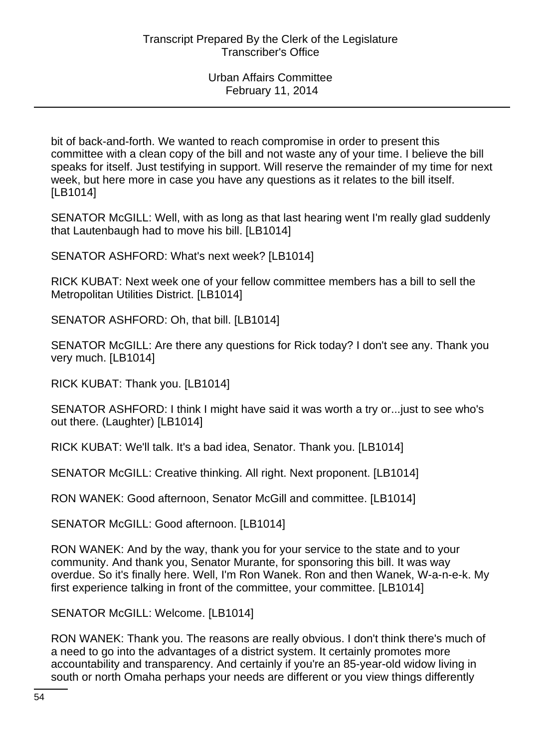bit of back-and-forth. We wanted to reach compromise in order to present this committee with a clean copy of the bill and not waste any of your time. I believe the bill speaks for itself. Just testifying in support. Will reserve the remainder of my time for next week, but here more in case you have any questions as it relates to the bill itself. [LB1014]

SENATOR McGILL: Well, with as long as that last hearing went I'm really glad suddenly that Lautenbaugh had to move his bill. [LB1014]

SENATOR ASHFORD: What's next week? [LB1014]

RICK KUBAT: Next week one of your fellow committee members has a bill to sell the Metropolitan Utilities District. [LB1014]

SENATOR ASHFORD: Oh, that bill. [LB1014]

SENATOR McGILL: Are there any questions for Rick today? I don't see any. Thank you very much. [LB1014]

RICK KUBAT: Thank you. [LB1014]

SENATOR ASHFORD: I think I might have said it was worth a try or...just to see who's out there. (Laughter) [LB1014]

RICK KUBAT: We'll talk. It's a bad idea, Senator. Thank you. [LB1014]

SENATOR McGILL: Creative thinking. All right. Next proponent. [LB1014]

RON WANEK: Good afternoon, Senator McGill and committee. [LB1014]

SENATOR McGILL: Good afternoon. [LB1014]

RON WANEK: And by the way, thank you for your service to the state and to your community. And thank you, Senator Murante, for sponsoring this bill. It was way overdue. So it's finally here. Well, I'm Ron Wanek. Ron and then Wanek, W-a-n-e-k. My first experience talking in front of the committee, your committee. [LB1014]

SENATOR McGILL: Welcome. [LB1014]

RON WANEK: Thank you. The reasons are really obvious. I don't think there's much of a need to go into the advantages of a district system. It certainly promotes more accountability and transparency. And certainly if you're an 85-year-old widow living in south or north Omaha perhaps your needs are different or you view things differently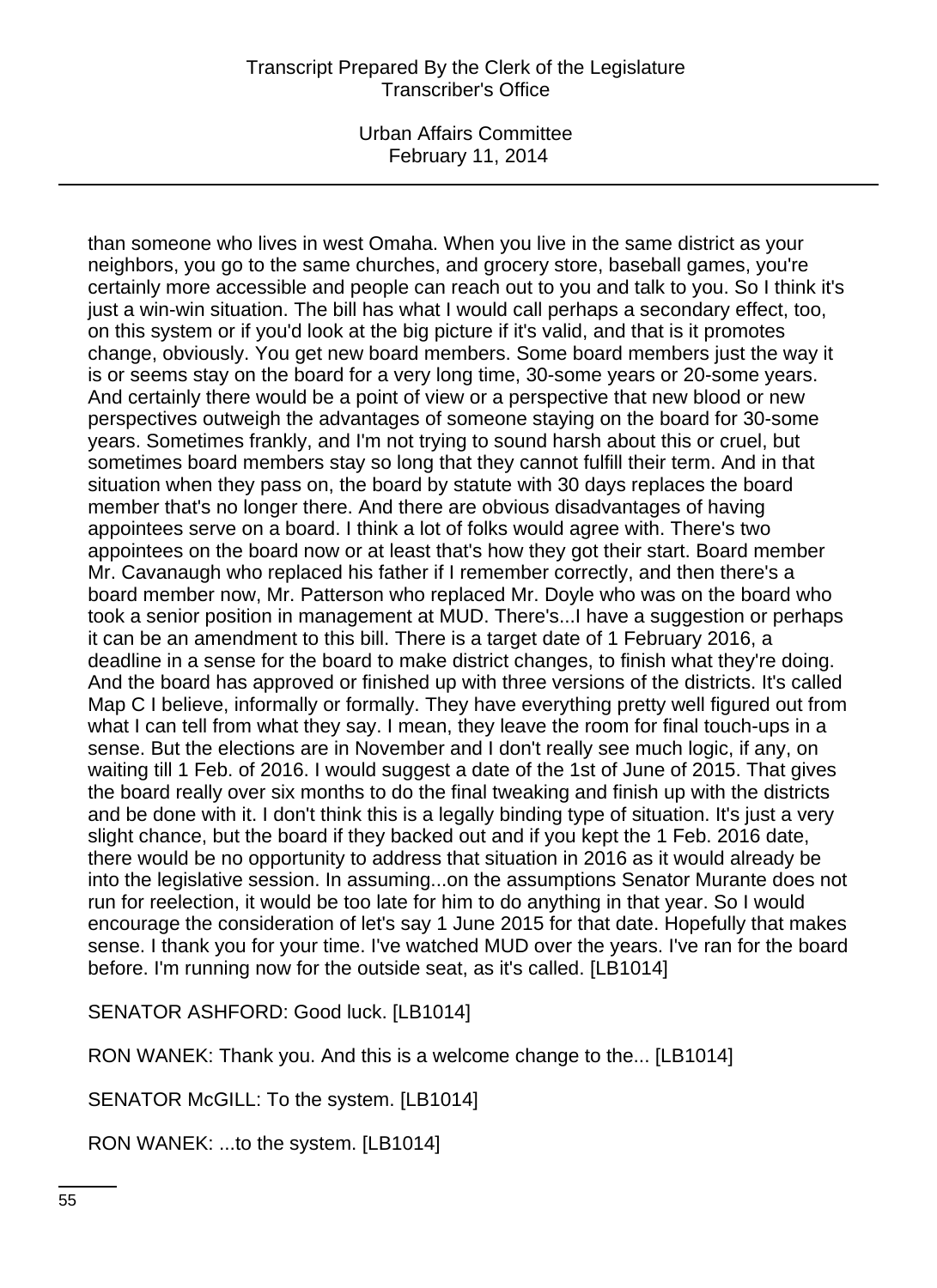than someone who lives in west Omaha. When you live in the same district as your neighbors, you go to the same churches, and grocery store, baseball games, you're certainly more accessible and people can reach out to you and talk to you. So I think it's just a win-win situation. The bill has what I would call perhaps a secondary effect, too, on this system or if you'd look at the big picture if it's valid, and that is it promotes change, obviously. You get new board members. Some board members just the way it is or seems stay on the board for a very long time, 30-some years or 20-some years. And certainly there would be a point of view or a perspective that new blood or new perspectives outweigh the advantages of someone staying on the board for 30-some years. Sometimes frankly, and I'm not trying to sound harsh about this or cruel, but sometimes board members stay so long that they cannot fulfill their term. And in that situation when they pass on, the board by statute with 30 days replaces the board member that's no longer there. And there are obvious disadvantages of having appointees serve on a board. I think a lot of folks would agree with. There's two appointees on the board now or at least that's how they got their start. Board member Mr. Cavanaugh who replaced his father if I remember correctly, and then there's a board member now, Mr. Patterson who replaced Mr. Doyle who was on the board who took a senior position in management at MUD. There's...I have a suggestion or perhaps it can be an amendment to this bill. There is a target date of 1 February 2016, a deadline in a sense for the board to make district changes, to finish what they're doing. And the board has approved or finished up with three versions of the districts. It's called Map C I believe, informally or formally. They have everything pretty well figured out from what I can tell from what they say. I mean, they leave the room for final touch-ups in a sense. But the elections are in November and I don't really see much logic, if any, on waiting till 1 Feb. of 2016. I would suggest a date of the 1st of June of 2015. That gives the board really over six months to do the final tweaking and finish up with the districts and be done with it. I don't think this is a legally binding type of situation. It's just a very slight chance, but the board if they backed out and if you kept the 1 Feb. 2016 date, there would be no opportunity to address that situation in 2016 as it would already be into the legislative session. In assuming...on the assumptions Senator Murante does not run for reelection, it would be too late for him to do anything in that year. So I would encourage the consideration of let's say 1 June 2015 for that date. Hopefully that makes sense. I thank you for your time. I've watched MUD over the years. I've ran for the board before. I'm running now for the outside seat, as it's called. [LB1014]

SENATOR ASHFORD: Good luck. [LB1014]

RON WANEK: Thank you. And this is a welcome change to the... [LB1014]

SENATOR McGILL: To the system. [LB1014]

RON WANEK: ...to the system. [LB1014]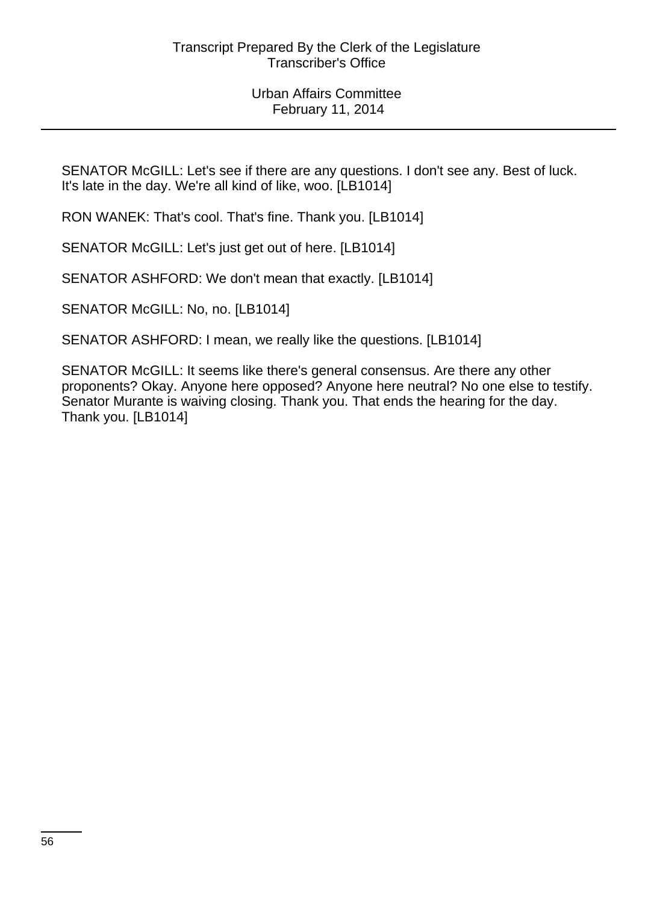SENATOR McGILL: Let's see if there are any questions. I don't see any. Best of luck. It's late in the day. We're all kind of like, woo. [LB1014]

RON WANEK: That's cool. That's fine. Thank you. [LB1014]

SENATOR McGILL: Let's just get out of here. [LB1014]

SENATOR ASHFORD: We don't mean that exactly. [LB1014]

SENATOR McGILL: No, no. [LB1014]

SENATOR ASHFORD: I mean, we really like the questions. [LB1014]

SENATOR McGILL: It seems like there's general consensus. Are there any other proponents? Okay. Anyone here opposed? Anyone here neutral? No one else to testify. Senator Murante is waiving closing. Thank you. That ends the hearing for the day. Thank you. [LB1014]